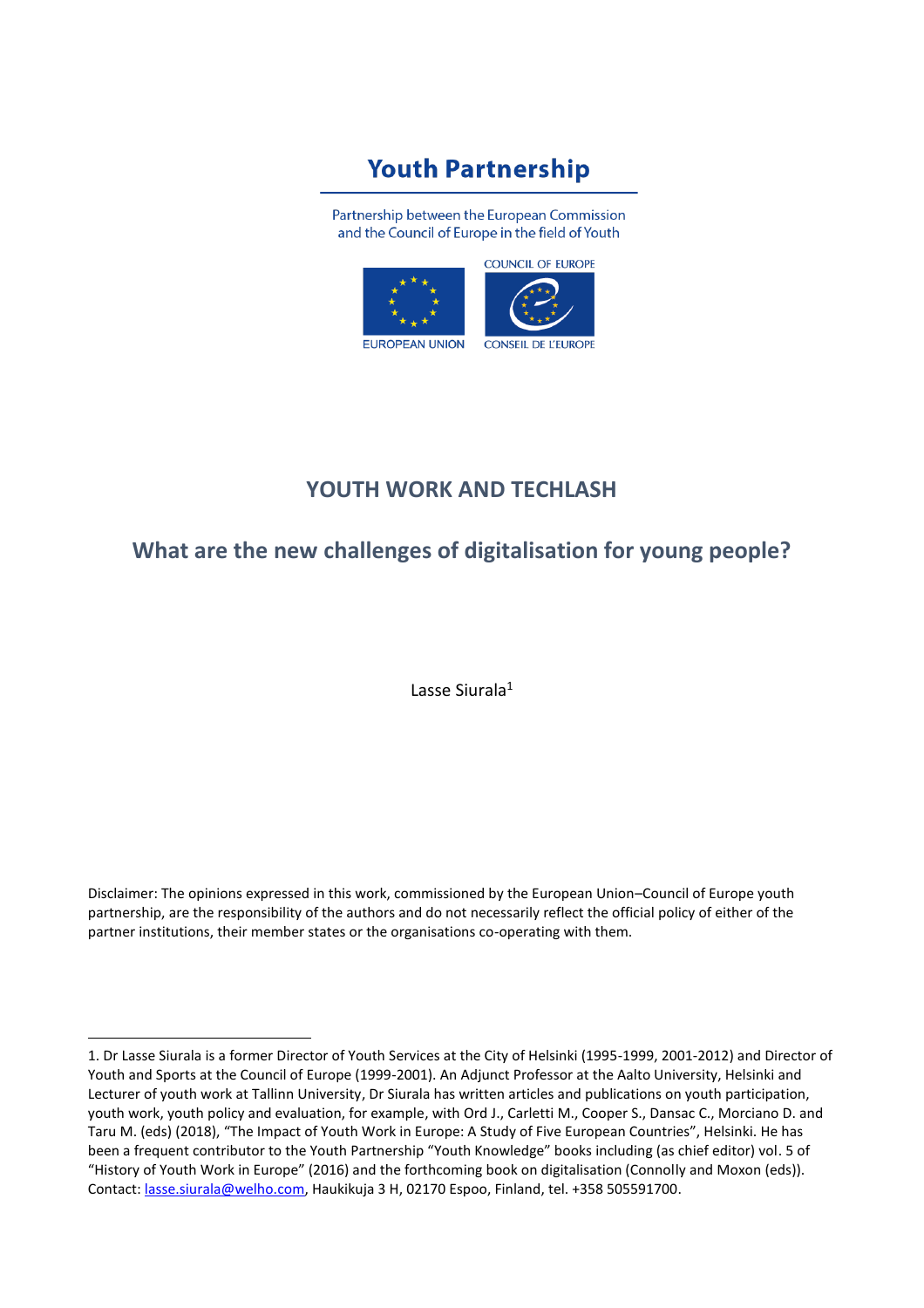**Youth Partnership**

Partnership between the European Commission
and the Council of Europe in the field of Youth

EUROPEAN UNION

COUNCIL OF EUROPE
CONSEIL DE L'EUROPE

# YOUTH WORK AND TECHLASH

## What are the new challenges of digitalisation for young people?

Lasse Siurala[1]

Disclaimer: The opinions expressed in this work, commissioned by the European Union–Council of Europe youth partnership, are the responsibility of the authors and do not necessarily reflect the official policy of either of the partner institutions, their member states or the organisations co-operating with them.

---

1. Dr Lasse Siurala is a former Director of Youth Services at the City of Helsinki (1995-1999, 2001-2012) and Director of Youth and Sports at the Council of Europe (1999-2001). An Adjunct Professor at the Aalto University, Helsinki and Lecturer of youth work at Tallinn University, Dr Siurala has written articles and publications on youth participation, youth work, youth policy and evaluation, for example, with Ord J., Carletti M., Cooper S., Dansac C., Morciano D. and Taru M. (eds) (2018), "The Impact of Youth Work in Europe: A Study of Five European Countries", Helsinki. He has been a frequent contributor to the Youth Partnership "Youth Knowledge" books including (as chief editor) vol. 5 of "History of Youth Work in Europe" (2016) and the forthcoming book on digitalisation (Connolly and Moxon (eds)). Contact: lasse.siurala@welho.com, Haukikuja 3 H, 02170 Espoo, Finland, tel. +358 505591700.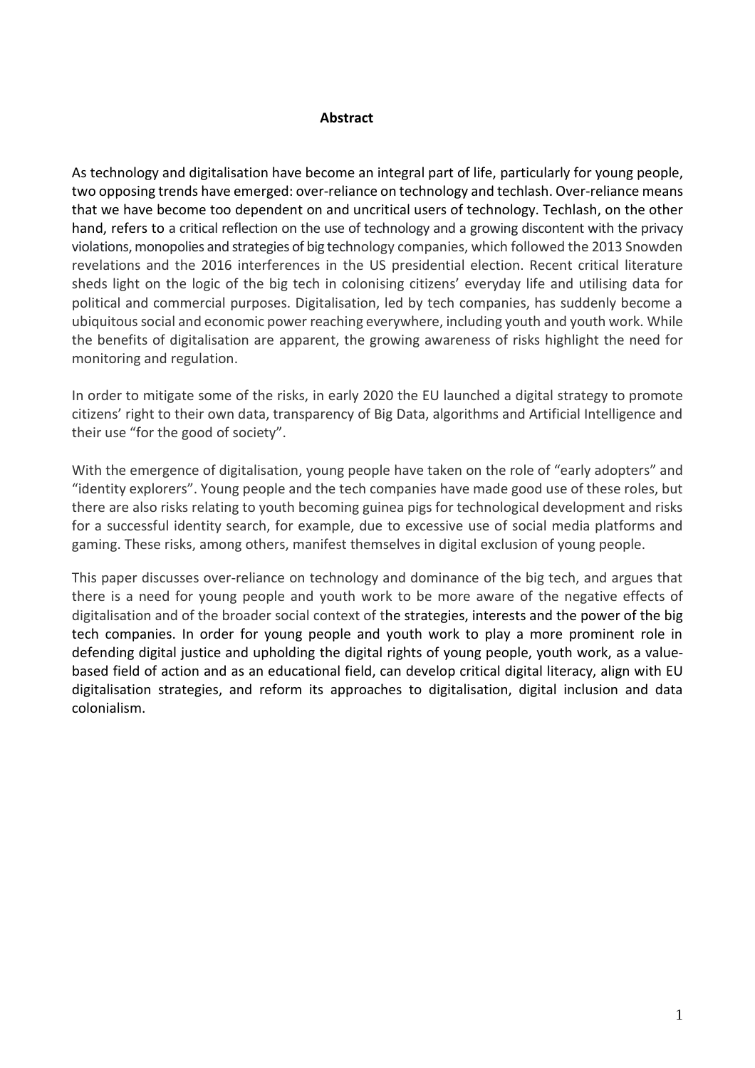**Abstract**

As technology and digitalisation have become an integral part of life, particularly for young people, two opposing trends have emerged: over-reliance on technology and techlash. Over-reliance means that we have become too dependent on and uncritical users of technology. Techlash, on the other hand, refers to a critical reflection on the use of technology and a growing discontent with the privacy violations, monopolies and strategies of big technology companies, which followed the 2013 Snowden revelations and the 2016 interferences in the US presidential election. Recent critical literature sheds light on the logic of the big tech in colonising citizens' everyday life and utilising data for political and commercial purposes. Digitalisation, led by tech companies, has suddenly become a ubiquitous social and economic power reaching everywhere, including youth and youth work. While the benefits of digitalisation are apparent, the growing awareness of risks highlight the need for monitoring and regulation.

In order to mitigate some of the risks, in early 2020 the EU launched a digital strategy to promote citizens' right to their own data, transparency of Big Data, algorithms and Artificial Intelligence and their use "for the good of society".

With the emergence of digitalisation, young people have taken on the role of "early adopters" and "identity explorers". Young people and the tech companies have made good use of these roles, but there are also risks relating to youth becoming guinea pigs for technological development and risks for a successful identity search, for example, due to excessive use of social media platforms and gaming. These risks, among others, manifest themselves in digital exclusion of young people.

This paper discusses over-reliance on technology and dominance of the big tech, and argues that there is a need for young people and youth work to be more aware of the negative effects of digitalisation and of the broader social context of the strategies, interests and the power of the big tech companies. In order for young people and youth work to play a more prominent role in defending digital justice and upholding the digital rights of young people, youth work, as a value-based field of action and as an educational field, can develop critical digital literacy, align with EU digitalisation strategies, and reform its approaches to digitalisation, digital inclusion and data colonialism.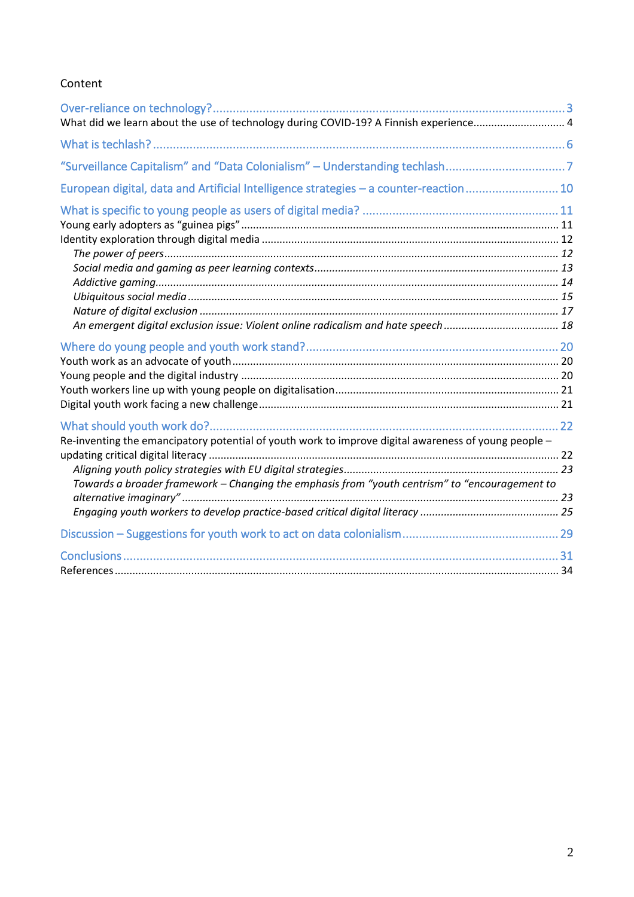Content

Over-reliance on technology? ........ 3
What did we learn about the use of technology during COVID-19? A Finnish experience........ 4

What is techlash? ........ 6

"Surveillance Capitalism" and "Data Colonialism" – Understanding techlash........ 7

European digital, data and Artificial Intelligence strategies – a counter-reaction........ 10

What is specific to young people as users of digital media? ........ 11
Young early adopters as "guinea pigs" ........ 11
Identity exploration through digital media ........ 12
*The power of peers*........ *12*
*Social media and gaming as peer learning contexts*........ *13*
*Addictive gaming*........ *14*
*Ubiquitous social media*........ *15*
*Nature of digital exclusion* ........ *17*
*An emergent digital exclusion issue: Violent online radicalism and hate speech*........ *18*

Where do young people and youth work stand?........ 20
Youth work as an advocate of youth........ 20
Young people and the digital industry ........ 20
Youth workers line up with young people on digitalisation........ 21
Digital youth work facing a new challenge........ 21

What should youth work do?........ 22
Re-inventing the emancipatory potential of youth work to improve digital awareness of young people – updating critical digital literacy ........ 22
*Aligning youth policy strategies with EU digital strategies*........ *23*
*Towards a broader framework – Changing the emphasis from "youth centrism" to "encouragement to alternative imaginary"* ........ *23*
*Engaging youth workers to develop practice-based critical digital literacy* ........ *25*

Discussion – Suggestions for youth work to act on data colonialism........ 29

Conclusions........ 31
References........ 34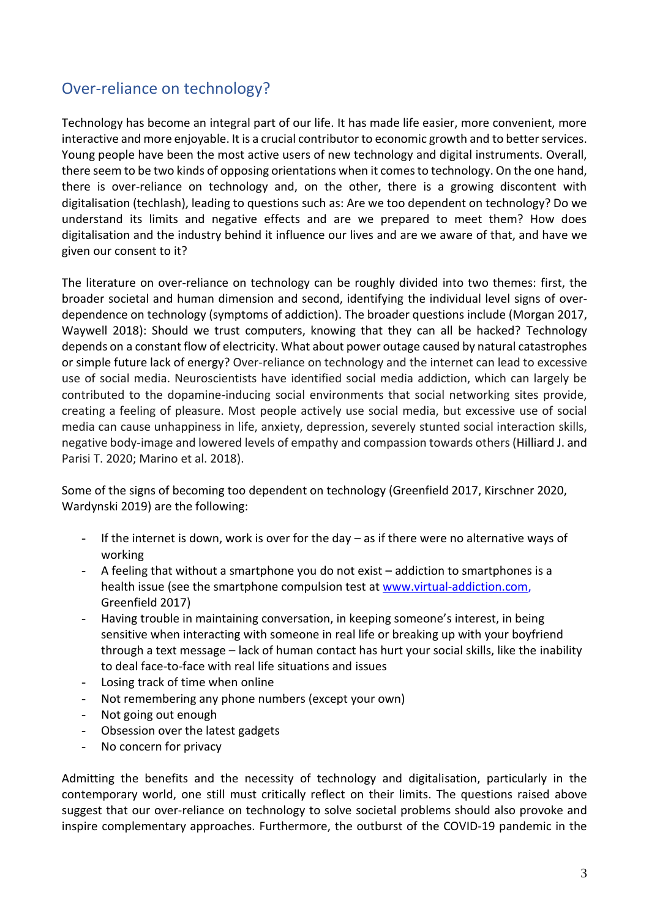## Over-reliance on technology?

Technology has become an integral part of our life. It has made life easier, more convenient, more interactive and more enjoyable. It is a crucial contributor to economic growth and to better services. Young people have been the most active users of new technology and digital instruments. Overall, there seem to be two kinds of opposing orientations when it comes to technology. On the one hand, there is over-reliance on technology and, on the other, there is a growing discontent with digitalisation (techlash), leading to questions such as: Are we too dependent on technology? Do we understand its limits and negative effects and are we prepared to meet them? How does digitalisation and the industry behind it influence our lives and are we aware of that, and have we given our consent to it?

The literature on over-reliance on technology can be roughly divided into two themes: first, the broader societal and human dimension and second, identifying the individual level signs of over-dependence on technology (symptoms of addiction). The broader questions include (Morgan 2017, Waywell 2018): Should we trust computers, knowing that they can all be hacked? Technology depends on a constant flow of electricity. What about power outage caused by natural catastrophes or simple future lack of energy? Over-reliance on technology and the internet can lead to excessive use of social media. Neuroscientists have identified social media addiction, which can largely be contributed to the dopamine-inducing social environments that social networking sites provide, creating a feeling of pleasure. Most people actively use social media, but excessive use of social media can cause unhappiness in life, anxiety, depression, severely stunted social interaction skills, negative body-image and lowered levels of empathy and compassion towards others (Hilliard J. and Parisi T. 2020; Marino et al. 2018).

Some of the signs of becoming too dependent on technology (Greenfield 2017, Kirschner 2020, Wardynski 2019) are the following:

- If the internet is down, work is over for the day – as if there were no alternative ways of working
- A feeling that without a smartphone you do not exist – addiction to smartphones is a health issue (see the smartphone compulsion test at www.virtual-addiction.com, Greenfield 2017)
- Having trouble in maintaining conversation, in keeping someone's interest, in being sensitive when interacting with someone in real life or breaking up with your boyfriend through a text message – lack of human contact has hurt your social skills, like the inability to deal face-to-face with real life situations and issues
- Losing track of time when online
- Not remembering any phone numbers (except your own)
- Not going out enough
- Obsession over the latest gadgets
- No concern for privacy

Admitting the benefits and the necessity of technology and digitalisation, particularly in the contemporary world, one still must critically reflect on their limits. The questions raised above suggest that our over-reliance on technology to solve societal problems should also provoke and inspire complementary approaches. Furthermore, the outburst of the COVID-19 pandemic in the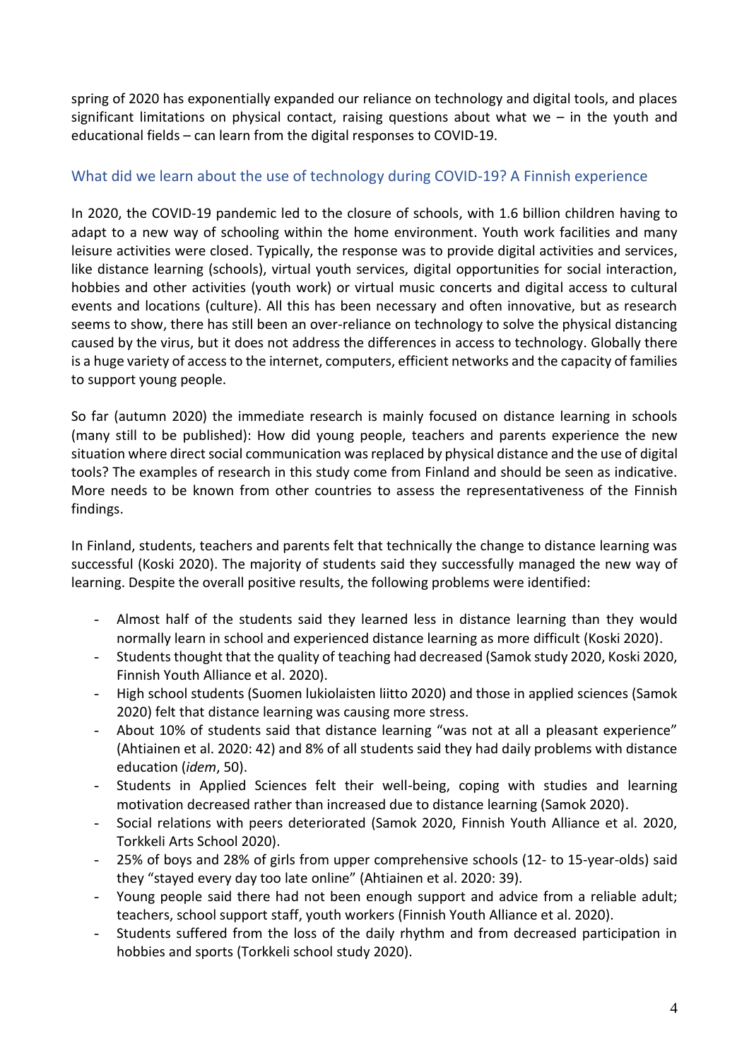spring of 2020 has exponentially expanded our reliance on technology and digital tools, and places significant limitations on physical contact, raising questions about what we – in the youth and educational fields – can learn from the digital responses to COVID-19.

## What did we learn about the use of technology during COVID-19? A Finnish experience

In 2020, the COVID-19 pandemic led to the closure of schools, with 1.6 billion children having to adapt to a new way of schooling within the home environment. Youth work facilities and many leisure activities were closed. Typically, the response was to provide digital activities and services, like distance learning (schools), virtual youth services, digital opportunities for social interaction, hobbies and other activities (youth work) or virtual music concerts and digital access to cultural events and locations (culture). All this has been necessary and often innovative, but as research seems to show, there has still been an over-reliance on technology to solve the physical distancing caused by the virus, but it does not address the differences in access to technology. Globally there is a huge variety of access to the internet, computers, efficient networks and the capacity of families to support young people.

So far (autumn 2020) the immediate research is mainly focused on distance learning in schools (many still to be published): How did young people, teachers and parents experience the new situation where direct social communication was replaced by physical distance and the use of digital tools? The examples of research in this study come from Finland and should be seen as indicative. More needs to be known from other countries to assess the representativeness of the Finnish findings.

In Finland, students, teachers and parents felt that technically the change to distance learning was successful (Koski 2020). The majority of students said they successfully managed the new way of learning. Despite the overall positive results, the following problems were identified:

- Almost half of the students said they learned less in distance learning than they would normally learn in school and experienced distance learning as more difficult (Koski 2020).
- Students thought that the quality of teaching had decreased (Samok study 2020, Koski 2020, Finnish Youth Alliance et al. 2020).
- High school students (Suomen lukiolaisten liitto 2020) and those in applied sciences (Samok 2020) felt that distance learning was causing more stress.
- About 10% of students said that distance learning "was not at all a pleasant experience" (Ahtiainen et al. 2020: 42) and 8% of all students said they had daily problems with distance education (*idem*, 50).
- Students in Applied Sciences felt their well-being, coping with studies and learning motivation decreased rather than increased due to distance learning (Samok 2020).
- Social relations with peers deteriorated (Samok 2020, Finnish Youth Alliance et al. 2020, Torkkeli Arts School 2020).
- 25% of boys and 28% of girls from upper comprehensive schools (12- to 15-year-olds) said they "stayed every day too late online" (Ahtiainen et al. 2020: 39).
- Young people said there had not been enough support and advice from a reliable adult; teachers, school support staff, youth workers (Finnish Youth Alliance et al. 2020).
- Students suffered from the loss of the daily rhythm and from decreased participation in hobbies and sports (Torkkeli school study 2020).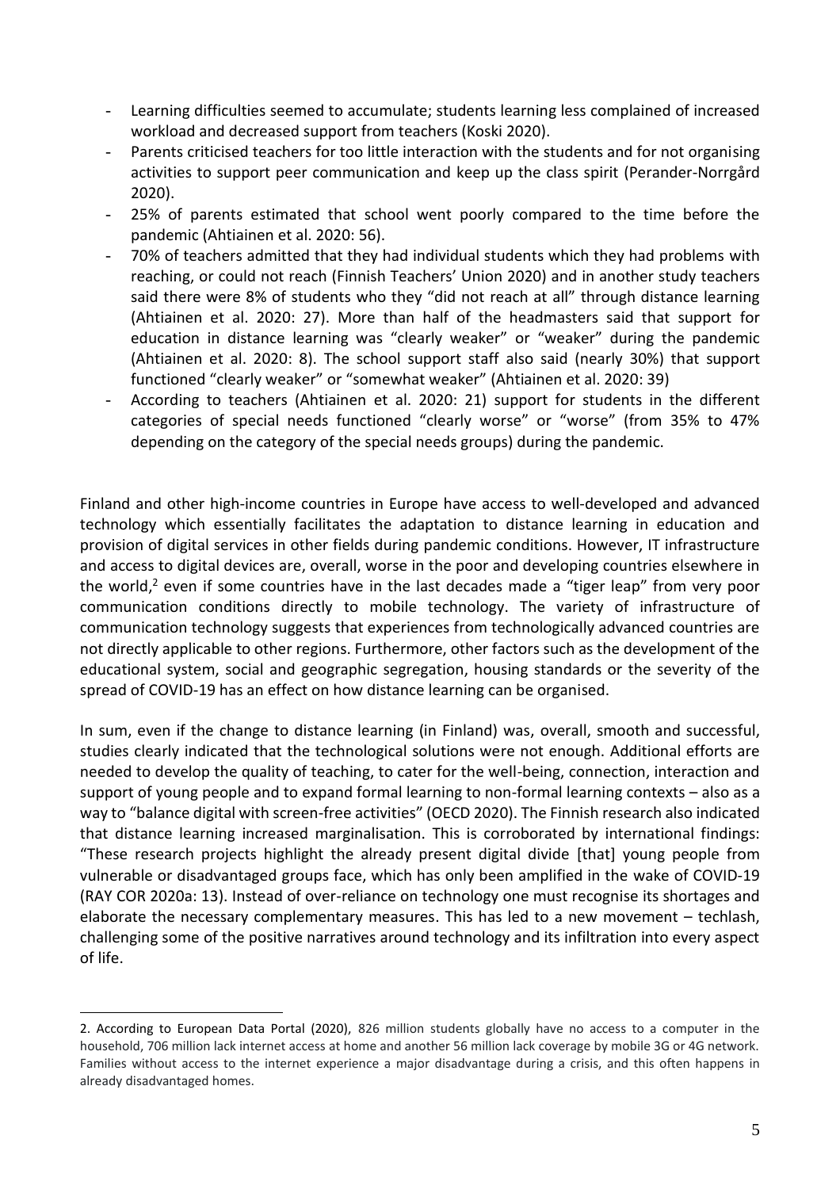- Learning difficulties seemed to accumulate; students learning less complained of increased workload and decreased support from teachers (Koski 2020).
- Parents criticised teachers for too little interaction with the students and for not organising activities to support peer communication and keep up the class spirit (Perander-Norrgård 2020).
- 25% of parents estimated that school went poorly compared to the time before the pandemic (Ahtiainen et al. 2020: 56).
- 70% of teachers admitted that they had individual students which they had problems with reaching, or could not reach (Finnish Teachers' Union 2020) and in another study teachers said there were 8% of students who they "did not reach at all" through distance learning (Ahtiainen et al. 2020: 27). More than half of the headmasters said that support for education in distance learning was "clearly weaker" or "weaker" during the pandemic (Ahtiainen et al. 2020: 8). The school support staff also said (nearly 30%) that support functioned "clearly weaker" or "somewhat weaker" (Ahtiainen et al. 2020: 39)
- According to teachers (Ahtiainen et al. 2020: 21) support for students in the different categories of special needs functioned "clearly worse" or "worse" (from 35% to 47% depending on the category of the special needs groups) during the pandemic.

Finland and other high-income countries in Europe have access to well-developed and advanced technology which essentially facilitates the adaptation to distance learning in education and provision of digital services in other fields during pandemic conditions. However, IT infrastructure and access to digital devices are, overall, worse in the poor and developing countries elsewhere in the world,[2] even if some countries have in the last decades made a "tiger leap" from very poor communication conditions directly to mobile technology. The variety of infrastructure of communication technology suggests that experiences from technologically advanced countries are not directly applicable to other regions. Furthermore, other factors such as the development of the educational system, social and geographic segregation, housing standards or the severity of the spread of COVID-19 has an effect on how distance learning can be organised.

In sum, even if the change to distance learning (in Finland) was, overall, smooth and successful, studies clearly indicated that the technological solutions were not enough. Additional efforts are needed to develop the quality of teaching, to cater for the well-being, connection, interaction and support of young people and to expand formal learning to non-formal learning contexts – also as a way to "balance digital with screen-free activities" (OECD 2020). The Finnish research also indicated that distance learning increased marginalisation. This is corroborated by international findings: "These research projects highlight the already present digital divide [that] young people from vulnerable or disadvantaged groups face, which has only been amplified in the wake of COVID-19 (RAY COR 2020a: 13). Instead of over-reliance on technology one must recognise its shortages and elaborate the necessary complementary measures. This has led to a new movement – techlash, challenging some of the positive narratives around technology and its infiltration into every aspect of life.

2. According to European Data Portal (2020), 826 million students globally have no access to a computer in the household, 706 million lack internet access at home and another 56 million lack coverage by mobile 3G or 4G network. Families without access to the internet experience a major disadvantage during a crisis, and this often happens in already disadvantaged homes.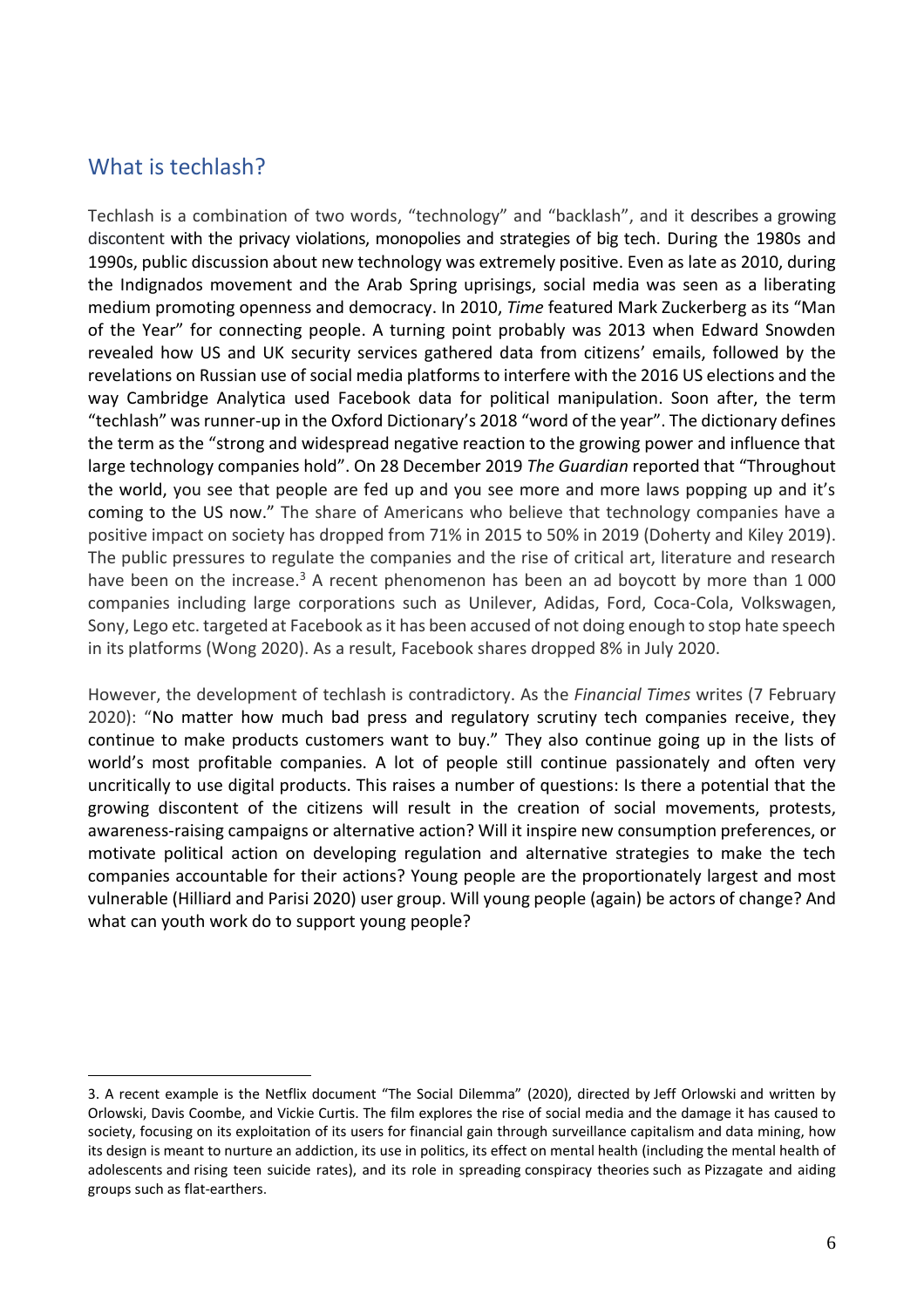## What is techlash?

Techlash is a combination of two words, "technology" and "backlash", and it describes a growing discontent with the privacy violations, monopolies and strategies of big tech. During the 1980s and 1990s, public discussion about new technology was extremely positive. Even as late as 2010, during the Indignados movement and the Arab Spring uprisings, social media was seen as a liberating medium promoting openness and democracy. In 2010, *Time* featured Mark Zuckerberg as its "Man of the Year" for connecting people. A turning point probably was 2013 when Edward Snowden revealed how US and UK security services gathered data from citizens' emails, followed by the revelations on Russian use of social media platforms to interfere with the 2016 US elections and the way Cambridge Analytica used Facebook data for political manipulation. Soon after, the term "techlash" was runner-up in the Oxford Dictionary's 2018 "word of the year". The dictionary defines the term as the "strong and widespread negative reaction to the growing power and influence that large technology companies hold". On 28 December 2019 *The Guardian* reported that "Throughout the world, you see that people are fed up and you see more and more laws popping up and it's coming to the US now." The share of Americans who believe that technology companies have a positive impact on society has dropped from 71% in 2015 to 50% in 2019 (Doherty and Kiley 2019). The public pressures to regulate the companies and the rise of critical art, literature and research have been on the increase.[3] A recent phenomenon has been an ad boycott by more than 1 000 companies including large corporations such as Unilever, Adidas, Ford, Coca-Cola, Volkswagen, Sony, Lego etc. targeted at Facebook as it has been accused of not doing enough to stop hate speech in its platforms (Wong 2020). As a result, Facebook shares dropped 8% in July 2020.

However, the development of techlash is contradictory. As the *Financial Times* writes (7 February 2020): "No matter how much bad press and regulatory scrutiny tech companies receive, they continue to make products customers want to buy." They also continue going up in the lists of world's most profitable companies. A lot of people still continue passionately and often very uncritically to use digital products. This raises a number of questions: Is there a potential that the growing discontent of the citizens will result in the creation of social movements, protests, awareness-raising campaigns or alternative action? Will it inspire new consumption preferences, or motivate political action on developing regulation and alternative strategies to make the tech companies accountable for their actions? Young people are the proportionately largest and most vulnerable (Hilliard and Parisi 2020) user group. Will young people (again) be actors of change? And what can youth work do to support young people?

---

3. A recent example is the Netflix document "The Social Dilemma" (2020), directed by Jeff Orlowski and written by Orlowski, Davis Coombe, and Vickie Curtis. The film explores the rise of social media and the damage it has caused to society, focusing on its exploitation of its users for financial gain through surveillance capitalism and data mining, how its design is meant to nurture an addiction, its use in politics, its effect on mental health (including the mental health of adolescents and rising teen suicide rates), and its role in spreading conspiracy theories such as Pizzagate and aiding groups such as flat-earthers.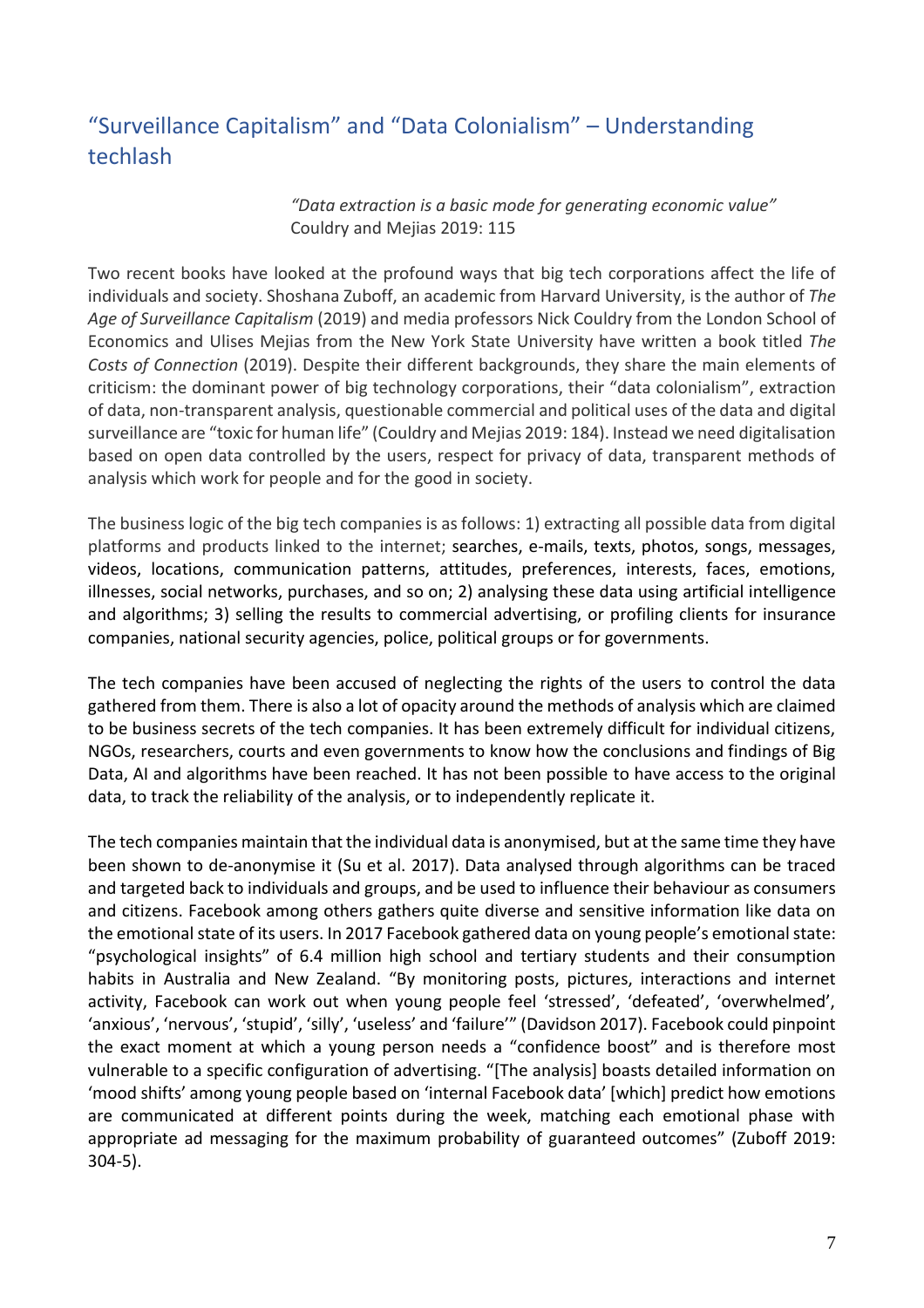## "Surveillance Capitalism" and "Data Colonialism" – Understanding techlash

> *"Data extraction is a basic mode for generating economic value"*
> Couldry and Mejias 2019: 115

Two recent books have looked at the profound ways that big tech corporations affect the life of individuals and society. Shoshana Zuboff, an academic from Harvard University, is the author of *The Age of Surveillance Capitalism* (2019) and media professors Nick Couldry from the London School of Economics and Ulises Mejias from the New York State University have written a book titled *The Costs of Connection* (2019). Despite their different backgrounds, they share the main elements of criticism: the dominant power of big technology corporations, their "data colonialism", extraction of data, non-transparent analysis, questionable commercial and political uses of the data and digital surveillance are "toxic for human life" (Couldry and Mejias 2019: 184). Instead we need digitalisation based on open data controlled by the users, respect for privacy of data, transparent methods of analysis which work for people and for the good in society.

The business logic of the big tech companies is as follows: 1) extracting all possible data from digital platforms and products linked to the internet; searches, e-mails, texts, photos, songs, messages, videos, locations, communication patterns, attitudes, preferences, interests, faces, emotions, illnesses, social networks, purchases, and so on; 2) analysing these data using artificial intelligence and algorithms; 3) selling the results to commercial advertising, or profiling clients for insurance companies, national security agencies, police, political groups or for governments.

The tech companies have been accused of neglecting the rights of the users to control the data gathered from them. There is also a lot of opacity around the methods of analysis which are claimed to be business secrets of the tech companies. It has been extremely difficult for individual citizens, NGOs, researchers, courts and even governments to know how the conclusions and findings of Big Data, AI and algorithms have been reached. It has not been possible to have access to the original data, to track the reliability of the analysis, or to independently replicate it.

The tech companies maintain that the individual data is anonymised, but at the same time they have been shown to de-anonymise it (Su et al. 2017). Data analysed through algorithms can be traced and targeted back to individuals and groups, and be used to influence their behaviour as consumers and citizens. Facebook among others gathers quite diverse and sensitive information like data on the emotional state of its users. In 2017 Facebook gathered data on young people's emotional state: "psychological insights" of 6.4 million high school and tertiary students and their consumption habits in Australia and New Zealand. "By monitoring posts, pictures, interactions and internet activity, Facebook can work out when young people feel 'stressed', 'defeated', 'overwhelmed', 'anxious', 'nervous', 'stupid', 'silly', 'useless' and 'failure'" (Davidson 2017). Facebook could pinpoint the exact moment at which a young person needs a "confidence boost" and is therefore most vulnerable to a specific configuration of advertising. "[The analysis] boasts detailed information on 'mood shifts' among young people based on 'internal Facebook data' [which] predict how emotions are communicated at different points during the week, matching each emotional phase with appropriate ad messaging for the maximum probability of guaranteed outcomes" (Zuboff 2019: 304-5).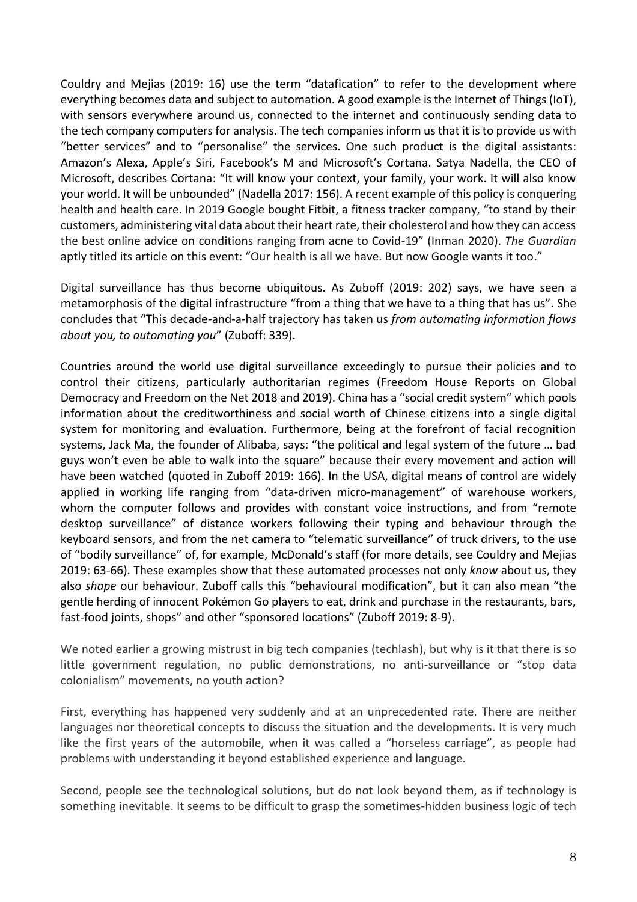Couldry and Mejias (2019: 16) use the term "datafication" to refer to the development where everything becomes data and subject to automation. A good example is the Internet of Things (IoT), with sensors everywhere around us, connected to the internet and continuously sending data to the tech company computers for analysis. The tech companies inform us that it is to provide us with "better services" and to "personalise" the services. One such product is the digital assistants: Amazon's Alexa, Apple's Siri, Facebook's M and Microsoft's Cortana. Satya Nadella, the CEO of Microsoft, describes Cortana: "It will know your context, your family, your work. It will also know your world. It will be unbounded" (Nadella 2017: 156). A recent example of this policy is conquering health and health care. In 2019 Google bought Fitbit, a fitness tracker company, "to stand by their customers, administering vital data about their heart rate, their cholesterol and how they can access the best online advice on conditions ranging from acne to Covid-19" (Inman 2020). *The Guardian* aptly titled its article on this event: "Our health is all we have. But now Google wants it too."

Digital surveillance has thus become ubiquitous. As Zuboff (2019: 202) says, we have seen a metamorphosis of the digital infrastructure "from a thing that we have to a thing that has us". She concludes that "This decade-and-a-half trajectory has taken us *from automating information flows about you, to automating you*" (Zuboff: 339).

Countries around the world use digital surveillance exceedingly to pursue their policies and to control their citizens, particularly authoritarian regimes (Freedom House Reports on Global Democracy and Freedom on the Net 2018 and 2019). China has a "social credit system" which pools information about the creditworthiness and social worth of Chinese citizens into a single digital system for monitoring and evaluation. Furthermore, being at the forefront of facial recognition systems, Jack Ma, the founder of Alibaba, says: "the political and legal system of the future … bad guys won't even be able to walk into the square" because their every movement and action will have been watched (quoted in Zuboff 2019: 166). In the USA, digital means of control are widely applied in working life ranging from "data-driven micro-management" of warehouse workers, whom the computer follows and provides with constant voice instructions, and from "remote desktop surveillance" of distance workers following their typing and behaviour through the keyboard sensors, and from the net camera to "telematic surveillance" of truck drivers, to the use of "bodily surveillance" of, for example, McDonald's staff (for more details, see Couldry and Mejias 2019: 63-66). These examples show that these automated processes not only *know* about us, they also *shape* our behaviour. Zuboff calls this "behavioural modification", but it can also mean "the gentle herding of innocent Pokémon Go players to eat, drink and purchase in the restaurants, bars, fast-food joints, shops" and other "sponsored locations" (Zuboff 2019: 8-9).

We noted earlier a growing mistrust in big tech companies (techlash), but why is it that there is so little government regulation, no public demonstrations, no anti-surveillance or "stop data colonialism" movements, no youth action?

First, everything has happened very suddenly and at an unprecedented rate. There are neither languages nor theoretical concepts to discuss the situation and the developments. It is very much like the first years of the automobile, when it was called a "horseless carriage", as people had problems with understanding it beyond established experience and language.

Second, people see the technological solutions, but do not look beyond them, as if technology is something inevitable. It seems to be difficult to grasp the sometimes-hidden business logic of tech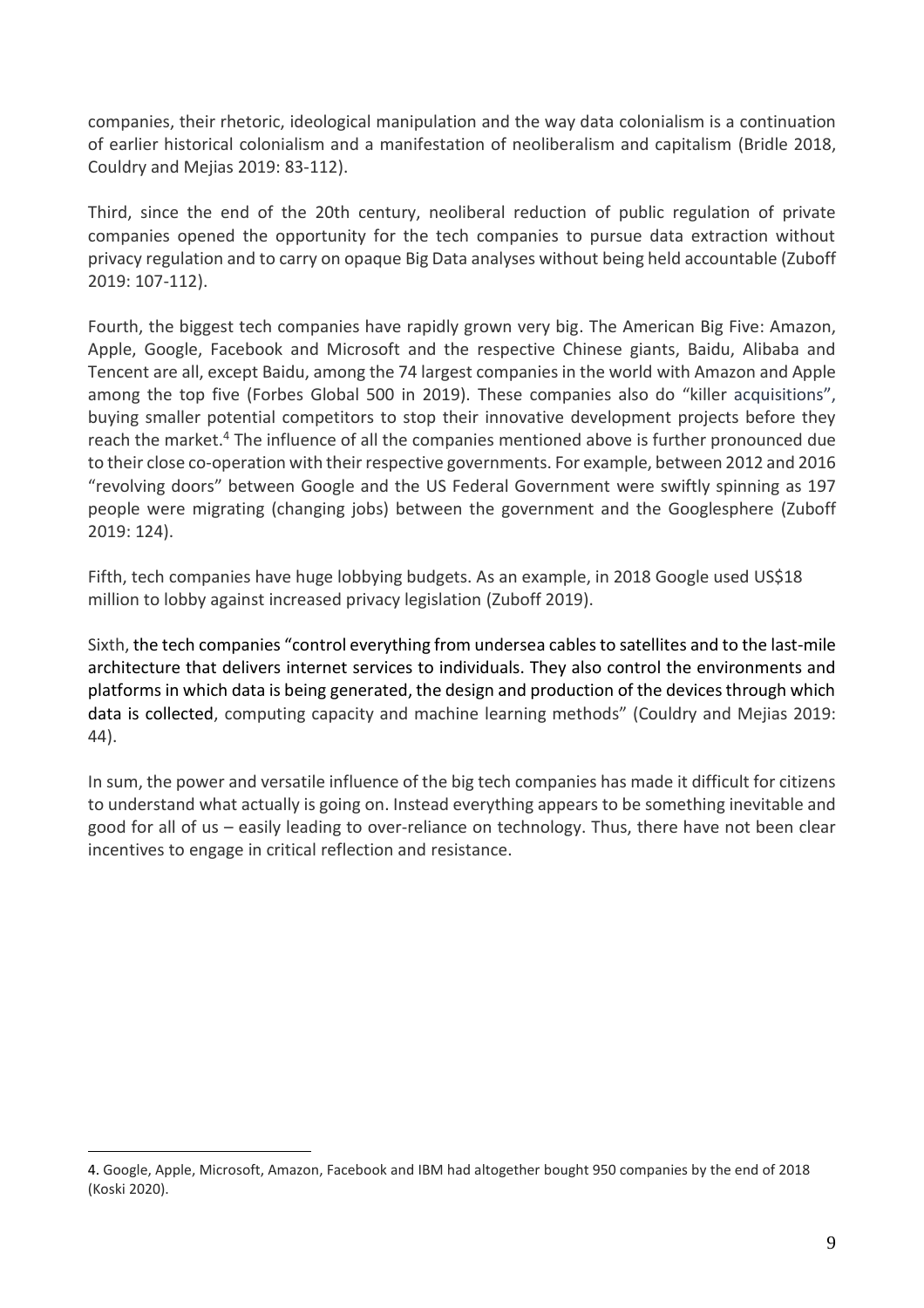companies, their rhetoric, ideological manipulation and the way data colonialism is a continuation of earlier historical colonialism and a manifestation of neoliberalism and capitalism (Bridle 2018, Couldry and Mejias 2019: 83-112).

Third, since the end of the 20th century, neoliberal reduction of public regulation of private companies opened the opportunity for the tech companies to pursue data extraction without privacy regulation and to carry on opaque Big Data analyses without being held accountable (Zuboff 2019: 107-112).

Fourth, the biggest tech companies have rapidly grown very big. The American Big Five: Amazon, Apple, Google, Facebook and Microsoft and the respective Chinese giants, Baidu, Alibaba and Tencent are all, except Baidu, among the 74 largest companies in the world with Amazon and Apple among the top five (Forbes Global 500 in 2019). These companies also do "killer acquisitions", buying smaller potential competitors to stop their innovative development projects before they reach the market.[4] The influence of all the companies mentioned above is further pronounced due to their close co-operation with their respective governments. For example, between 2012 and 2016 "revolving doors" between Google and the US Federal Government were swiftly spinning as 197 people were migrating (changing jobs) between the government and the Googlesphere (Zuboff 2019: 124).

Fifth, tech companies have huge lobbying budgets. As an example, in 2018 Google used US$18 million to lobby against increased privacy legislation (Zuboff 2019).

Sixth, the tech companies "control everything from undersea cables to satellites and to the last-mile architecture that delivers internet services to individuals. They also control the environments and platforms in which data is being generated, the design and production of the devices through which data is collected, computing capacity and machine learning methods" (Couldry and Mejias 2019: 44).

In sum, the power and versatile influence of the big tech companies has made it difficult for citizens to understand what actually is going on. Instead everything appears to be something inevitable and good for all of us – easily leading to over-reliance on technology. Thus, there have not been clear incentives to engage in critical reflection and resistance.

---

4. Google, Apple, Microsoft, Amazon, Facebook and IBM had altogether bought 950 companies by the end of 2018 (Koski 2020).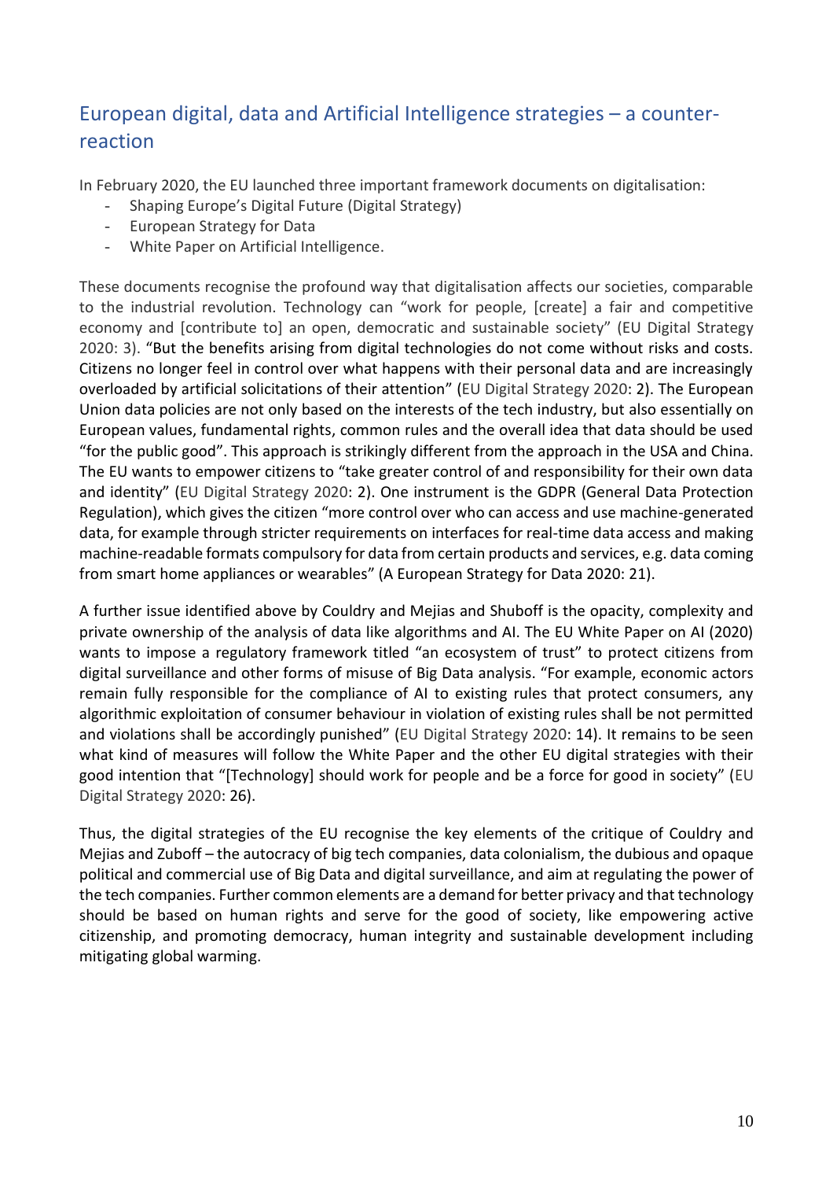## European digital, data and Artificial Intelligence strategies – a counter-reaction

In February 2020, the EU launched three important framework documents on digitalisation:

- Shaping Europe's Digital Future (Digital Strategy)
- European Strategy for Data
- White Paper on Artificial Intelligence.

These documents recognise the profound way that digitalisation affects our societies, comparable to the industrial revolution. Technology can "work for people, [create] a fair and competitive economy and [contribute to] an open, democratic and sustainable society" (EU Digital Strategy 2020: 3). "But the benefits arising from digital technologies do not come without risks and costs. Citizens no longer feel in control over what happens with their personal data and are increasingly overloaded by artificial solicitations of their attention" (EU Digital Strategy 2020: 2). The European Union data policies are not only based on the interests of the tech industry, but also essentially on European values, fundamental rights, common rules and the overall idea that data should be used "for the public good". This approach is strikingly different from the approach in the USA and China. The EU wants to empower citizens to "take greater control of and responsibility for their own data and identity" (EU Digital Strategy 2020: 2). One instrument is the GDPR (General Data Protection Regulation), which gives the citizen "more control over who can access and use machine-generated data, for example through stricter requirements on interfaces for real-time data access and making machine-readable formats compulsory for data from certain products and services, e.g. data coming from smart home appliances or wearables" (A European Strategy for Data 2020: 21).

A further issue identified above by Couldry and Mejias and Shuboff is the opacity, complexity and private ownership of the analysis of data like algorithms and AI. The EU White Paper on AI (2020) wants to impose a regulatory framework titled "an ecosystem of trust" to protect citizens from digital surveillance and other forms of misuse of Big Data analysis. "For example, economic actors remain fully responsible for the compliance of AI to existing rules that protect consumers, any algorithmic exploitation of consumer behaviour in violation of existing rules shall be not permitted and violations shall be accordingly punished" (EU Digital Strategy 2020: 14). It remains to be seen what kind of measures will follow the White Paper and the other EU digital strategies with their good intention that "[Technology] should work for people and be a force for good in society" (EU Digital Strategy 2020: 26).

Thus, the digital strategies of the EU recognise the key elements of the critique of Couldry and Mejias and Zuboff – the autocracy of big tech companies, data colonialism, the dubious and opaque political and commercial use of Big Data and digital surveillance, and aim at regulating the power of the tech companies. Further common elements are a demand for better privacy and that technology should be based on human rights and serve for the good of society, like empowering active citizenship, and promoting democracy, human integrity and sustainable development including mitigating global warming.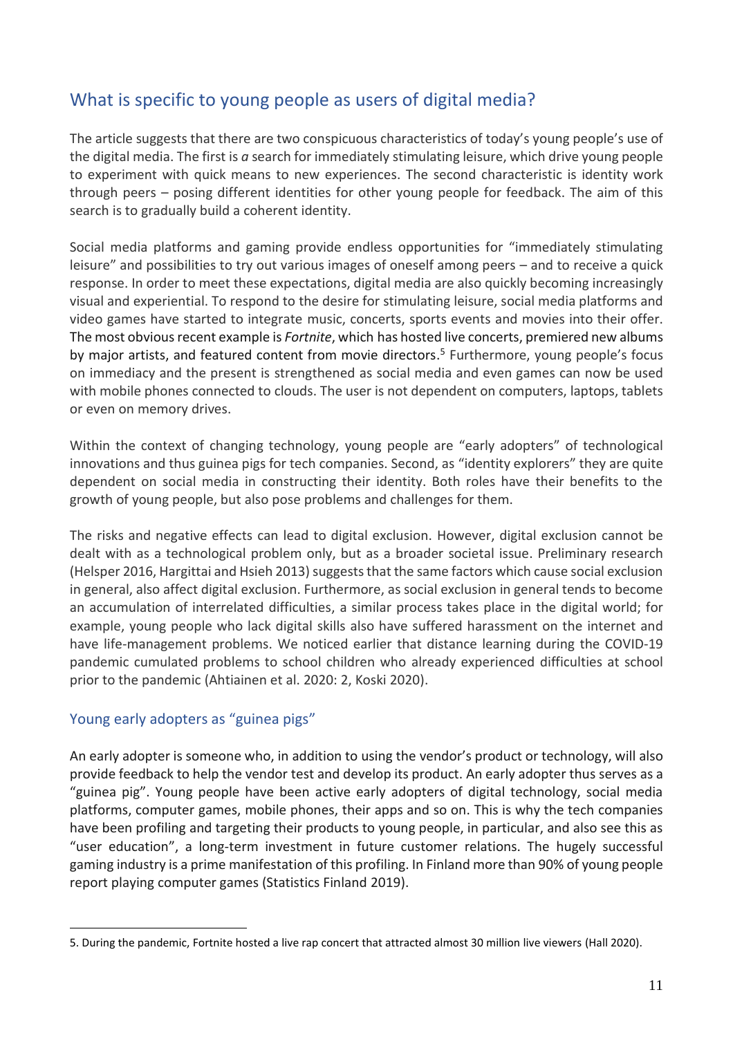## What is specific to young people as users of digital media?

The article suggests that there are two conspicuous characteristics of today's young people's use of the digital media. The first is *a* search for immediately stimulating leisure, which drive young people to experiment with quick means to new experiences. The second characteristic is identity work through peers – posing different identities for other young people for feedback. The aim of this search is to gradually build a coherent identity.

Social media platforms and gaming provide endless opportunities for "immediately stimulating leisure" and possibilities to try out various images of oneself among peers – and to receive a quick response. In order to meet these expectations, digital media are also quickly becoming increasingly visual and experiential. To respond to the desire for stimulating leisure, social media platforms and video games have started to integrate music, concerts, sports events and movies into their offer. The most obvious recent example is *Fortnite*, which has hosted live concerts, premiered new albums by major artists, and featured content from movie directors.[5] Furthermore, young people's focus on immediacy and the present is strengthened as social media and even games can now be used with mobile phones connected to clouds. The user is not dependent on computers, laptops, tablets or even on memory drives.

Within the context of changing technology, young people are "early adopters" of technological innovations and thus guinea pigs for tech companies. Second, as "identity explorers" they are quite dependent on social media in constructing their identity. Both roles have their benefits to the growth of young people, but also pose problems and challenges for them.

The risks and negative effects can lead to digital exclusion. However, digital exclusion cannot be dealt with as a technological problem only, but as a broader societal issue. Preliminary research (Helsper 2016, Hargittai and Hsieh 2013) suggests that the same factors which cause social exclusion in general, also affect digital exclusion. Furthermore, as social exclusion in general tends to become an accumulation of interrelated difficulties, a similar process takes place in the digital world; for example, young people who lack digital skills also have suffered harassment on the internet and have life-management problems. We noticed earlier that distance learning during the COVID-19 pandemic cumulated problems to school children who already experienced difficulties at school prior to the pandemic (Ahtiainen et al. 2020: 2, Koski 2020).

### Young early adopters as "guinea pigs"

An early adopter is someone who, in addition to using the vendor's product or technology, will also provide feedback to help the vendor test and develop its product. An early adopter thus serves as a "guinea pig". Young people have been active early adopters of digital technology, social media platforms, computer games, mobile phones, their apps and so on. This is why the tech companies have been profiling and targeting their products to young people, in particular, and also see this as "user education", a long-term investment in future customer relations. The hugely successful gaming industry is a prime manifestation of this profiling. In Finland more than 90% of young people report playing computer games (Statistics Finland 2019).

---

5. During the pandemic, Fortnite hosted a live rap concert that attracted almost 30 million live viewers (Hall 2020).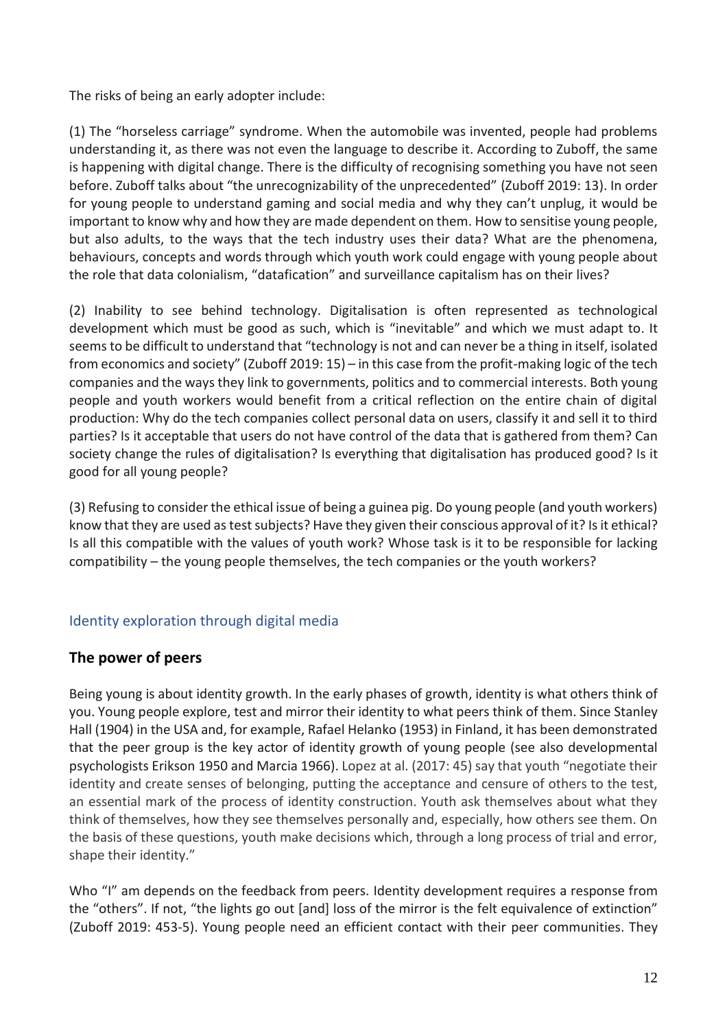The risks of being an early adopter include:

(1) The "horseless carriage" syndrome. When the automobile was invented, people had problems understanding it, as there was not even the language to describe it. According to Zuboff, the same is happening with digital change. There is the difficulty of recognising something you have not seen before. Zuboff talks about "the unrecognizability of the unprecedented" (Zuboff 2019: 13). In order for young people to understand gaming and social media and why they can't unplug, it would be important to know why and how they are made dependent on them. How to sensitise young people, but also adults, to the ways that the tech industry uses their data? What are the phenomena, behaviours, concepts and words through which youth work could engage with young people about the role that data colonialism, "datafication" and surveillance capitalism has on their lives?

(2) Inability to see behind technology. Digitalisation is often represented as technological development which must be good as such, which is "inevitable" and which we must adapt to. It seems to be difficult to understand that "technology is not and can never be a thing in itself, isolated from economics and society" (Zuboff 2019: 15) – in this case from the profit-making logic of the tech companies and the ways they link to governments, politics and to commercial interests. Both young people and youth workers would benefit from a critical reflection on the entire chain of digital production: Why do the tech companies collect personal data on users, classify it and sell it to third parties? Is it acceptable that users do not have control of the data that is gathered from them? Can society change the rules of digitalisation? Is everything that digitalisation has produced good? Is it good for all young people?

(3) Refusing to consider the ethical issue of being a guinea pig. Do young people (and youth workers) know that they are used as test subjects? Have they given their conscious approval of it? Is it ethical? Is all this compatible with the values of youth work? Whose task is it to be responsible for lacking compatibility – the young people themselves, the tech companies or the youth workers?

## Identity exploration through digital media

### The power of peers

Being young is about identity growth. In the early phases of growth, identity is what others think of you. Young people explore, test and mirror their identity to what peers think of them. Since Stanley Hall (1904) in the USA and, for example, Rafael Helanko (1953) in Finland, it has been demonstrated that the peer group is the key actor of identity growth of young people (see also developmental psychologists Erikson 1950 and Marcia 1966). Lopez at al. (2017: 45) say that youth "negotiate their identity and create senses of belonging, putting the acceptance and censure of others to the test, an essential mark of the process of identity construction. Youth ask themselves about what they think of themselves, how they see themselves personally and, especially, how others see them. On the basis of these questions, youth make decisions which, through a long process of trial and error, shape their identity."

Who "I" am depends on the feedback from peers. Identity development requires a response from the "others". If not, "the lights go out [and] loss of the mirror is the felt equivalence of extinction" (Zuboff 2019: 453-5). Young people need an efficient contact with their peer communities. They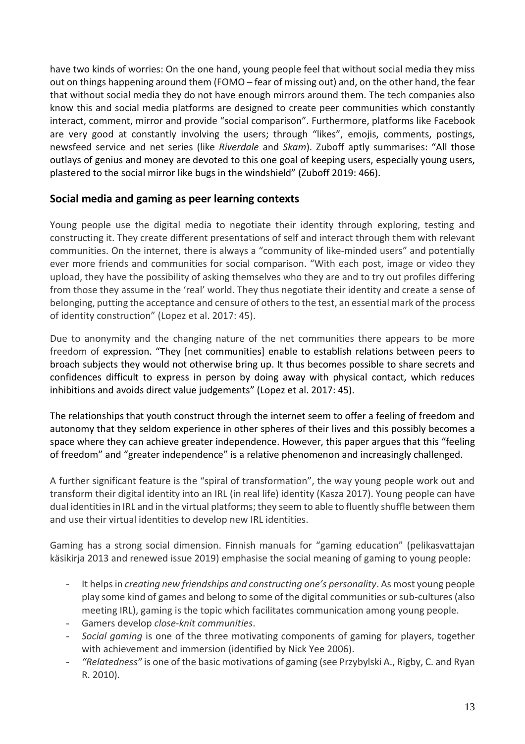have two kinds of worries: On the one hand, young people feel that without social media they miss out on things happening around them (FOMO – fear of missing out) and, on the other hand, the fear that without social media they do not have enough mirrors around them. The tech companies also know this and social media platforms are designed to create peer communities which constantly interact, comment, mirror and provide "social comparison". Furthermore, platforms like Facebook are very good at constantly involving the users; through "likes", emojis, comments, postings, newsfeed service and net series (like *Riverdale* and *Skam*). Zuboff aptly summarises: "All those outlays of genius and money are devoted to this one goal of keeping users, especially young users, plastered to the social mirror like bugs in the windshield" (Zuboff 2019: 466).

## Social media and gaming as peer learning contexts

Young people use the digital media to negotiate their identity through exploring, testing and constructing it. They create different presentations of self and interact through them with relevant communities. On the internet, there is always a "community of like-minded users" and potentially ever more friends and communities for social comparison. "With each post, image or video they upload, they have the possibility of asking themselves who they are and to try out profiles differing from those they assume in the 'real' world. They thus negotiate their identity and create a sense of belonging, putting the acceptance and censure of others to the test, an essential mark of the process of identity construction" (Lopez et al. 2017: 45).

Due to anonymity and the changing nature of the net communities there appears to be more freedom of expression. "They [net communities] enable to establish relations between peers to broach subjects they would not otherwise bring up. It thus becomes possible to share secrets and confidences difficult to express in person by doing away with physical contact, which reduces inhibitions and avoids direct value judgements" (Lopez et al. 2017: 45).

The relationships that youth construct through the internet seem to offer a feeling of freedom and autonomy that they seldom experience in other spheres of their lives and this possibly becomes a space where they can achieve greater independence. However, this paper argues that this "feeling of freedom" and "greater independence" is a relative phenomenon and increasingly challenged.

A further significant feature is the "spiral of transformation", the way young people work out and transform their digital identity into an IRL (in real life) identity (Kasza 2017). Young people can have dual identities in IRL and in the virtual platforms; they seem to able to fluently shuffle between them and use their virtual identities to develop new IRL identities.

Gaming has a strong social dimension. Finnish manuals for "gaming education" (pelikasvattajan käsikirja 2013 and renewed issue 2019) emphasise the social meaning of gaming to young people:

- It helps in *creating new friendships and constructing one's personality*. As most young people play some kind of games and belong to some of the digital communities or sub-cultures (also meeting IRL), gaming is the topic which facilitates communication among young people.
- Gamers develop *close-knit communities*.
- *Social gaming* is one of the three motivating components of gaming for players, together with achievement and immersion (identified by Nick Yee 2006).
- *"Relatedness"* is one of the basic motivations of gaming (see Przybylski A., Rigby, C. and Ryan R. 2010).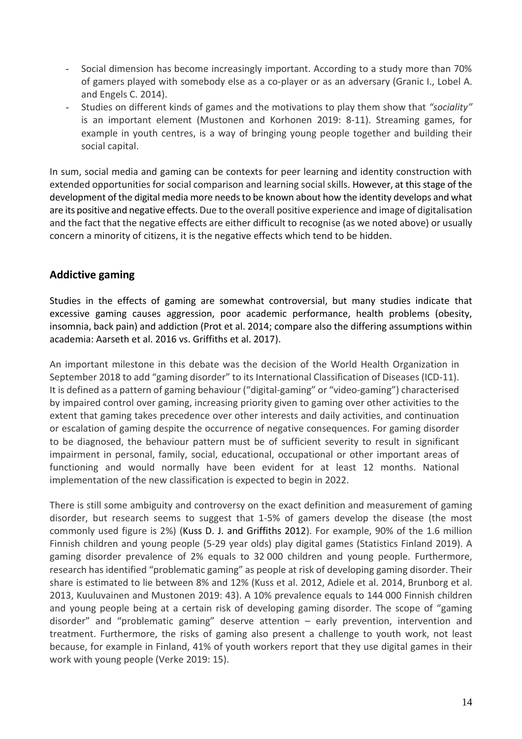- Social dimension has become increasingly important. According to a study more than 70% of gamers played with somebody else as a co-player or as an adversary (Granic I., Lobel A. and Engels C. 2014).
- Studies on different kinds of games and the motivations to play them show that *"sociality"* is an important element (Mustonen and Korhonen 2019: 8-11). Streaming games, for example in youth centres, is a way of bringing young people together and building their social capital.

In sum, social media and gaming can be contexts for peer learning and identity construction with extended opportunities for social comparison and learning social skills. However, at this stage of the development of the digital media more needs to be known about how the identity develops and what are its positive and negative effects. Due to the overall positive experience and image of digitalisation and the fact that the negative effects are either difficult to recognise (as we noted above) or usually concern a minority of citizens, it is the negative effects which tend to be hidden.

## Addictive gaming

Studies in the effects of gaming are somewhat controversial, but many studies indicate that excessive gaming causes aggression, poor academic performance, health problems (obesity, insomnia, back pain) and addiction (Prot et al. 2014; compare also the differing assumptions within academia: Aarseth et al. 2016 vs. Griffiths et al. 2017).

An important milestone in this debate was the decision of the World Health Organization in September 2018 to add "gaming disorder" to its International Classification of Diseases (ICD-11). It is defined as a pattern of gaming behaviour ("digital-gaming" or "video-gaming") characterised by impaired control over gaming, increasing priority given to gaming over other activities to the extent that gaming takes precedence over other interests and daily activities, and continuation or escalation of gaming despite the occurrence of negative consequences. For gaming disorder to be diagnosed, the behaviour pattern must be of sufficient severity to result in significant impairment in personal, family, social, educational, occupational or other important areas of functioning and would normally have been evident for at least 12 months. National implementation of the new classification is expected to begin in 2022.

There is still some ambiguity and controversy on the exact definition and measurement of gaming disorder, but research seems to suggest that 1-5% of gamers develop the disease (the most commonly used figure is 2%) (Kuss D. J. and Griffiths 2012). For example, 90% of the 1.6 million Finnish children and young people (5-29 year olds) play digital games (Statistics Finland 2019). A gaming disorder prevalence of 2% equals to 32 000 children and young people. Furthermore, research has identified "problematic gaming" as people at risk of developing gaming disorder. Their share is estimated to lie between 8% and 12% (Kuss et al. 2012, Adiele et al. 2014, Brunborg et al. 2013, Kuuluvainen and Mustonen 2019: 43). A 10% prevalence equals to 144 000 Finnish children and young people being at a certain risk of developing gaming disorder. The scope of "gaming disorder" and "problematic gaming" deserve attention – early prevention, intervention and treatment. Furthermore, the risks of gaming also present a challenge to youth work, not least because, for example in Finland, 41% of youth workers report that they use digital games in their work with young people (Verke 2019: 15).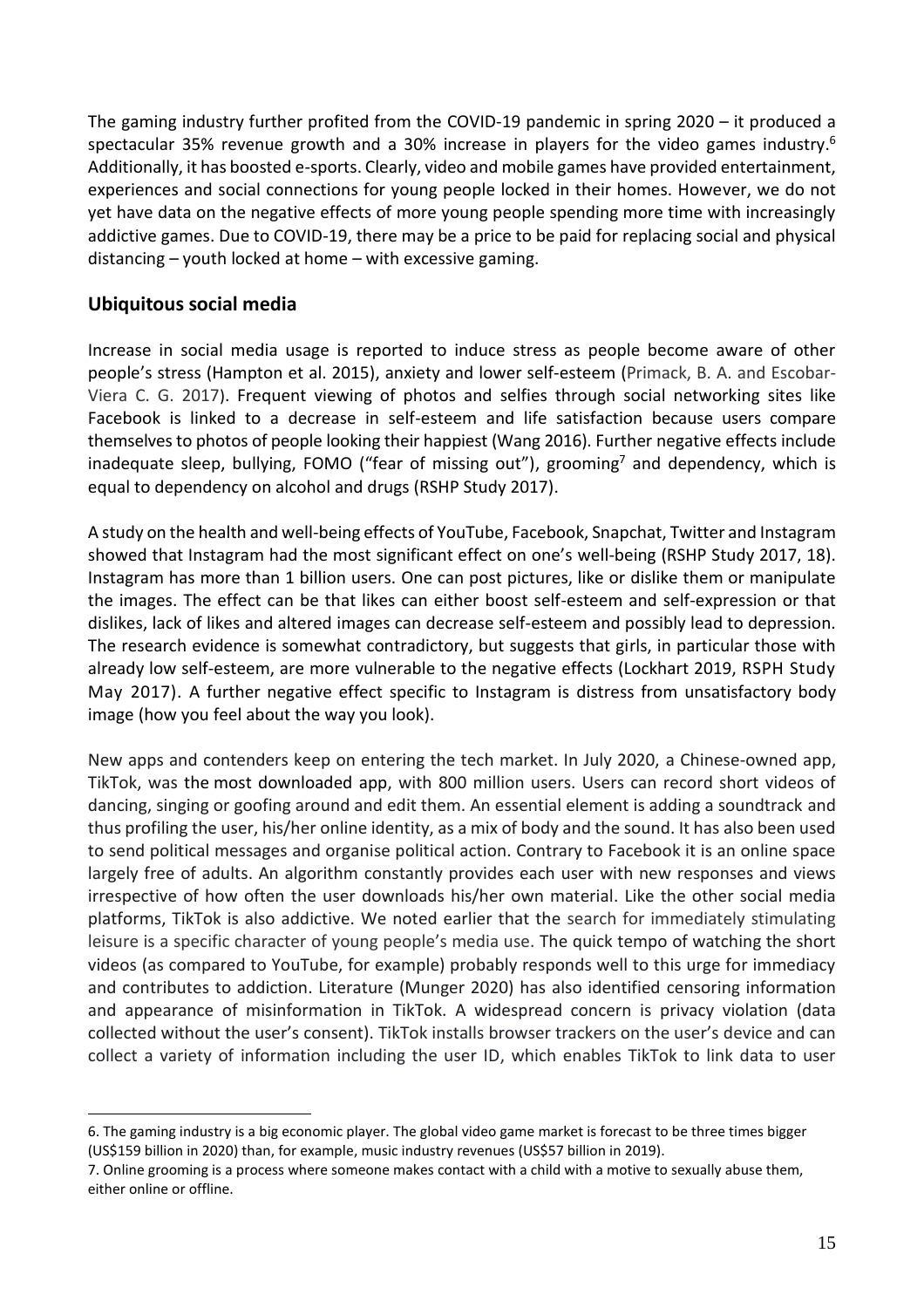The gaming industry further profited from the COVID-19 pandemic in spring 2020 – it produced a spectacular 35% revenue growth and a 30% increase in players for the video games industry.[6] Additionally, it has boosted e-sports. Clearly, video and mobile games have provided entertainment, experiences and social connections for young people locked in their homes. However, we do not yet have data on the negative effects of more young people spending more time with increasingly addictive games. Due to COVID-19, there may be a price to be paid for replacing social and physical distancing – youth locked at home – with excessive gaming.

## Ubiquitous social media

Increase in social media usage is reported to induce stress as people become aware of other people's stress (Hampton et al. 2015), anxiety and lower self-esteem (Primack, B. A. and Escobar-Viera C. G. 2017). Frequent viewing of photos and selfies through social networking sites like Facebook is linked to a decrease in self-esteem and life satisfaction because users compare themselves to photos of people looking their happiest (Wang 2016). Further negative effects include inadequate sleep, bullying, FOMO ("fear of missing out"), grooming[7] and dependency, which is equal to dependency on alcohol and drugs (RSHP Study 2017).

A study on the health and well-being effects of YouTube, Facebook, Snapchat, Twitter and Instagram showed that Instagram had the most significant effect on one's well-being (RSHP Study 2017, 18). Instagram has more than 1 billion users. One can post pictures, like or dislike them or manipulate the images. The effect can be that likes can either boost self-esteem and self-expression or that dislikes, lack of likes and altered images can decrease self-esteem and possibly lead to depression. The research evidence is somewhat contradictory, but suggests that girls, in particular those with already low self-esteem, are more vulnerable to the negative effects (Lockhart 2019, RSPH Study May 2017). A further negative effect specific to Instagram is distress from unsatisfactory body image (how you feel about the way you look).

New apps and contenders keep on entering the tech market. In July 2020, a Chinese-owned app, TikTok, was the most downloaded app, with 800 million users. Users can record short videos of dancing, singing or goofing around and edit them. An essential element is adding a soundtrack and thus profiling the user, his/her online identity, as a mix of body and the sound. It has also been used to send political messages and organise political action. Contrary to Facebook it is an online space largely free of adults. An algorithm constantly provides each user with new responses and views irrespective of how often the user downloads his/her own material. Like the other social media platforms, TikTok is also addictive. We noted earlier that the search for immediately stimulating leisure is a specific character of young people's media use. The quick tempo of watching the short videos (as compared to YouTube, for example) probably responds well to this urge for immediacy and contributes to addiction. Literature (Munger 2020) has also identified censoring information and appearance of misinformation in TikTok. A widespread concern is privacy violation (data collected without the user's consent). TikTok installs browser trackers on the user's device and can collect a variety of information including the user ID, which enables TikTok to link data to user

---

6. The gaming industry is a big economic player. The global video game market is forecast to be three times bigger (US$159 billion in 2020) than, for example, music industry revenues (US$57 billion in 2019).

7. Online grooming is a process where someone makes contact with a child with a motive to sexually abuse them, either online or offline.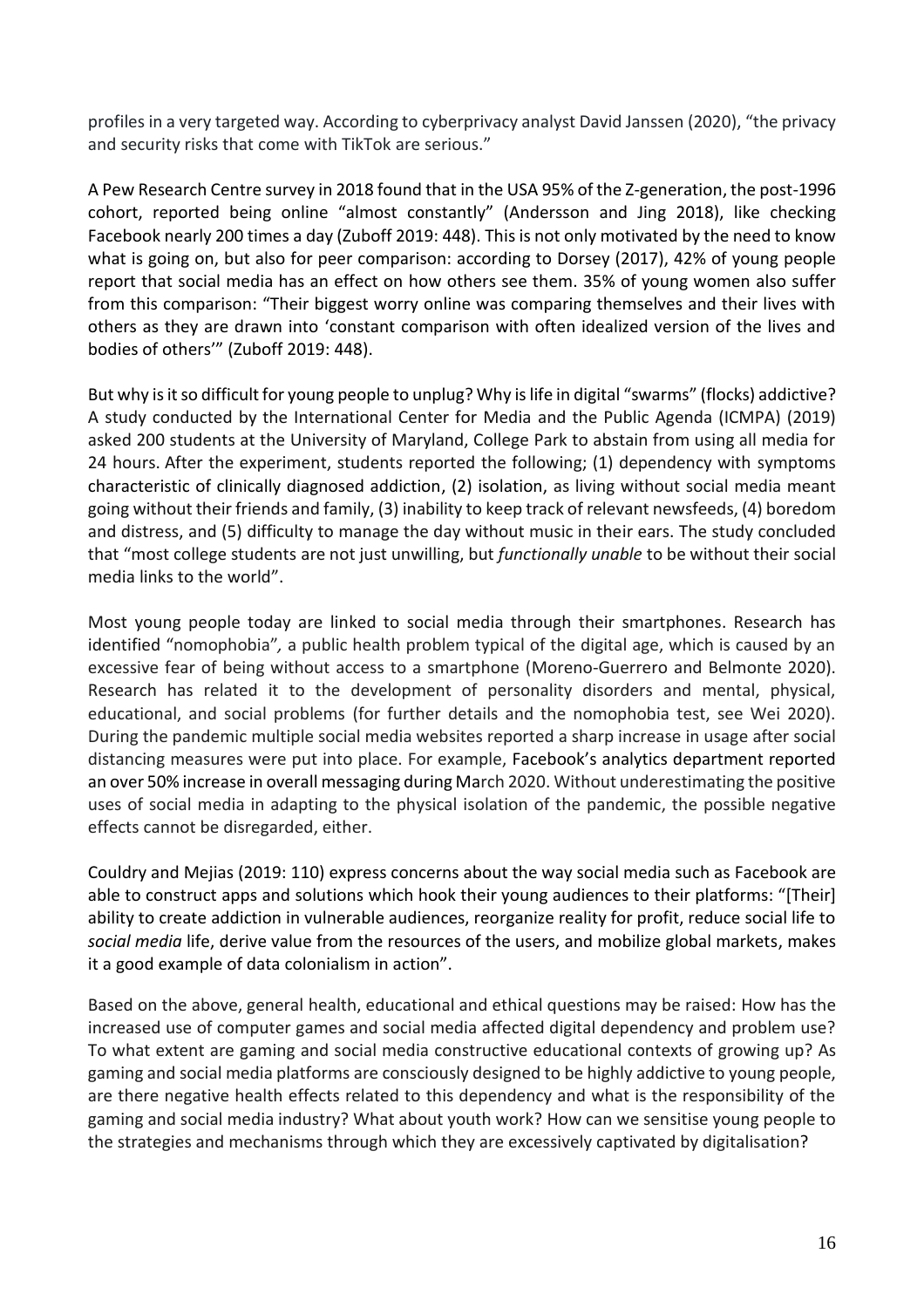profiles in a very targeted way. According to cyberprivacy analyst David Janssen (2020), "the privacy and security risks that come with TikTok are serious."

A Pew Research Centre survey in 2018 found that in the USA 95% of the Z-generation, the post-1996 cohort, reported being online "almost constantly" (Andersson and Jing 2018), like checking Facebook nearly 200 times a day (Zuboff 2019: 448). This is not only motivated by the need to know what is going on, but also for peer comparison: according to Dorsey (2017), 42% of young people report that social media has an effect on how others see them. 35% of young women also suffer from this comparison: "Their biggest worry online was comparing themselves and their lives with others as they are drawn into 'constant comparison with often idealized version of the lives and bodies of others'" (Zuboff 2019: 448).

But why is it so difficult for young people to unplug? Why is life in digital "swarms" (flocks) addictive? A study conducted by the International Center for Media and the Public Agenda (ICMPA) (2019) asked 200 students at the University of Maryland, College Park to abstain from using all media for 24 hours. After the experiment, students reported the following; (1) dependency with symptoms characteristic of clinically diagnosed addiction, (2) isolation, as living without social media meant going without their friends and family, (3) inability to keep track of relevant newsfeeds, (4) boredom and distress, and (5) difficulty to manage the day without music in their ears. The study concluded that "most college students are not just unwilling, but *functionally unable* to be without their social media links to the world".

Most young people today are linked to social media through their smartphones. Research has identified "nomophobia", a public health problem typical of the digital age, which is caused by an excessive fear of being without access to a smartphone (Moreno-Guerrero and Belmonte 2020). Research has related it to the development of personality disorders and mental, physical, educational, and social problems (for further details and the nomophobia test, see Wei 2020). During the pandemic multiple social media websites reported a sharp increase in usage after social distancing measures were put into place. For example, Facebook's analytics department reported an over 50% increase in overall messaging during March 2020. Without underestimating the positive uses of social media in adapting to the physical isolation of the pandemic, the possible negative effects cannot be disregarded, either.

Couldry and Mejias (2019: 110) express concerns about the way social media such as Facebook are able to construct apps and solutions which hook their young audiences to their platforms: "[Their] ability to create addiction in vulnerable audiences, reorganize reality for profit, reduce social life to *social media* life, derive value from the resources of the users, and mobilize global markets, makes it a good example of data colonialism in action".

Based on the above, general health, educational and ethical questions may be raised: How has the increased use of computer games and social media affected digital dependency and problem use? To what extent are gaming and social media constructive educational contexts of growing up? As gaming and social media platforms are consciously designed to be highly addictive to young people, are there negative health effects related to this dependency and what is the responsibility of the gaming and social media industry? What about youth work? How can we sensitise young people to the strategies and mechanisms through which they are excessively captivated by digitalisation?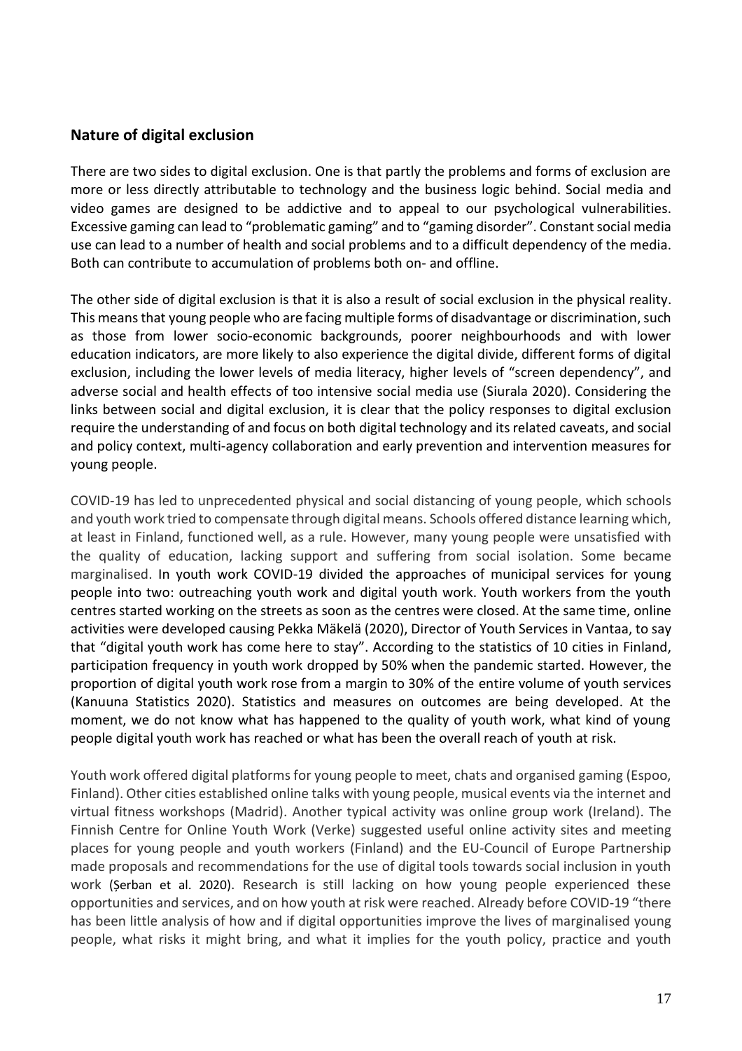## Nature of digital exclusion

There are two sides to digital exclusion. One is that partly the problems and forms of exclusion are more or less directly attributable to technology and the business logic behind. Social media and video games are designed to be addictive and to appeal to our psychological vulnerabilities. Excessive gaming can lead to "problematic gaming" and to "gaming disorder". Constant social media use can lead to a number of health and social problems and to a difficult dependency of the media. Both can contribute to accumulation of problems both on- and offline.

The other side of digital exclusion is that it is also a result of social exclusion in the physical reality. This means that young people who are facing multiple forms of disadvantage or discrimination, such as those from lower socio-economic backgrounds, poorer neighbourhoods and with lower education indicators, are more likely to also experience the digital divide, different forms of digital exclusion, including the lower levels of media literacy, higher levels of "screen dependency", and adverse social and health effects of too intensive social media use (Siurala 2020). Considering the links between social and digital exclusion, it is clear that the policy responses to digital exclusion require the understanding of and focus on both digital technology and its related caveats, and social and policy context, multi-agency collaboration and early prevention and intervention measures for young people.

COVID-19 has led to unprecedented physical and social distancing of young people, which schools and youth work tried to compensate through digital means. Schools offered distance learning which, at least in Finland, functioned well, as a rule. However, many young people were unsatisfied with the quality of education, lacking support and suffering from social isolation. Some became marginalised. In youth work COVID-19 divided the approaches of municipal services for young people into two: outreaching youth work and digital youth work. Youth workers from the youth centres started working on the streets as soon as the centres were closed. At the same time, online activities were developed causing Pekka Mäkelä (2020), Director of Youth Services in Vantaa, to say that "digital youth work has come here to stay". According to the statistics of 10 cities in Finland, participation frequency in youth work dropped by 50% when the pandemic started. However, the proportion of digital youth work rose from a margin to 30% of the entire volume of youth services (Kanuuna Statistics 2020). Statistics and measures on outcomes are being developed. At the moment, we do not know what has happened to the quality of youth work, what kind of young people digital youth work has reached or what has been the overall reach of youth at risk.

Youth work offered digital platforms for young people to meet, chats and organised gaming (Espoo, Finland). Other cities established online talks with young people, musical events via the internet and virtual fitness workshops (Madrid). Another typical activity was online group work (Ireland). The Finnish Centre for Online Youth Work (Verke) suggested useful online activity sites and meeting places for young people and youth workers (Finland) and the EU-Council of Europe Partnership made proposals and recommendations for the use of digital tools towards social inclusion in youth work (Șerban et al. 2020). Research is still lacking on how young people experienced these opportunities and services, and on how youth at risk were reached. Already before COVID-19 "there has been little analysis of how and if digital opportunities improve the lives of marginalised young people, what risks it might bring, and what it implies for the youth policy, practice and youth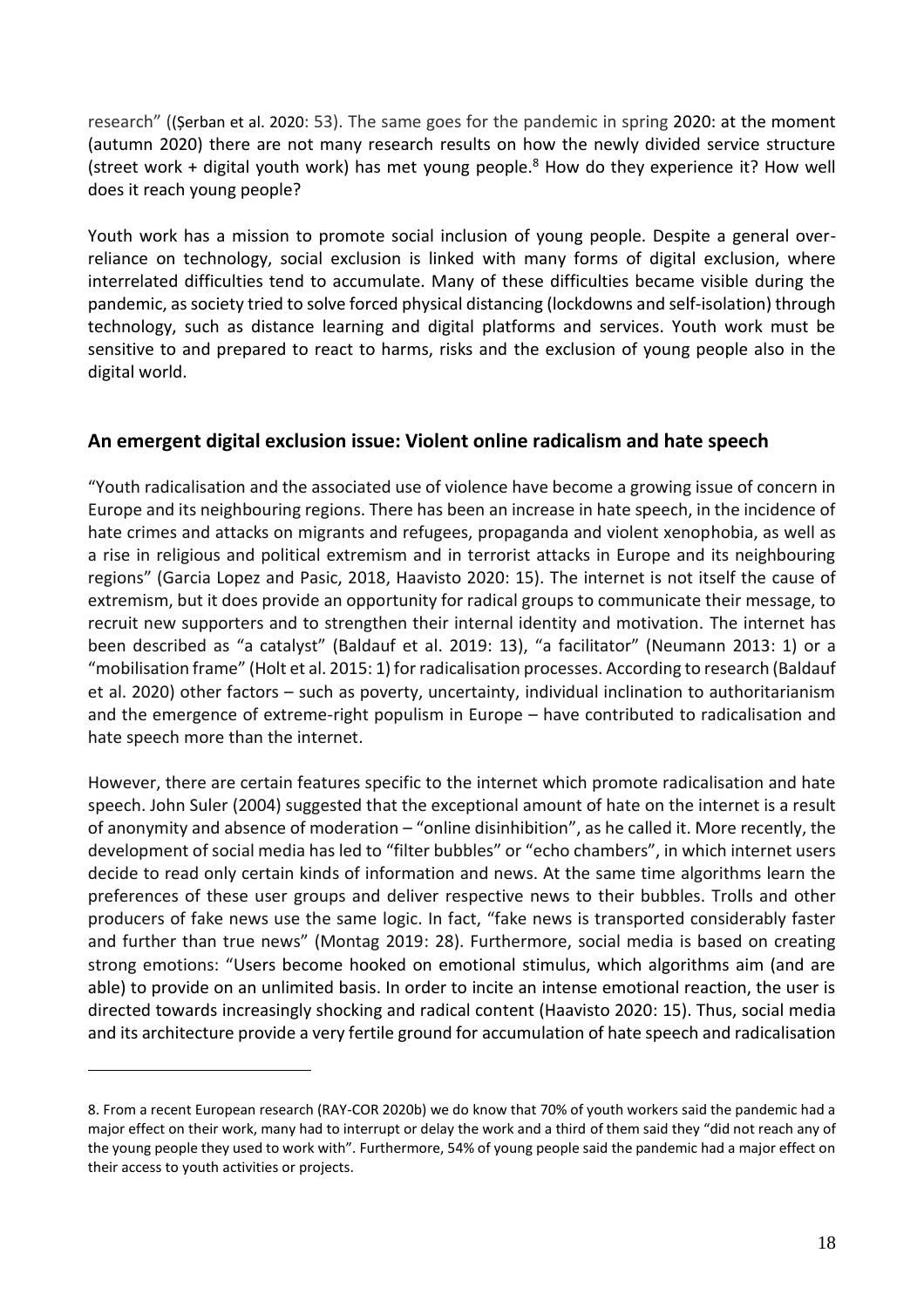research" ((Șerban et al. 2020: 53). The same goes for the pandemic in spring 2020: at the moment (autumn 2020) there are not many research results on how the newly divided service structure (street work + digital youth work) has met young people.[8] How do they experience it? How well does it reach young people?

Youth work has a mission to promote social inclusion of young people. Despite a general over-reliance on technology, social exclusion is linked with many forms of digital exclusion, where interrelated difficulties tend to accumulate. Many of these difficulties became visible during the pandemic, as society tried to solve forced physical distancing (lockdowns and self-isolation) through technology, such as distance learning and digital platforms and services. Youth work must be sensitive to and prepared to react to harms, risks and the exclusion of young people also in the digital world.

## An emergent digital exclusion issue: Violent online radicalism and hate speech

"Youth radicalisation and the associated use of violence have become a growing issue of concern in Europe and its neighbouring regions. There has been an increase in hate speech, in the incidence of hate crimes and attacks on migrants and refugees, propaganda and violent xenophobia, as well as a rise in religious and political extremism and in terrorist attacks in Europe and its neighbouring regions" (Garcia Lopez and Pasic, 2018, Haavisto 2020: 15). The internet is not itself the cause of extremism, but it does provide an opportunity for radical groups to communicate their message, to recruit new supporters and to strengthen their internal identity and motivation. The internet has been described as "a catalyst" (Baldauf et al. 2019: 13), "a facilitator" (Neumann 2013: 1) or a "mobilisation frame" (Holt et al. 2015: 1) for radicalisation processes. According to research (Baldauf et al. 2020) other factors – such as poverty, uncertainty, individual inclination to authoritarianism and the emergence of extreme-right populism in Europe – have contributed to radicalisation and hate speech more than the internet.

However, there are certain features specific to the internet which promote radicalisation and hate speech. John Suler (2004) suggested that the exceptional amount of hate on the internet is a result of anonymity and absence of moderation – "online disinhibition", as he called it. More recently, the development of social media has led to "filter bubbles" or "echo chambers", in which internet users decide to read only certain kinds of information and news. At the same time algorithms learn the preferences of these user groups and deliver respective news to their bubbles. Trolls and other producers of fake news use the same logic. In fact, "fake news is transported considerably faster and further than true news" (Montag 2019: 28). Furthermore, social media is based on creating strong emotions: "Users become hooked on emotional stimulus, which algorithms aim (and are able) to provide on an unlimited basis. In order to incite an intense emotional reaction, the user is directed towards increasingly shocking and radical content (Haavisto 2020: 15). Thus, social media and its architecture provide a very fertile ground for accumulation of hate speech and radicalisation

8. From a recent European research (RAY-COR 2020b) we do know that 70% of youth workers said the pandemic had a major effect on their work, many had to interrupt or delay the work and a third of them said they "did not reach any of the young people they used to work with". Furthermore, 54% of young people said the pandemic had a major effect on their access to youth activities or projects.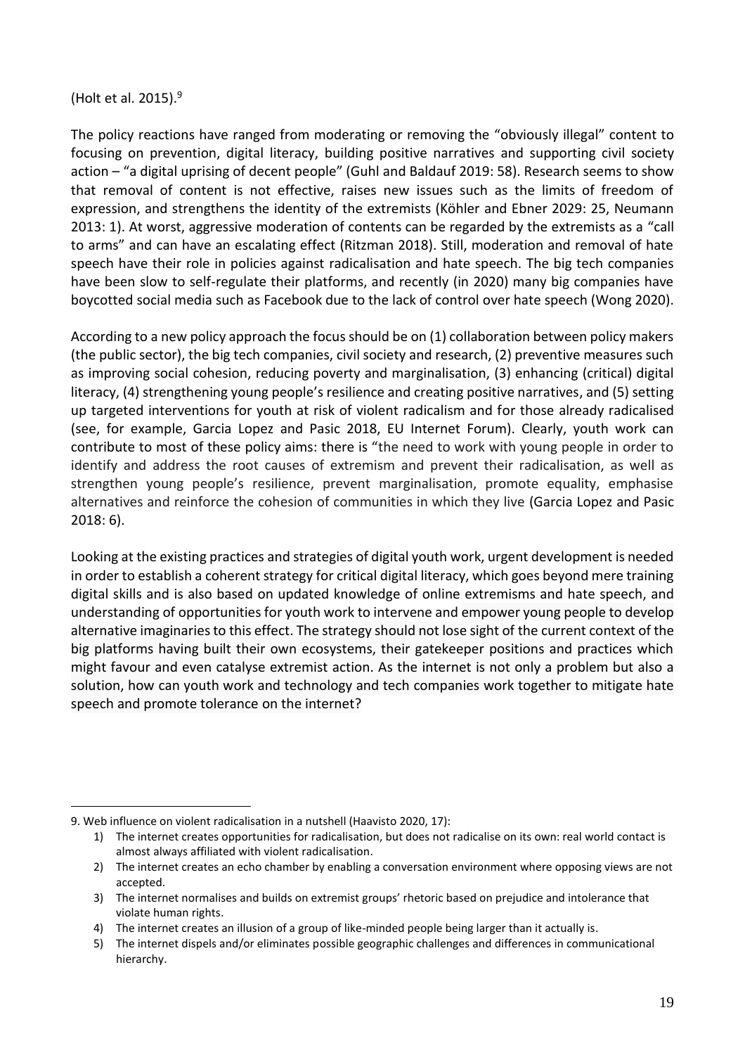(Holt et al. 2015).[9]

The policy reactions have ranged from moderating or removing the "obviously illegal" content to focusing on prevention, digital literacy, building positive narratives and supporting civil society action – "a digital uprising of decent people" (Guhl and Baldauf 2019: 58). Research seems to show that removal of content is not effective, raises new issues such as the limits of freedom of expression, and strengthens the identity of the extremists (Köhler and Ebner 2029: 25, Neumann 2013: 1). At worst, aggressive moderation of contents can be regarded by the extremists as a "call to arms" and can have an escalating effect (Ritzman 2018). Still, moderation and removal of hate speech have their role in policies against radicalisation and hate speech. The big tech companies have been slow to self-regulate their platforms, and recently (in 2020) many big companies have boycotted social media such as Facebook due to the lack of control over hate speech (Wong 2020).

According to a new policy approach the focus should be on (1) collaboration between policy makers (the public sector), the big tech companies, civil society and research, (2) preventive measures such as improving social cohesion, reducing poverty and marginalisation, (3) enhancing (critical) digital literacy, (4) strengthening young people's resilience and creating positive narratives, and (5) setting up targeted interventions for youth at risk of violent radicalism and for those already radicalised (see, for example, Garcia Lopez and Pasic 2018, EU Internet Forum). Clearly, youth work can contribute to most of these policy aims: there is "the need to work with young people in order to identify and address the root causes of extremism and prevent their radicalisation, as well as strengthen young people's resilience, prevent marginalisation, promote equality, emphasise alternatives and reinforce the cohesion of communities in which they live (Garcia Lopez and Pasic 2018: 6).

Looking at the existing practices and strategies of digital youth work, urgent development is needed in order to establish a coherent strategy for critical digital literacy, which goes beyond mere training digital skills and is also based on updated knowledge of online extremisms and hate speech, and understanding of opportunities for youth work to intervene and empower young people to develop alternative imaginaries to this effect. The strategy should not lose sight of the current context of the big platforms having built their own ecosystems, their gatekeeper positions and practices which might favour and even catalyse extremist action. As the internet is not only a problem but also a solution, how can youth work and technology and tech companies work together to mitigate hate speech and promote tolerance on the internet?

---

9. Web influence on violent radicalisation in a nutshell (Haavisto 2020, 17):

1) The internet creates opportunities for radicalisation, but does not radicalise on its own: real world contact is almost always affiliated with violent radicalisation.
2) The internet creates an echo chamber by enabling a conversation environment where opposing views are not accepted.
3) The internet normalises and builds on extremist groups' rhetoric based on prejudice and intolerance that violate human rights.
4) The internet creates an illusion of a group of like-minded people being larger than it actually is.
5) The internet dispels and/or eliminates possible geographic challenges and differences in communicational hierarchy.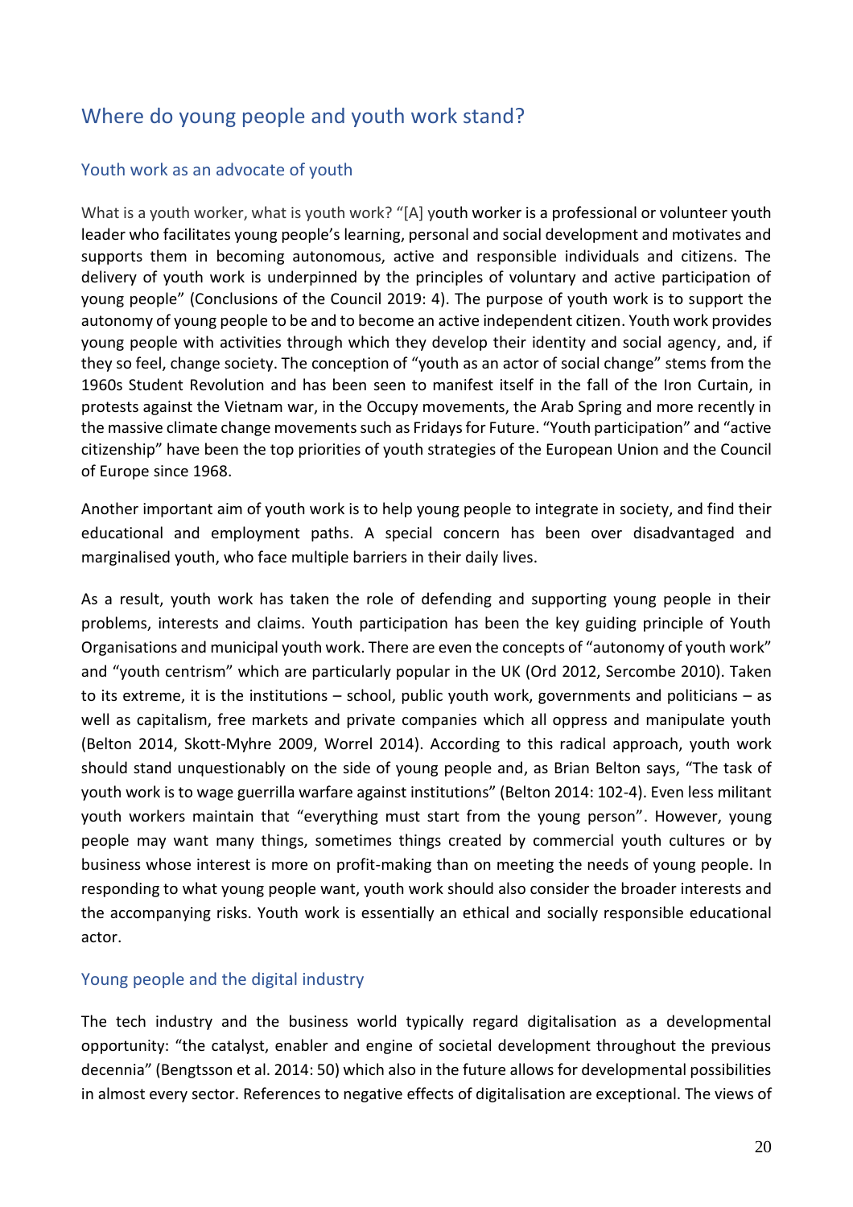## Where do young people and youth work stand?

### Youth work as an advocate of youth

What is a youth worker, what is youth work? "[A] youth worker is a professional or volunteer youth leader who facilitates young people's learning, personal and social development and motivates and supports them in becoming autonomous, active and responsible individuals and citizens. The delivery of youth work is underpinned by the principles of voluntary and active participation of young people" (Conclusions of the Council 2019: 4). The purpose of youth work is to support the autonomy of young people to be and to become an active independent citizen. Youth work provides young people with activities through which they develop their identity and social agency, and, if they so feel, change society. The conception of "youth as an actor of social change" stems from the 1960s Student Revolution and has been seen to manifest itself in the fall of the Iron Curtain, in protests against the Vietnam war, in the Occupy movements, the Arab Spring and more recently in the massive climate change movements such as Fridays for Future. "Youth participation" and "active citizenship" have been the top priorities of youth strategies of the European Union and the Council of Europe since 1968.

Another important aim of youth work is to help young people to integrate in society, and find their educational and employment paths. A special concern has been over disadvantaged and marginalised youth, who face multiple barriers in their daily lives.

As a result, youth work has taken the role of defending and supporting young people in their problems, interests and claims. Youth participation has been the key guiding principle of Youth Organisations and municipal youth work. There are even the concepts of "autonomy of youth work" and "youth centrism" which are particularly popular in the UK (Ord 2012, Sercombe 2010). Taken to its extreme, it is the institutions – school, public youth work, governments and politicians – as well as capitalism, free markets and private companies which all oppress and manipulate youth (Belton 2014, Skott-Myhre 2009, Worrel 2014). According to this radical approach, youth work should stand unquestionably on the side of young people and, as Brian Belton says, "The task of youth work is to wage guerrilla warfare against institutions" (Belton 2014: 102-4). Even less militant youth workers maintain that "everything must start from the young person". However, young people may want many things, sometimes things created by commercial youth cultures or by business whose interest is more on profit-making than on meeting the needs of young people. In responding to what young people want, youth work should also consider the broader interests and the accompanying risks. Youth work is essentially an ethical and socially responsible educational actor.

### Young people and the digital industry

The tech industry and the business world typically regard digitalisation as a developmental opportunity: "the catalyst, enabler and engine of societal development throughout the previous decennia" (Bengtsson et al. 2014: 50) which also in the future allows for developmental possibilities in almost every sector. References to negative effects of digitalisation are exceptional. The views of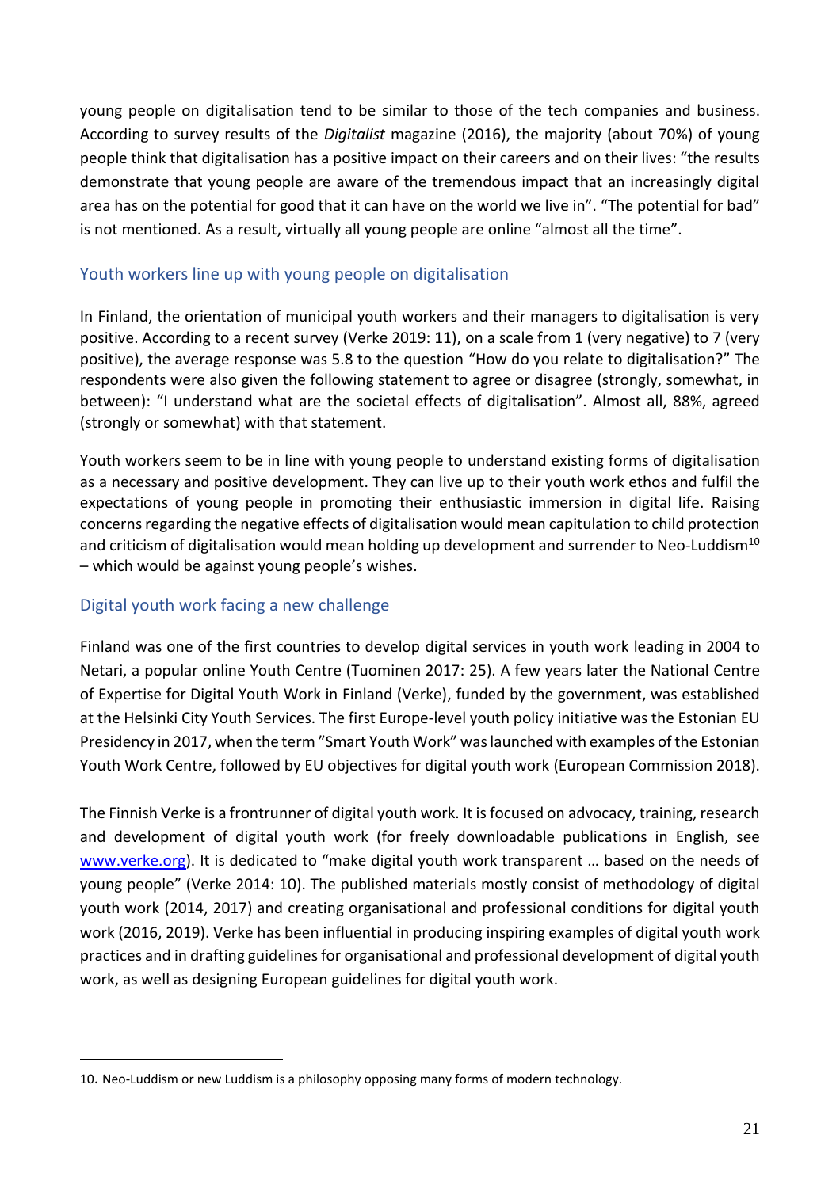young people on digitalisation tend to be similar to those of the tech companies and business. According to survey results of the *Digitalist* magazine (2016), the majority (about 70%) of young people think that digitalisation has a positive impact on their careers and on their lives: "the results demonstrate that young people are aware of the tremendous impact that an increasingly digital area has on the potential for good that it can have on the world we live in". "The potential for bad" is not mentioned. As a result, virtually all young people are online "almost all the time".

## Youth workers line up with young people on digitalisation

In Finland, the orientation of municipal youth workers and their managers to digitalisation is very positive. According to a recent survey (Verke 2019: 11), on a scale from 1 (very negative) to 7 (very positive), the average response was 5.8 to the question "How do you relate to digitalisation?" The respondents were also given the following statement to agree or disagree (strongly, somewhat, in between): "I understand what are the societal effects of digitalisation". Almost all, 88%, agreed (strongly or somewhat) with that statement.

Youth workers seem to be in line with young people to understand existing forms of digitalisation as a necessary and positive development. They can live up to their youth work ethos and fulfil the expectations of young people in promoting their enthusiastic immersion in digital life. Raising concerns regarding the negative effects of digitalisation would mean capitulation to child protection and criticism of digitalisation would mean holding up development and surrender to Neo-Luddism[10] – which would be against young people's wishes.

## Digital youth work facing a new challenge

Finland was one of the first countries to develop digital services in youth work leading in 2004 to Netari, a popular online Youth Centre (Tuominen 2017: 25). A few years later the National Centre of Expertise for Digital Youth Work in Finland (Verke), funded by the government, was established at the Helsinki City Youth Services. The first Europe-level youth policy initiative was the Estonian EU Presidency in 2017, when the term "Smart Youth Work" was launched with examples of the Estonian Youth Work Centre, followed by EU objectives for digital youth work (European Commission 2018).

The Finnish Verke is a frontrunner of digital youth work. It is focused on advocacy, training, research and development of digital youth work (for freely downloadable publications in English, see www.verke.org). It is dedicated to "make digital youth work transparent … based on the needs of young people" (Verke 2014: 10). The published materials mostly consist of methodology of digital youth work (2014, 2017) and creating organisational and professional conditions for digital youth work (2016, 2019). Verke has been influential in producing inspiring examples of digital youth work practices and in drafting guidelines for organisational and professional development of digital youth work, as well as designing European guidelines for digital youth work.

---

10. Neo-Luddism or new Luddism is a philosophy opposing many forms of modern technology.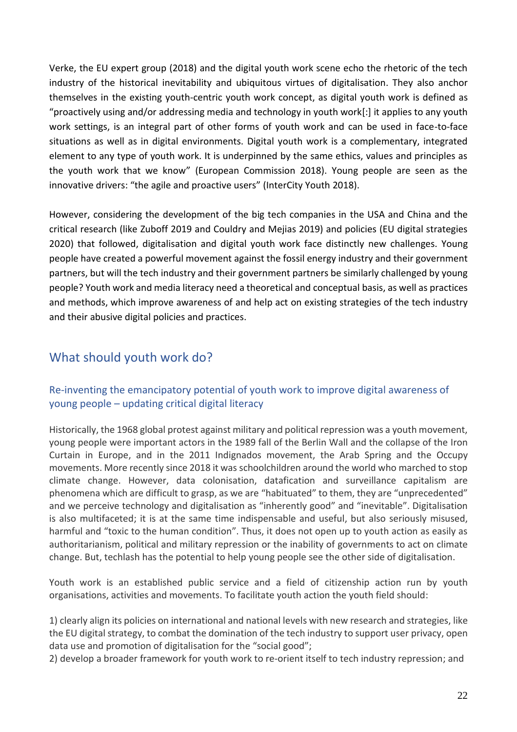Verke, the EU expert group (2018) and the digital youth work scene echo the rhetoric of the tech industry of the historical inevitability and ubiquitous virtues of digitalisation. They also anchor themselves in the existing youth-centric youth work concept, as digital youth work is defined as "proactively using and/or addressing media and technology in youth work[:] it applies to any youth work settings, is an integral part of other forms of youth work and can be used in face-to-face situations as well as in digital environments. Digital youth work is a complementary, integrated element to any type of youth work. It is underpinned by the same ethics, values and principles as the youth work that we know" (European Commission 2018). Young people are seen as the innovative drivers: "the agile and proactive users" (InterCity Youth 2018).

However, considering the development of the big tech companies in the USA and China and the critical research (like Zuboff 2019 and Couldry and Mejias 2019) and policies (EU digital strategies 2020) that followed, digitalisation and digital youth work face distinctly new challenges. Young people have created a powerful movement against the fossil energy industry and their government partners, but will the tech industry and their government partners be similarly challenged by young people? Youth work and media literacy need a theoretical and conceptual basis, as well as practices and methods, which improve awareness of and help act on existing strategies of the tech industry and their abusive digital policies and practices.

## What should youth work do?

### Re-inventing the emancipatory potential of youth work to improve digital awareness of young people – updating critical digital literacy

Historically, the 1968 global protest against military and political repression was a youth movement, young people were important actors in the 1989 fall of the Berlin Wall and the collapse of the Iron Curtain in Europe, and in the 2011 Indignados movement, the Arab Spring and the Occupy movements. More recently since 2018 it was schoolchildren around the world who marched to stop climate change. However, data colonisation, datafication and surveillance capitalism are phenomena which are difficult to grasp, as we are "habituated" to them, they are "unprecedented" and we perceive technology and digitalisation as "inherently good" and "inevitable". Digitalisation is also multifaceted; it is at the same time indispensable and useful, but also seriously misused, harmful and "toxic to the human condition". Thus, it does not open up to youth action as easily as authoritarianism, political and military repression or the inability of governments to act on climate change. But, techlash has the potential to help young people see the other side of digitalisation.

Youth work is an established public service and a field of citizenship action run by youth organisations, activities and movements. To facilitate youth action the youth field should:

1) clearly align its policies on international and national levels with new research and strategies, like the EU digital strategy, to combat the domination of the tech industry to support user privacy, open data use and promotion of digitalisation for the "social good";
2) develop a broader framework for youth work to re-orient itself to tech industry repression; and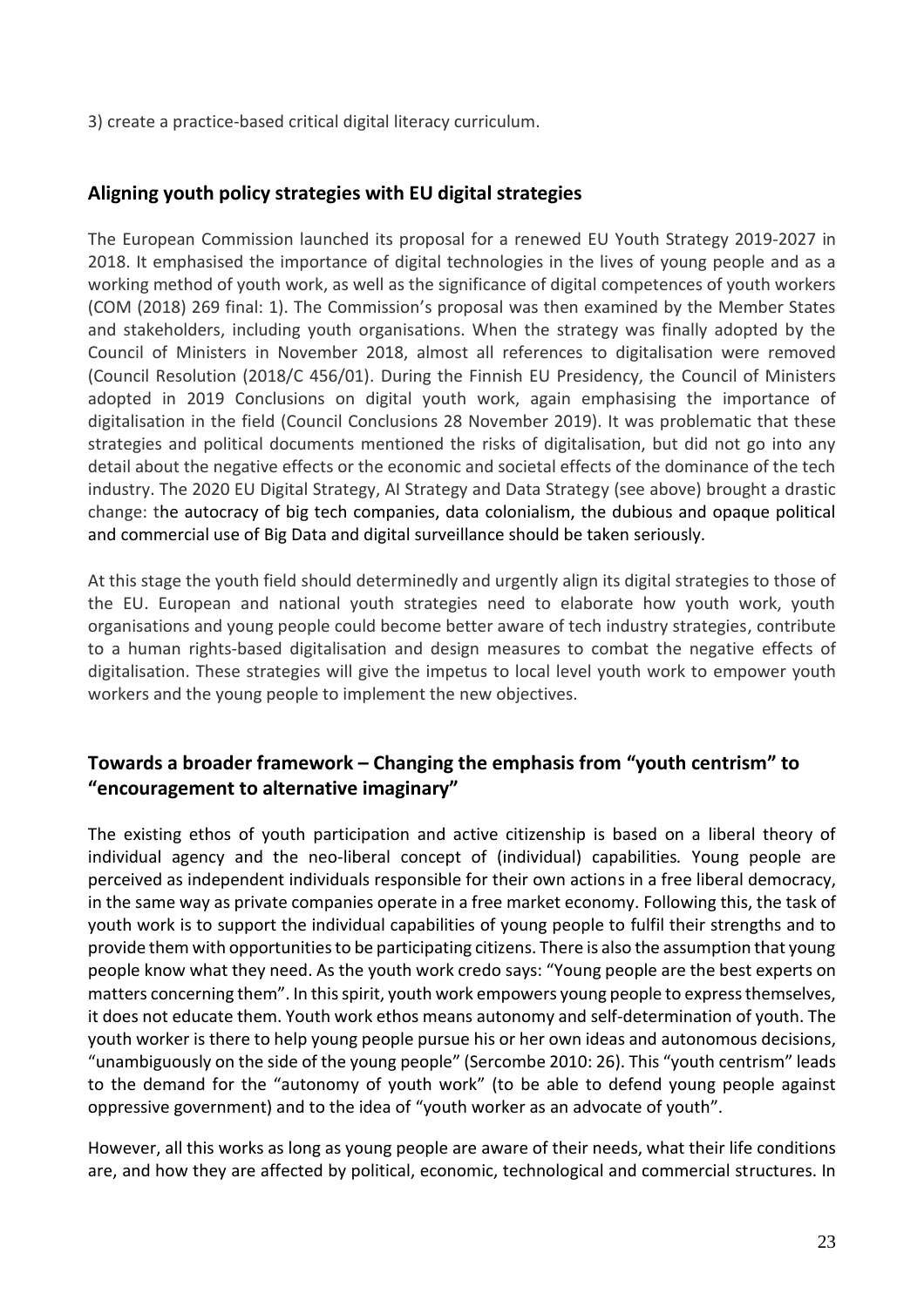3) create a practice-based critical digital literacy curriculum.

## Aligning youth policy strategies with EU digital strategies

The European Commission launched its proposal for a renewed EU Youth Strategy 2019-2027 in 2018. It emphasised the importance of digital technologies in the lives of young people and as a working method of youth work, as well as the significance of digital competences of youth workers (COM (2018) 269 final: 1). The Commission's proposal was then examined by the Member States and stakeholders, including youth organisations. When the strategy was finally adopted by the Council of Ministers in November 2018, almost all references to digitalisation were removed (Council Resolution (2018/C 456/01). During the Finnish EU Presidency, the Council of Ministers adopted in 2019 Conclusions on digital youth work, again emphasising the importance of digitalisation in the field (Council Conclusions 28 November 2019). It was problematic that these strategies and political documents mentioned the risks of digitalisation, but did not go into any detail about the negative effects or the economic and societal effects of the dominance of the tech industry. The 2020 EU Digital Strategy, AI Strategy and Data Strategy (see above) brought a drastic change: the autocracy of big tech companies, data colonialism, the dubious and opaque political and commercial use of Big Data and digital surveillance should be taken seriously.

At this stage the youth field should determinedly and urgently align its digital strategies to those of the EU. European and national youth strategies need to elaborate how youth work, youth organisations and young people could become better aware of tech industry strategies, contribute to a human rights-based digitalisation and design measures to combat the negative effects of digitalisation. These strategies will give the impetus to local level youth work to empower youth workers and the young people to implement the new objectives.

## Towards a broader framework – Changing the emphasis from "youth centrism" to "encouragement to alternative imaginary"

The existing ethos of youth participation and active citizenship is based on a liberal theory of individual agency and the neo-liberal concept of (individual) capabilities. Young people are perceived as independent individuals responsible for their own actions in a free liberal democracy, in the same way as private companies operate in a free market economy. Following this, the task of youth work is to support the individual capabilities of young people to fulfil their strengths and to provide them with opportunities to be participating citizens. There is also the assumption that young people know what they need. As the youth work credo says: "Young people are the best experts on matters concerning them". In this spirit, youth work empowers young people to express themselves, it does not educate them. Youth work ethos means autonomy and self-determination of youth. The youth worker is there to help young people pursue his or her own ideas and autonomous decisions, "unambiguously on the side of the young people" (Sercombe 2010: 26). This "youth centrism" leads to the demand for the "autonomy of youth work" (to be able to defend young people against oppressive government) and to the idea of "youth worker as an advocate of youth".

However, all this works as long as young people are aware of their needs, what their life conditions are, and how they are affected by political, economic, technological and commercial structures. In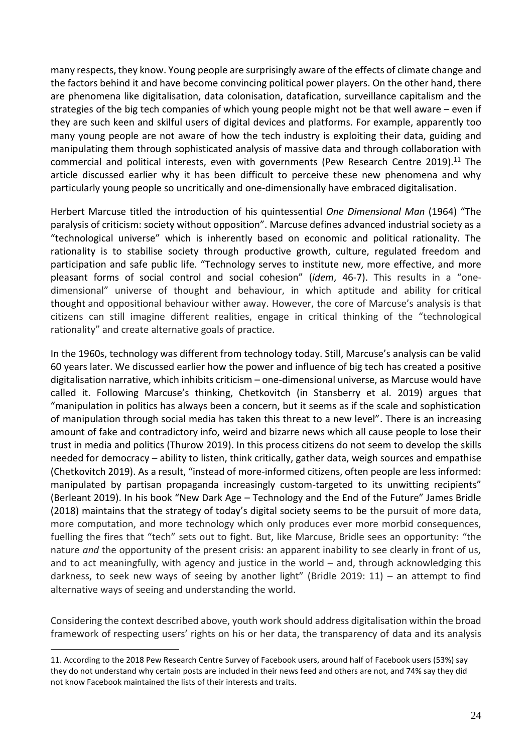many respects, they know. Young people are surprisingly aware of the effects of climate change and the factors behind it and have become convincing political power players. On the other hand, there are phenomena like digitalisation, data colonisation, datafication, surveillance capitalism and the strategies of the big tech companies of which young people might not be that well aware – even if they are such keen and skilful users of digital devices and platforms. For example, apparently too many young people are not aware of how the tech industry is exploiting their data, guiding and manipulating them through sophisticated analysis of massive data and through collaboration with commercial and political interests, even with governments (Pew Research Centre 2019).[11] The article discussed earlier why it has been difficult to perceive these new phenomena and why particularly young people so uncritically and one-dimensionally have embraced digitalisation.

Herbert Marcuse titled the introduction of his quintessential *One Dimensional Man* (1964) "The paralysis of criticism: society without opposition". Marcuse defines advanced industrial society as a "technological universe" which is inherently based on economic and political rationality. The rationality is to stabilise society through productive growth, culture, regulated freedom and participation and safe public life. "Technology serves to institute new, more effective, and more pleasant forms of social control and social cohesion" (*idem*, 46-7). This results in a "one-dimensional" universe of thought and behaviour, in which aptitude and ability for critical thought and oppositional behaviour wither away. However, the core of Marcuse's analysis is that citizens can still imagine different realities, engage in critical thinking of the "technological rationality" and create alternative goals of practice.

In the 1960s, technology was different from technology today. Still, Marcuse's analysis can be valid 60 years later. We discussed earlier how the power and influence of big tech has created a positive digitalisation narrative, which inhibits criticism – one-dimensional universe, as Marcuse would have called it. Following Marcuse's thinking, Chetkovitch (in Stansberry et al. 2019) argues that "manipulation in politics has always been a concern, but it seems as if the scale and sophistication of manipulation through social media has taken this threat to a new level". There is an increasing amount of fake and contradictory info, weird and bizarre news which all cause people to lose their trust in media and politics (Thurow 2019). In this process citizens do not seem to develop the skills needed for democracy – ability to listen, think critically, gather data, weigh sources and empathise (Chetkovitch 2019). As a result, "instead of more-informed citizens, often people are less informed: manipulated by partisan propaganda increasingly custom-targeted to its unwitting recipients" (Berleant 2019). In his book "New Dark Age – Technology and the End of the Future" James Bridle (2018) maintains that the strategy of today's digital society seems to be the pursuit of more data, more computation, and more technology which only produces ever more morbid consequences, fuelling the fires that "tech" sets out to fight. But, like Marcuse, Bridle sees an opportunity: "the nature *and* the opportunity of the present crisis: an apparent inability to see clearly in front of us, and to act meaningfully, with agency and justice in the world – and, through acknowledging this darkness, to seek new ways of seeing by another light" (Bridle 2019: 11) – an attempt to find alternative ways of seeing and understanding the world.

Considering the context described above, youth work should address digitalisation within the broad framework of respecting users' rights on his or her data, the transparency of data and its analysis

11. According to the 2018 Pew Research Centre Survey of Facebook users, around half of Facebook users (53%) say they do not understand why certain posts are included in their news feed and others are not, and 74% say they did not know Facebook maintained the lists of their interests and traits.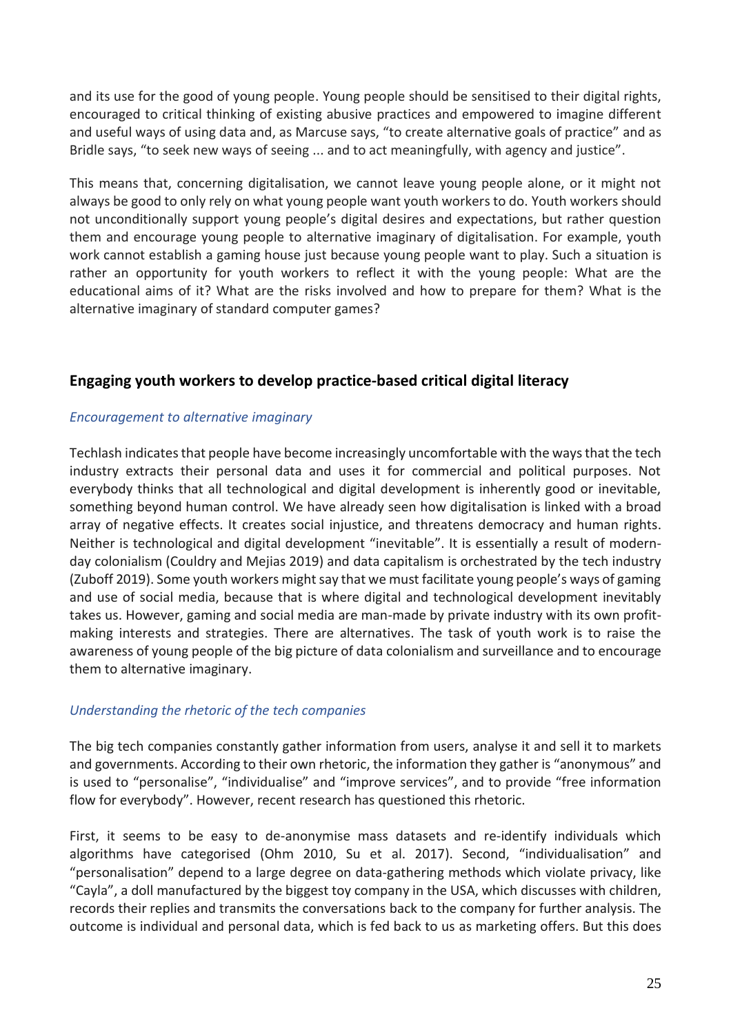and its use for the good of young people. Young people should be sensitised to their digital rights, encouraged to critical thinking of existing abusive practices and empowered to imagine different and useful ways of using data and, as Marcuse says, "to create alternative goals of practice" and as Bridle says, "to seek new ways of seeing ... and to act meaningfully, with agency and justice".

This means that, concerning digitalisation, we cannot leave young people alone, or it might not always be good to only rely on what young people want youth workers to do. Youth workers should not unconditionally support young people's digital desires and expectations, but rather question them and encourage young people to alternative imaginary of digitalisation. For example, youth work cannot establish a gaming house just because young people want to play. Such a situation is rather an opportunity for youth workers to reflect it with the young people: What are the educational aims of it? What are the risks involved and how to prepare for them? What is the alternative imaginary of standard computer games?

## Engaging youth workers to develop practice-based critical digital literacy

### *Encouragement to alternative imaginary*

Techlash indicates that people have become increasingly uncomfortable with the ways that the tech industry extracts their personal data and uses it for commercial and political purposes. Not everybody thinks that all technological and digital development is inherently good or inevitable, something beyond human control. We have already seen how digitalisation is linked with a broad array of negative effects. It creates social injustice, and threatens democracy and human rights. Neither is technological and digital development "inevitable". It is essentially a result of modern-day colonialism (Couldry and Mejias 2019) and data capitalism is orchestrated by the tech industry (Zuboff 2019). Some youth workers might say that we must facilitate young people's ways of gaming and use of social media, because that is where digital and technological development inevitably takes us. However, gaming and social media are man-made by private industry with its own profit-making interests and strategies. There are alternatives. The task of youth work is to raise the awareness of young people of the big picture of data colonialism and surveillance and to encourage them to alternative imaginary.

### *Understanding the rhetoric of the tech companies*

The big tech companies constantly gather information from users, analyse it and sell it to markets and governments. According to their own rhetoric, the information they gather is "anonymous" and is used to "personalise", "individualise" and "improve services", and to provide "free information flow for everybody". However, recent research has questioned this rhetoric.

First, it seems to be easy to de-anonymise mass datasets and re-identify individuals which algorithms have categorised (Ohm 2010, Su et al. 2017). Second, "individualisation" and "personalisation" depend to a large degree on data-gathering methods which violate privacy, like "Cayla", a doll manufactured by the biggest toy company in the USA, which discusses with children, records their replies and transmits the conversations back to the company for further analysis. The outcome is individual and personal data, which is fed back to us as marketing offers. But this does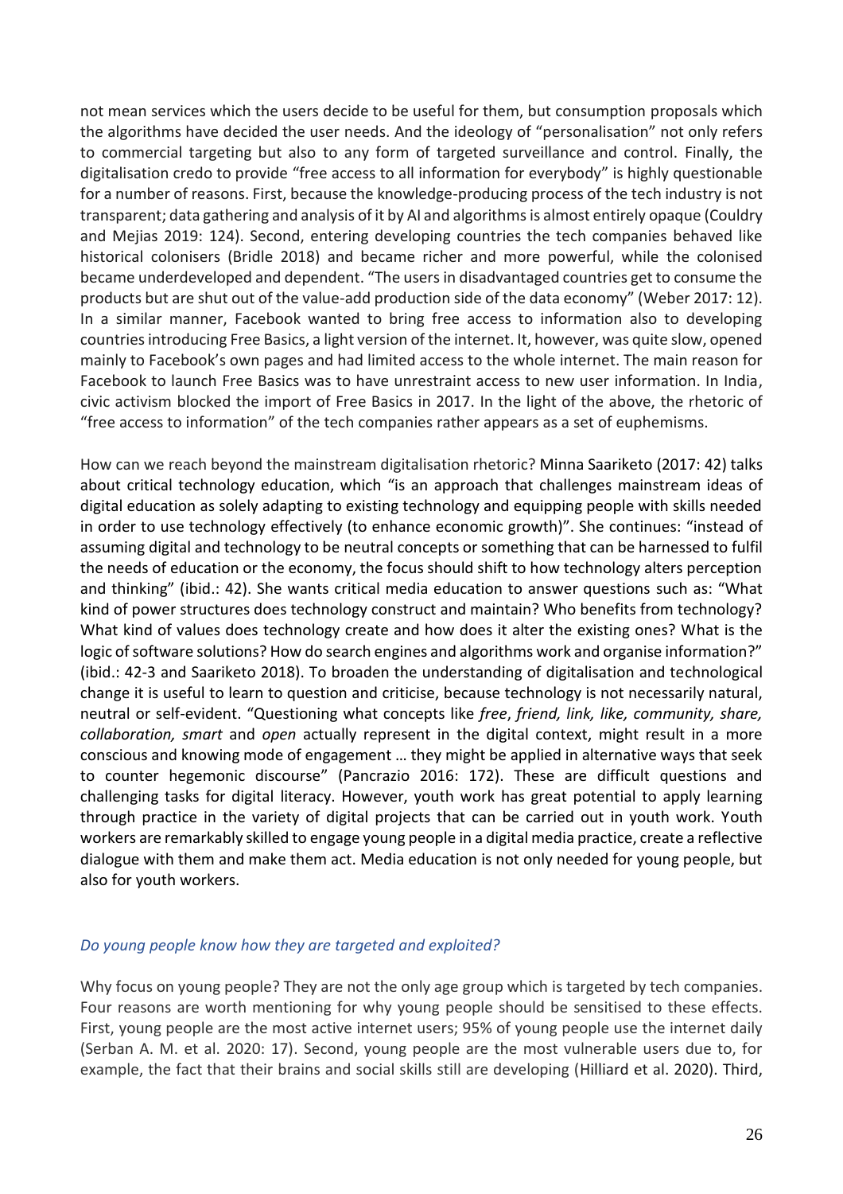not mean services which the users decide to be useful for them, but consumption proposals which the algorithms have decided the user needs. And the ideology of "personalisation" not only refers to commercial targeting but also to any form of targeted surveillance and control. Finally, the digitalisation credo to provide "free access to all information for everybody" is highly questionable for a number of reasons. First, because the knowledge-producing process of the tech industry is not transparent; data gathering and analysis of it by AI and algorithms is almost entirely opaque (Couldry and Mejias 2019: 124). Second, entering developing countries the tech companies behaved like historical colonisers (Bridle 2018) and became richer and more powerful, while the colonised became underdeveloped and dependent. "The users in disadvantaged countries get to consume the products but are shut out of the value-add production side of the data economy" (Weber 2017: 12). In a similar manner, Facebook wanted to bring free access to information also to developing countries introducing Free Basics, a light version of the internet. It, however, was quite slow, opened mainly to Facebook's own pages and had limited access to the whole internet. The main reason for Facebook to launch Free Basics was to have unrestraint access to new user information. In India, civic activism blocked the import of Free Basics in 2017. In the light of the above, the rhetoric of "free access to information" of the tech companies rather appears as a set of euphemisms.

How can we reach beyond the mainstream digitalisation rhetoric? Minna Saariketo (2017: 42) talks about critical technology education, which "is an approach that challenges mainstream ideas of digital education as solely adapting to existing technology and equipping people with skills needed in order to use technology effectively (to enhance economic growth)". She continues: "instead of assuming digital and technology to be neutral concepts or something that can be harnessed to fulfil the needs of education or the economy, the focus should shift to how technology alters perception and thinking" (ibid.: 42). She wants critical media education to answer questions such as: "What kind of power structures does technology construct and maintain? Who benefits from technology? What kind of values does technology create and how does it alter the existing ones? What is the logic of software solutions? How do search engines and algorithms work and organise information?" (ibid.: 42-3 and Saariketo 2018). To broaden the understanding of digitalisation and technological change it is useful to learn to question and criticise, because technology is not necessarily natural, neutral or self-evident. "Questioning what concepts like *free*, *friend, link, like, community, share, collaboration, smart* and *open* actually represent in the digital context, might result in a more conscious and knowing mode of engagement … they might be applied in alternative ways that seek to counter hegemonic discourse" (Pancrazio 2016: 172). These are difficult questions and challenging tasks for digital literacy. However, youth work has great potential to apply learning through practice in the variety of digital projects that can be carried out in youth work. Youth workers are remarkably skilled to engage young people in a digital media practice, create a reflective dialogue with them and make them act. Media education is not only needed for young people, but also for youth workers.

### *Do young people know how they are targeted and exploited?*

Why focus on young people? They are not the only age group which is targeted by tech companies. Four reasons are worth mentioning for why young people should be sensitised to these effects. First, young people are the most active internet users; 95% of young people use the internet daily (Serban A. M. et al. 2020: 17). Second, young people are the most vulnerable users due to, for example, the fact that their brains and social skills still are developing (Hilliard et al. 2020). Third,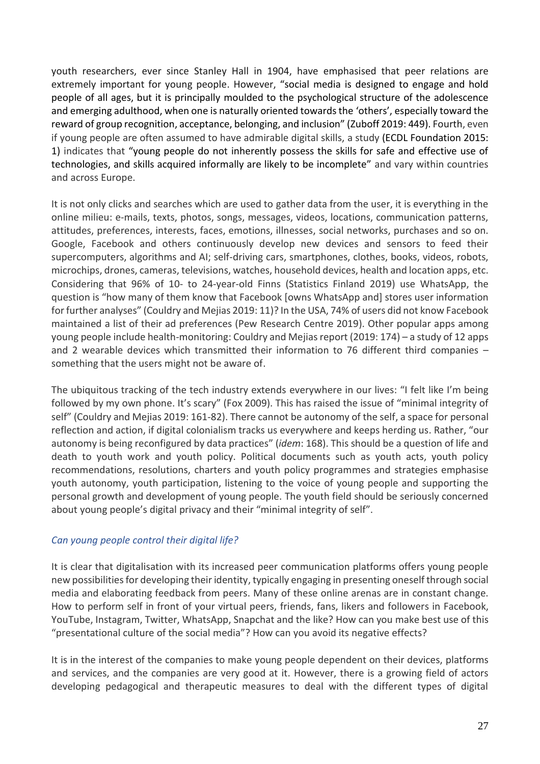youth researchers, ever since Stanley Hall in 1904, have emphasised that peer relations are extremely important for young people. However, "social media is designed to engage and hold people of all ages, but it is principally moulded to the psychological structure of the adolescence and emerging adulthood, when one is naturally oriented towards the 'others', especially toward the reward of group recognition, acceptance, belonging, and inclusion" (Zuboff 2019: 449). Fourth, even if young people are often assumed to have admirable digital skills, a study (ECDL Foundation 2015: 1) indicates that "young people do not inherently possess the skills for safe and effective use of technologies, and skills acquired informally are likely to be incomplete" and vary within countries and across Europe.

It is not only clicks and searches which are used to gather data from the user, it is everything in the online milieu: e-mails, texts, photos, songs, messages, videos, locations, communication patterns, attitudes, preferences, interests, faces, emotions, illnesses, social networks, purchases and so on. Google, Facebook and others continuously develop new devices and sensors to feed their supercomputers, algorithms and AI; self-driving cars, smartphones, clothes, books, videos, robots, microchips, drones, cameras, televisions, watches, household devices, health and location apps, etc. Considering that 96% of 10- to 24-year-old Finns (Statistics Finland 2019) use WhatsApp, the question is "how many of them know that Facebook [owns WhatsApp and] stores user information for further analyses" (Couldry and Mejias 2019: 11)? In the USA, 74% of users did not know Facebook maintained a list of their ad preferences (Pew Research Centre 2019). Other popular apps among young people include health-monitoring: Couldry and Mejias report (2019: 174) – a study of 12 apps and 2 wearable devices which transmitted their information to 76 different third companies – something that the users might not be aware of.

The ubiquitous tracking of the tech industry extends everywhere in our lives: "I felt like I'm being followed by my own phone. It's scary" (Fox 2009). This has raised the issue of "minimal integrity of self" (Couldry and Mejias 2019: 161-82). There cannot be autonomy of the self, a space for personal reflection and action, if digital colonialism tracks us everywhere and keeps herding us. Rather, "our autonomy is being reconfigured by data practices" (*idem*: 168). This should be a question of life and death to youth work and youth policy. Political documents such as youth acts, youth policy recommendations, resolutions, charters and youth policy programmes and strategies emphasise youth autonomy, youth participation, listening to the voice of young people and supporting the personal growth and development of young people. The youth field should be seriously concerned about young people's digital privacy and their "minimal integrity of self".

### *Can young people control their digital life?*

It is clear that digitalisation with its increased peer communication platforms offers young people new possibilities for developing their identity, typically engaging in presenting oneself through social media and elaborating feedback from peers. Many of these online arenas are in constant change. How to perform self in front of your virtual peers, friends, fans, likers and followers in Facebook, YouTube, Instagram, Twitter, WhatsApp, Snapchat and the like? How can you make best use of this "presentational culture of the social media"? How can you avoid its negative effects?

It is in the interest of the companies to make young people dependent on their devices, platforms and services, and the companies are very good at it. However, there is a growing field of actors developing pedagogical and therapeutic measures to deal with the different types of digital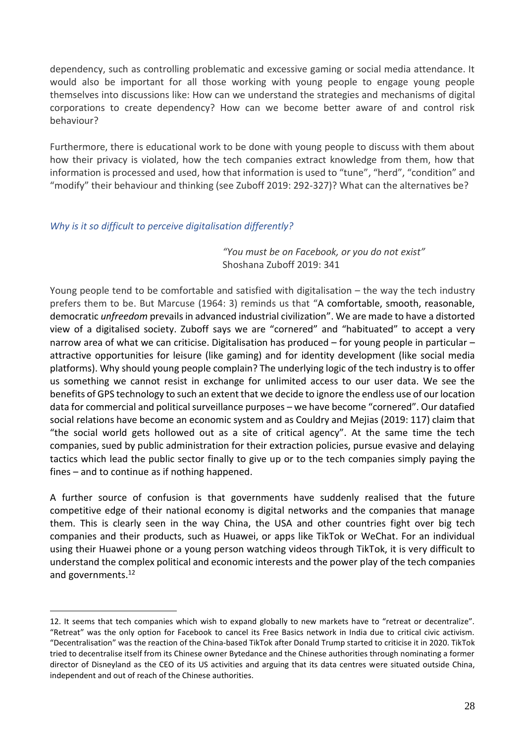dependency, such as controlling problematic and excessive gaming or social media attendance. It would also be important for all those working with young people to engage young people themselves into discussions like: How can we understand the strategies and mechanisms of digital corporations to create dependency? How can we become better aware of and control risk behaviour?

Furthermore, there is educational work to be done with young people to discuss with them about how their privacy is violated, how the tech companies extract knowledge from them, how that information is processed and used, how that information is used to "tune", "herd", "condition" and "modify" their behaviour and thinking (see Zuboff 2019: 292-327)? What can the alternatives be?

### *Why is it so difficult to perceive digitalisation differently?*

> *"You must be on Facebook, or you do not exist"*
> Shoshana Zuboff 2019: 341

Young people tend to be comfortable and satisfied with digitalisation – the way the tech industry prefers them to be. But Marcuse (1964: 3) reminds us that "A comfortable, smooth, reasonable, democratic *unfreedom* prevails in advanced industrial civilization". We are made to have a distorted view of a digitalised society. Zuboff says we are "cornered" and "habituated" to accept a very narrow area of what we can criticise. Digitalisation has produced – for young people in particular – attractive opportunities for leisure (like gaming) and for identity development (like social media platforms). Why should young people complain? The underlying logic of the tech industry is to offer us something we cannot resist in exchange for unlimited access to our user data. We see the benefits of GPS technology to such an extent that we decide to ignore the endless use of our location data for commercial and political surveillance purposes – we have become "cornered". Our datafied social relations have become an economic system and as Couldry and Mejias (2019: 117) claim that "the social world gets hollowed out as a site of critical agency". At the same time the tech companies, sued by public administration for their extraction policies, pursue evasive and delaying tactics which lead the public sector finally to give up or to the tech companies simply paying the fines – and to continue as if nothing happened.

A further source of confusion is that governments have suddenly realised that the future competitive edge of their national economy is digital networks and the companies that manage them. This is clearly seen in the way China, the USA and other countries fight over big tech companies and their products, such as Huawei, or apps like TikTok or WeChat. For an individual using their Huawei phone or a young person watching videos through TikTok, it is very difficult to understand the complex political and economic interests and the power play of the tech companies and governments.[12]

---

12. It seems that tech companies which wish to expand globally to new markets have to "retreat or decentralize". "Retreat" was the only option for Facebook to cancel its Free Basics network in India due to critical civic activism. "Decentralisation" was the reaction of the China-based TikTok after Donald Trump started to criticise it in 2020. TikTok tried to decentralise itself from its Chinese owner Bytedance and the Chinese authorities through nominating a former director of Disneyland as the CEO of its US activities and arguing that its data centres were situated outside China, independent and out of reach of the Chinese authorities.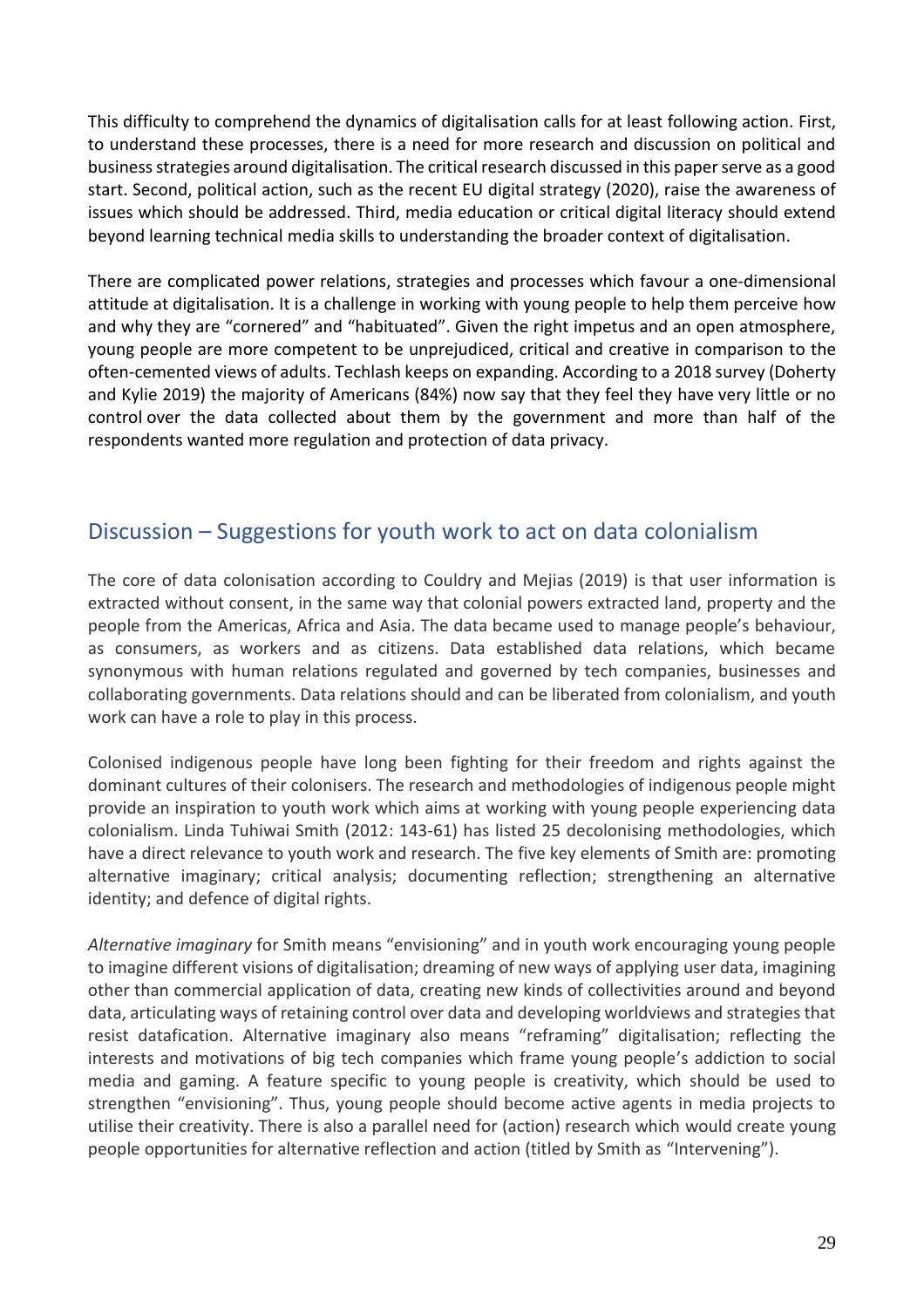This difficulty to comprehend the dynamics of digitalisation calls for at least following action. First, to understand these processes, there is a need for more research and discussion on political and business strategies around digitalisation. The critical research discussed in this paper serve as a good start. Second, political action, such as the recent EU digital strategy (2020), raise the awareness of issues which should be addressed. Third, media education or critical digital literacy should extend beyond learning technical media skills to understanding the broader context of digitalisation.

There are complicated power relations, strategies and processes which favour a one-dimensional attitude at digitalisation. It is a challenge in working with young people to help them perceive how and why they are "cornered" and "habituated". Given the right impetus and an open atmosphere, young people are more competent to be unprejudiced, critical and creative in comparison to the often-cemented views of adults. Techlash keeps on expanding. According to a 2018 survey (Doherty and Kylie 2019) the majority of Americans (84%) now say that they feel they have very little or no control over the data collected about them by the government and more than half of the respondents wanted more regulation and protection of data privacy.

## Discussion – Suggestions for youth work to act on data colonialism

The core of data colonisation according to Couldry and Mejias (2019) is that user information is extracted without consent, in the same way that colonial powers extracted land, property and the people from the Americas, Africa and Asia. The data became used to manage people's behaviour, as consumers, as workers and as citizens. Data established data relations, which became synonymous with human relations regulated and governed by tech companies, businesses and collaborating governments. Data relations should and can be liberated from colonialism, and youth work can have a role to play in this process.

Colonised indigenous people have long been fighting for their freedom and rights against the dominant cultures of their colonisers. The research and methodologies of indigenous people might provide an inspiration to youth work which aims at working with young people experiencing data colonialism. Linda Tuhiwai Smith (2012: 143-61) has listed 25 decolonising methodologies, which have a direct relevance to youth work and research. The five key elements of Smith are: promoting alternative imaginary; critical analysis; documenting reflection; strengthening an alternative identity; and defence of digital rights.

*Alternative imaginary* for Smith means "envisioning" and in youth work encouraging young people to imagine different visions of digitalisation; dreaming of new ways of applying user data, imagining other than commercial application of data, creating new kinds of collectivities around and beyond data, articulating ways of retaining control over data and developing worldviews and strategies that resist datafication. Alternative imaginary also means "reframing" digitalisation; reflecting the interests and motivations of big tech companies which frame young people's addiction to social media and gaming. A feature specific to young people is creativity, which should be used to strengthen "envisioning". Thus, young people should become active agents in media projects to utilise their creativity. There is also a parallel need for (action) research which would create young people opportunities for alternative reflection and action (titled by Smith as "Intervening").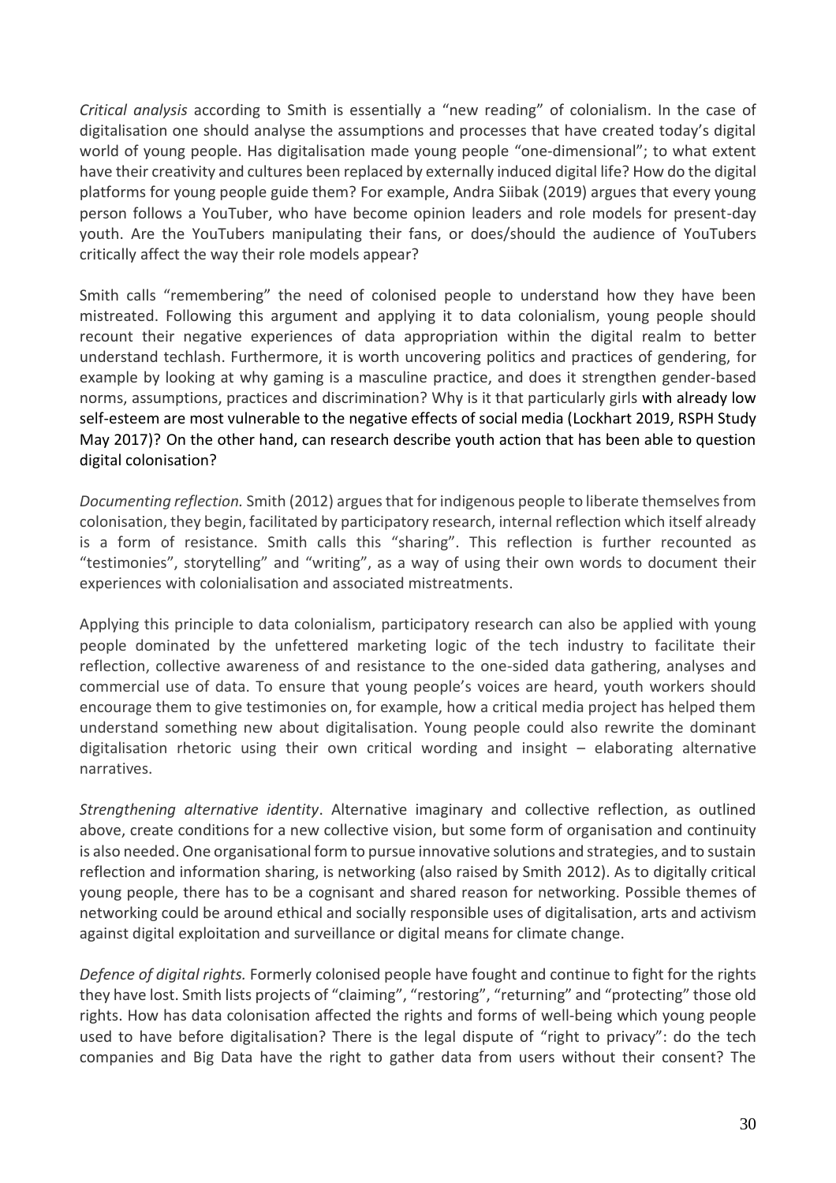*Critical analysis* according to Smith is essentially a "new reading" of colonialism. In the case of digitalisation one should analyse the assumptions and processes that have created today's digital world of young people. Has digitalisation made young people "one-dimensional"; to what extent have their creativity and cultures been replaced by externally induced digital life? How do the digital platforms for young people guide them? For example, Andra Siibak (2019) argues that every young person follows a YouTuber, who have become opinion leaders and role models for present-day youth. Are the YouTubers manipulating their fans, or does/should the audience of YouTubers critically affect the way their role models appear?

Smith calls "remembering" the need of colonised people to understand how they have been mistreated. Following this argument and applying it to data colonialism, young people should recount their negative experiences of data appropriation within the digital realm to better understand techlash. Furthermore, it is worth uncovering politics and practices of gendering, for example by looking at why gaming is a masculine practice, and does it strengthen gender-based norms, assumptions, practices and discrimination? Why is it that particularly girls with already low self-esteem are most vulnerable to the negative effects of social media (Lockhart 2019, RSPH Study May 2017)? On the other hand, can research describe youth action that has been able to question digital colonisation?

*Documenting reflection.* Smith (2012) argues that for indigenous people to liberate themselves from colonisation, they begin, facilitated by participatory research, internal reflection which itself already is a form of resistance. Smith calls this "sharing". This reflection is further recounted as "testimonies", storytelling" and "writing", as a way of using their own words to document their experiences with colonialisation and associated mistreatments.

Applying this principle to data colonialism, participatory research can also be applied with young people dominated by the unfettered marketing logic of the tech industry to facilitate their reflection, collective awareness of and resistance to the one-sided data gathering, analyses and commercial use of data. To ensure that young people's voices are heard, youth workers should encourage them to give testimonies on, for example, how a critical media project has helped them understand something new about digitalisation. Young people could also rewrite the dominant digitalisation rhetoric using their own critical wording and insight – elaborating alternative narratives.

*Strengthening alternative identity*. Alternative imaginary and collective reflection, as outlined above, create conditions for a new collective vision, but some form of organisation and continuity is also needed. One organisational form to pursue innovative solutions and strategies, and to sustain reflection and information sharing, is networking (also raised by Smith 2012). As to digitally critical young people, there has to be a cognisant and shared reason for networking. Possible themes of networking could be around ethical and socially responsible uses of digitalisation, arts and activism against digital exploitation and surveillance or digital means for climate change.

*Defence of digital rights.* Formerly colonised people have fought and continue to fight for the rights they have lost. Smith lists projects of "claiming", "restoring", "returning" and "protecting" those old rights. How has data colonisation affected the rights and forms of well-being which young people used to have before digitalisation? There is the legal dispute of "right to privacy": do the tech companies and Big Data have the right to gather data from users without their consent? The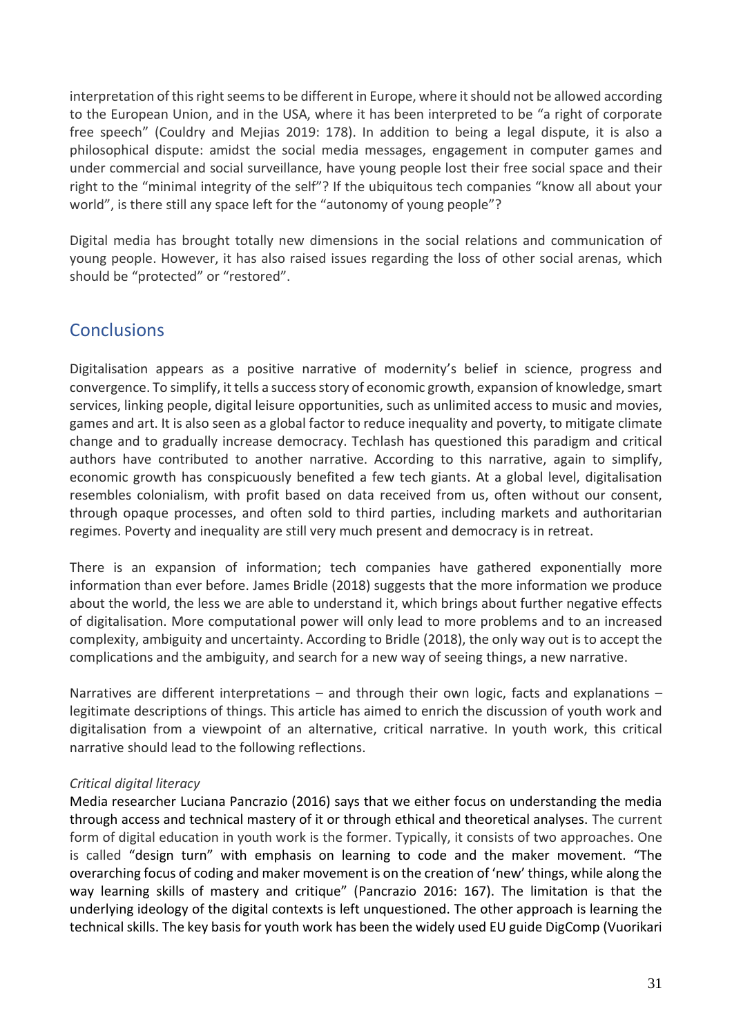interpretation of this right seems to be different in Europe, where it should not be allowed according to the European Union, and in the USA, where it has been interpreted to be "a right of corporate free speech" (Couldry and Mejias 2019: 178). In addition to being a legal dispute, it is also a philosophical dispute: amidst the social media messages, engagement in computer games and under commercial and social surveillance, have young people lost their free social space and their right to the "minimal integrity of the self"? If the ubiquitous tech companies "know all about your world", is there still any space left for the "autonomy of young people"?

Digital media has brought totally new dimensions in the social relations and communication of young people. However, it has also raised issues regarding the loss of other social arenas, which should be "protected" or "restored".

## Conclusions

Digitalisation appears as a positive narrative of modernity's belief in science, progress and convergence. To simplify, it tells a success story of economic growth, expansion of knowledge, smart services, linking people, digital leisure opportunities, such as unlimited access to music and movies, games and art. It is also seen as a global factor to reduce inequality and poverty, to mitigate climate change and to gradually increase democracy. Techlash has questioned this paradigm and critical authors have contributed to another narrative. According to this narrative, again to simplify, economic growth has conspicuously benefited a few tech giants. At a global level, digitalisation resembles colonialism, with profit based on data received from us, often without our consent, through opaque processes, and often sold to third parties, including markets and authoritarian regimes. Poverty and inequality are still very much present and democracy is in retreat.

There is an expansion of information; tech companies have gathered exponentially more information than ever before. James Bridle (2018) suggests that the more information we produce about the world, the less we are able to understand it, which brings about further negative effects of digitalisation. More computational power will only lead to more problems and to an increased complexity, ambiguity and uncertainty. According to Bridle (2018), the only way out is to accept the complications and the ambiguity, and search for a new way of seeing things, a new narrative.

Narratives are different interpretations – and through their own logic, facts and explanations – legitimate descriptions of things. This article has aimed to enrich the discussion of youth work and digitalisation from a viewpoint of an alternative, critical narrative. In youth work, this critical narrative should lead to the following reflections.

*Critical digital literacy*

Media researcher Luciana Pancrazio (2016) says that we either focus on understanding the media through access and technical mastery of it or through ethical and theoretical analyses. The current form of digital education in youth work is the former. Typically, it consists of two approaches. One is called "design turn" with emphasis on learning to code and the maker movement. "The overarching focus of coding and maker movement is on the creation of 'new' things, while along the way learning skills of mastery and critique" (Pancrazio 2016: 167). The limitation is that the underlying ideology of the digital contexts is left unquestioned. The other approach is learning the technical skills. The key basis for youth work has been the widely used EU guide DigComp (Vuorikari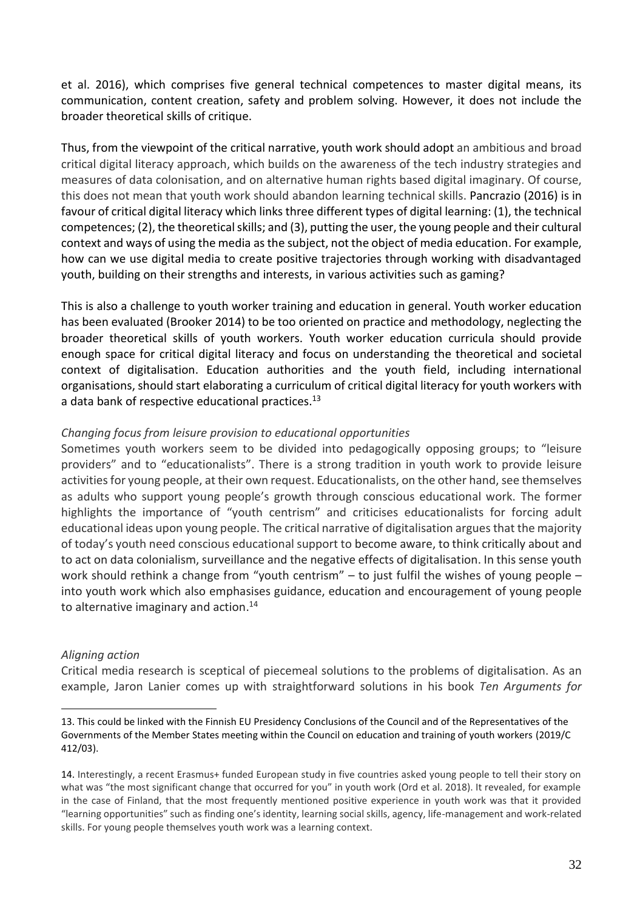et al. 2016), which comprises five general technical competences to master digital means, its communication, content creation, safety and problem solving. However, it does not include the broader theoretical skills of critique.

Thus, from the viewpoint of the critical narrative, youth work should adopt an ambitious and broad critical digital literacy approach, which builds on the awareness of the tech industry strategies and measures of data colonisation, and on alternative human rights based digital imaginary. Of course, this does not mean that youth work should abandon learning technical skills. Pancrazio (2016) is in favour of critical digital literacy which links three different types of digital learning: (1), the technical competences; (2), the theoretical skills; and (3), putting the user, the young people and their cultural context and ways of using the media as the subject, not the object of media education. For example, how can we use digital media to create positive trajectories through working with disadvantaged youth, building on their strengths and interests, in various activities such as gaming?

This is also a challenge to youth worker training and education in general. Youth worker education has been evaluated (Brooker 2014) to be too oriented on practice and methodology, neglecting the broader theoretical skills of youth workers. Youth worker education curricula should provide enough space for critical digital literacy and focus on understanding the theoretical and societal context of digitalisation. Education authorities and the youth field, including international organisations, should start elaborating a curriculum of critical digital literacy for youth workers with a data bank of respective educational practices.[13]

*Changing focus from leisure provision to educational opportunities*

Sometimes youth workers seem to be divided into pedagogically opposing groups; to "leisure providers" and to "educationalists". There is a strong tradition in youth work to provide leisure activities for young people, at their own request. Educationalists, on the other hand, see themselves as adults who support young people's growth through conscious educational work. The former highlights the importance of "youth centrism" and criticises educationalists for forcing adult educational ideas upon young people. The critical narrative of digitalisation argues that the majority of today's youth need conscious educational support to become aware, to think critically about and to act on data colonialism, surveillance and the negative effects of digitalisation. In this sense youth work should rethink a change from "youth centrism" – to just fulfil the wishes of young people – into youth work which also emphasises guidance, education and encouragement of young people to alternative imaginary and action.[14]

*Aligning action*

Critical media research is sceptical of piecemeal solutions to the problems of digitalisation. As an example, Jaron Lanier comes up with straightforward solutions in his book *Ten Arguments for*

---

13. This could be linked with the Finnish EU Presidency Conclusions of the Council and of the Representatives of the Governments of the Member States meeting within the Council on education and training of youth workers (2019/C 412/03).

14. Interestingly, a recent Erasmus+ funded European study in five countries asked young people to tell their story on what was "the most significant change that occurred for you" in youth work (Ord et al. 2018). It revealed, for example in the case of Finland, that the most frequently mentioned positive experience in youth work was that it provided "learning opportunities" such as finding one's identity, learning social skills, agency, life-management and work-related skills. For young people themselves youth work was a learning context.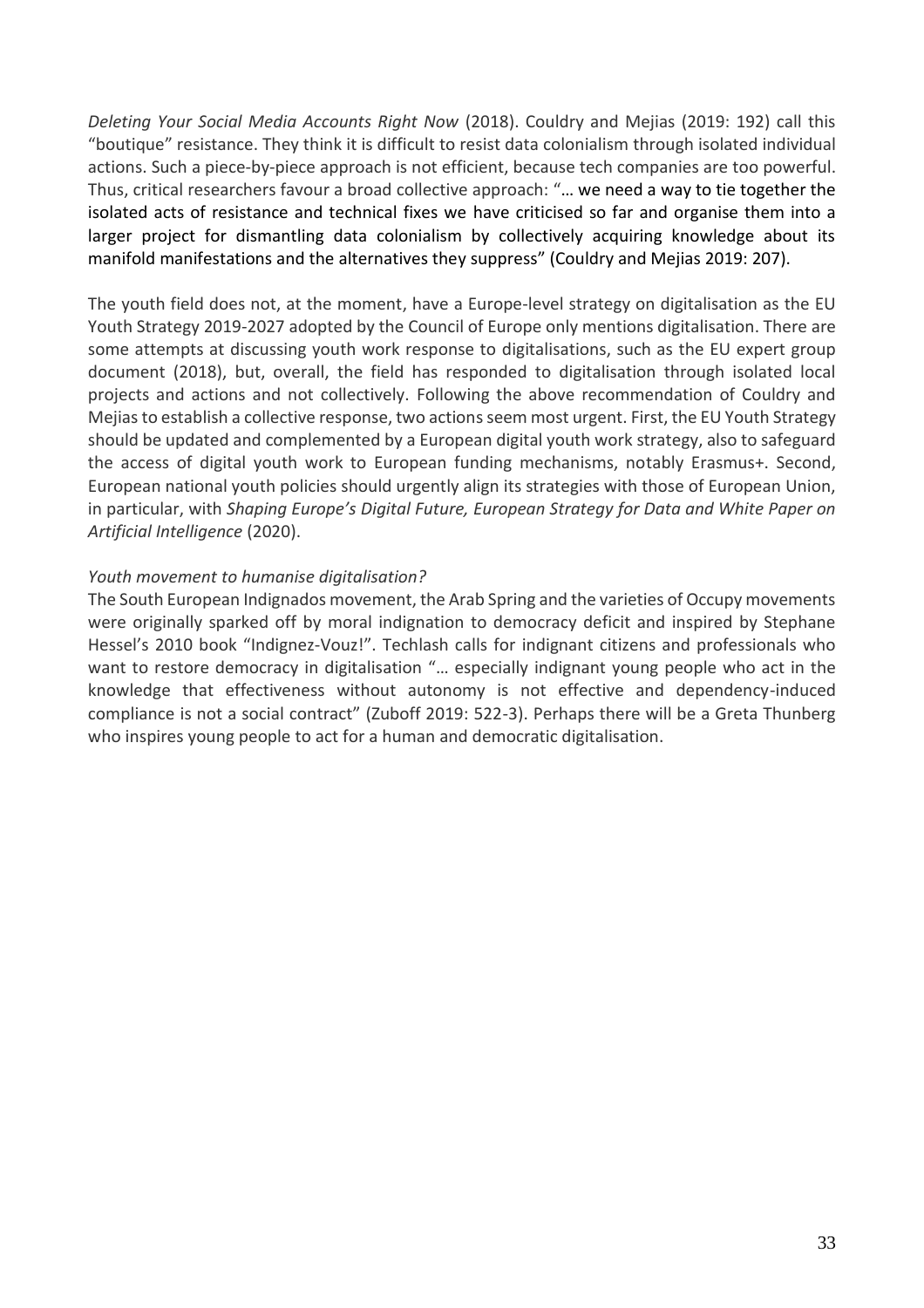*Deleting Your Social Media Accounts Right Now* (2018). Couldry and Mejias (2019: 192) call this "boutique" resistance. They think it is difficult to resist data colonialism through isolated individual actions. Such a piece-by-piece approach is not efficient, because tech companies are too powerful. Thus, critical researchers favour a broad collective approach: "… we need a way to tie together the isolated acts of resistance and technical fixes we have criticised so far and organise them into a larger project for dismantling data colonialism by collectively acquiring knowledge about its manifold manifestations and the alternatives they suppress" (Couldry and Mejias 2019: 207).

The youth field does not, at the moment, have a Europe-level strategy on digitalisation as the EU Youth Strategy 2019-2027 adopted by the Council of Europe only mentions digitalisation. There are some attempts at discussing youth work response to digitalisations, such as the EU expert group document (2018), but, overall, the field has responded to digitalisation through isolated local projects and actions and not collectively. Following the above recommendation of Couldry and Mejias to establish a collective response, two actions seem most urgent. First, the EU Youth Strategy should be updated and complemented by a European digital youth work strategy, also to safeguard the access of digital youth work to European funding mechanisms, notably Erasmus+. Second, European national youth policies should urgently align its strategies with those of European Union, in particular, with *Shaping Europe's Digital Future, European Strategy for Data and White Paper on Artificial Intelligence* (2020).

*Youth movement to humanise digitalisation?*

The South European Indignados movement, the Arab Spring and the varieties of Occupy movements were originally sparked off by moral indignation to democracy deficit and inspired by Stephane Hessel's 2010 book "Indignez-Vouz!". Techlash calls for indignant citizens and professionals who want to restore democracy in digitalisation "… especially indignant young people who act in the knowledge that effectiveness without autonomy is not effective and dependency-induced compliance is not a social contract" (Zuboff 2019: 522-3). Perhaps there will be a Greta Thunberg who inspires young people to act for a human and democratic digitalisation.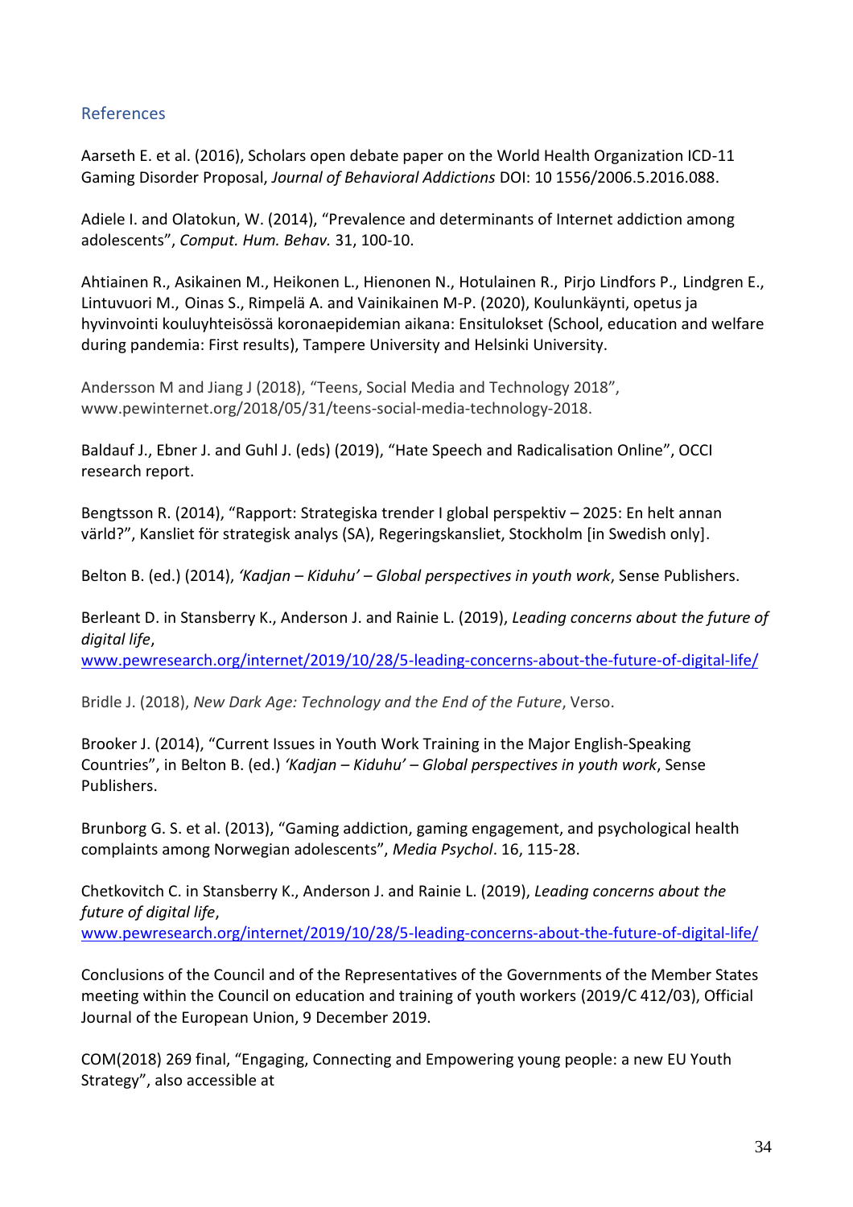## References

Aarseth E. et al. (2016), Scholars open debate paper on the World Health Organization ICD-11 Gaming Disorder Proposal, *Journal of Behavioral Addictions* DOI: 10 1556/2006.5.2016.088.

Adiele I. and Olatokun, W. (2014), "Prevalence and determinants of Internet addiction among adolescents", *Comput. Hum. Behav.* 31, 100-10.

Ahtiainen R., Asikainen M., Heikonen L., Hienonen N., Hotulainen R., Pirjo Lindfors P., Lindgren E., Lintuvuori M., Oinas S., Rimpelä A. and Vainikainen M-P. (2020), Koulunkäynti, opetus ja hyvinvointi kouluyhteisössä koronaepidemian aikana: Ensitulokset (School, education and welfare during pandemia: First results), Tampere University and Helsinki University.

Andersson M and Jiang J (2018), "Teens, Social Media and Technology 2018", www.pewinternet.org/2018/05/31/teens-social-media-technology-2018.

Baldauf J., Ebner J. and Guhl J. (eds) (2019), "Hate Speech and Radicalisation Online", OCCI research report.

Bengtsson R. (2014), "Rapport: Strategiska trender I global perspektiv – 2025: En helt annan värld?", Kansliet för strategisk analys (SA), Regeringskansliet, Stockholm [in Swedish only].

Belton B. (ed.) (2014), *'Kadjan – Kiduhu' – Global perspectives in youth work*, Sense Publishers.

Berleant D. in Stansberry K., Anderson J. and Rainie L. (2019), *Leading concerns about the future of digital life*, [www.pewresearch.org/internet/2019/10/28/5-leading-concerns-about-the-future-of-digital-life/](www.pewresearch.org/internet/2019/10/28/5-leading-concerns-about-the-future-of-digital-life/)

Bridle J. (2018), *New Dark Age: Technology and the End of the Future*, Verso.

Brooker J. (2014), "Current Issues in Youth Work Training in the Major English-Speaking Countries", in Belton B. (ed.) *'Kadjan – Kiduhu' – Global perspectives in youth work*, Sense Publishers.

Brunborg G. S. et al. (2013), "Gaming addiction, gaming engagement, and psychological health complaints among Norwegian adolescents", *Media Psychol*. 16, 115-28.

Chetkovitch C. in Stansberry K., Anderson J. and Rainie L. (2019), *Leading concerns about the future of digital life*, [www.pewresearch.org/internet/2019/10/28/5-leading-concerns-about-the-future-of-digital-life/](www.pewresearch.org/internet/2019/10/28/5-leading-concerns-about-the-future-of-digital-life/)

Conclusions of the Council and of the Representatives of the Governments of the Member States meeting within the Council on education and training of youth workers (2019/C 412/03), Official Journal of the European Union, 9 December 2019.

COM(2018) 269 final, "Engaging, Connecting and Empowering young people: a new EU Youth Strategy", also accessible at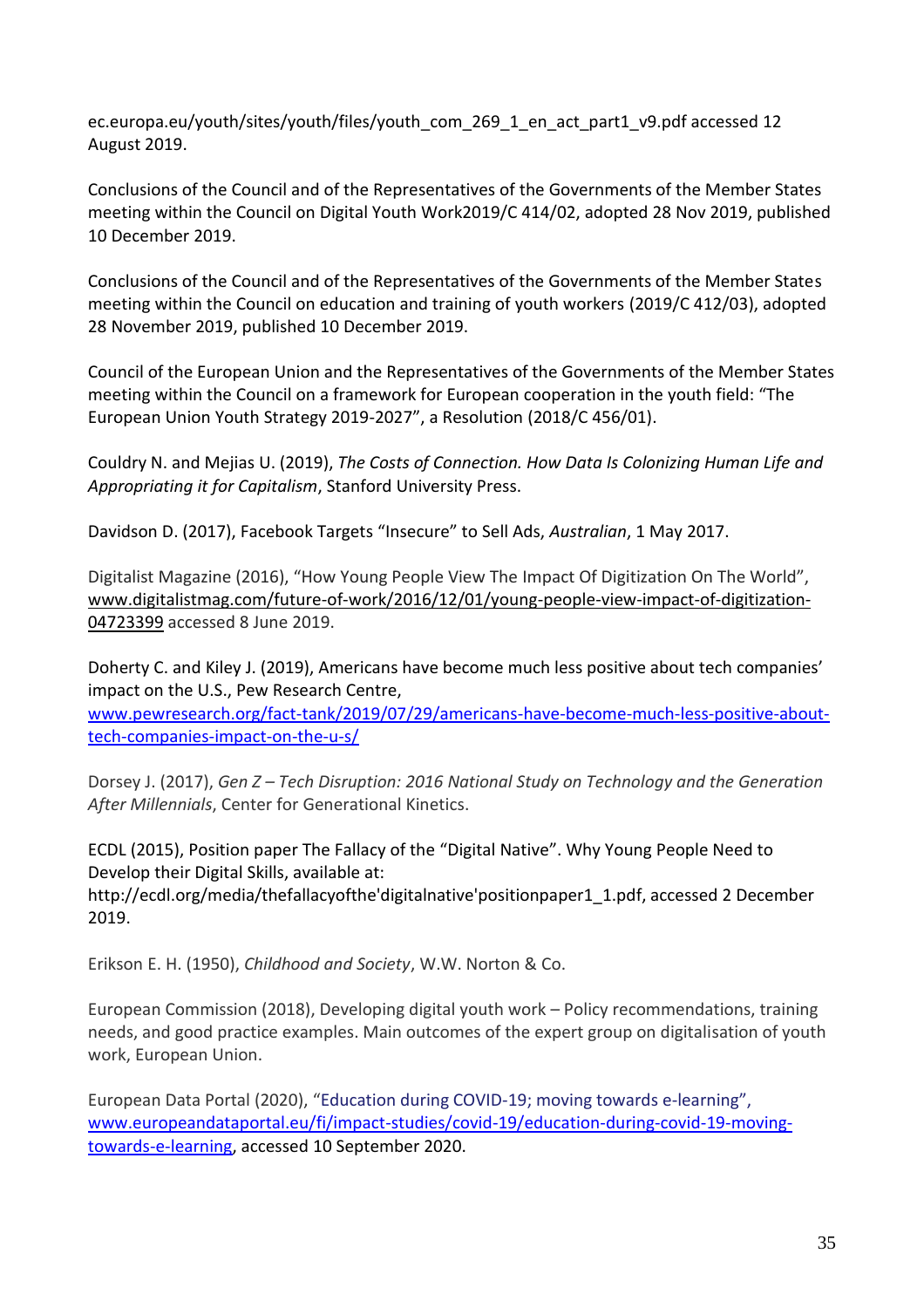ec.europa.eu/youth/sites/youth/files/youth_com_269_1_en_act_part1_v9.pdf accessed 12 August 2019.

Conclusions of the Council and of the Representatives of the Governments of the Member States meeting within the Council on Digital Youth Work2019/C 414/02, adopted 28 Nov 2019, published 10 December 2019.

Conclusions of the Council and of the Representatives of the Governments of the Member States meeting within the Council on education and training of youth workers (2019/C 412/03), adopted 28 November 2019, published 10 December 2019.

Council of the European Union and the Representatives of the Governments of the Member States meeting within the Council on a framework for European cooperation in the youth field: "The European Union Youth Strategy 2019-2027", a Resolution (2018/C 456/01).

Couldry N. and Mejias U. (2019), *The Costs of Connection. How Data Is Colonizing Human Life and Appropriating it for Capitalism*, Stanford University Press.

Davidson D. (2017), Facebook Targets "Insecure" to Sell Ads, *Australian*, 1 May 2017.

Digitalist Magazine (2016), "How Young People View The Impact Of Digitization On The World", www.digitalistmag.com/future-of-work/2016/12/01/young-people-view-impact-of-digitization-04723399 accessed 8 June 2019.

Doherty C. and Kiley J. (2019), Americans have become much less positive about tech companies' impact on the U.S., Pew Research Centre, www.pewresearch.org/fact-tank/2019/07/29/americans-have-become-much-less-positive-about-tech-companies-impact-on-the-u-s/

Dorsey J. (2017), *Gen Z – Tech Disruption: 2016 National Study on Technology and the Generation After Millennials*, Center for Generational Kinetics.

ECDL (2015), Position paper The Fallacy of the "Digital Native". Why Young People Need to Develop their Digital Skills, available at: http://ecdl.org/media/thefallacyofthe'digitalnative'positionpaper1_1.pdf, accessed 2 December 2019.

Erikson E. H. (1950), *Childhood and Society*, W.W. Norton & Co.

European Commission (2018), Developing digital youth work – Policy recommendations, training needs, and good practice examples. Main outcomes of the expert group on digitalisation of youth work, European Union.

European Data Portal (2020), "Education during COVID-19; moving towards e-learning", www.europeandataportal.eu/fi/impact-studies/covid-19/education-during-covid-19-moving-towards-e-learning, accessed 10 September 2020.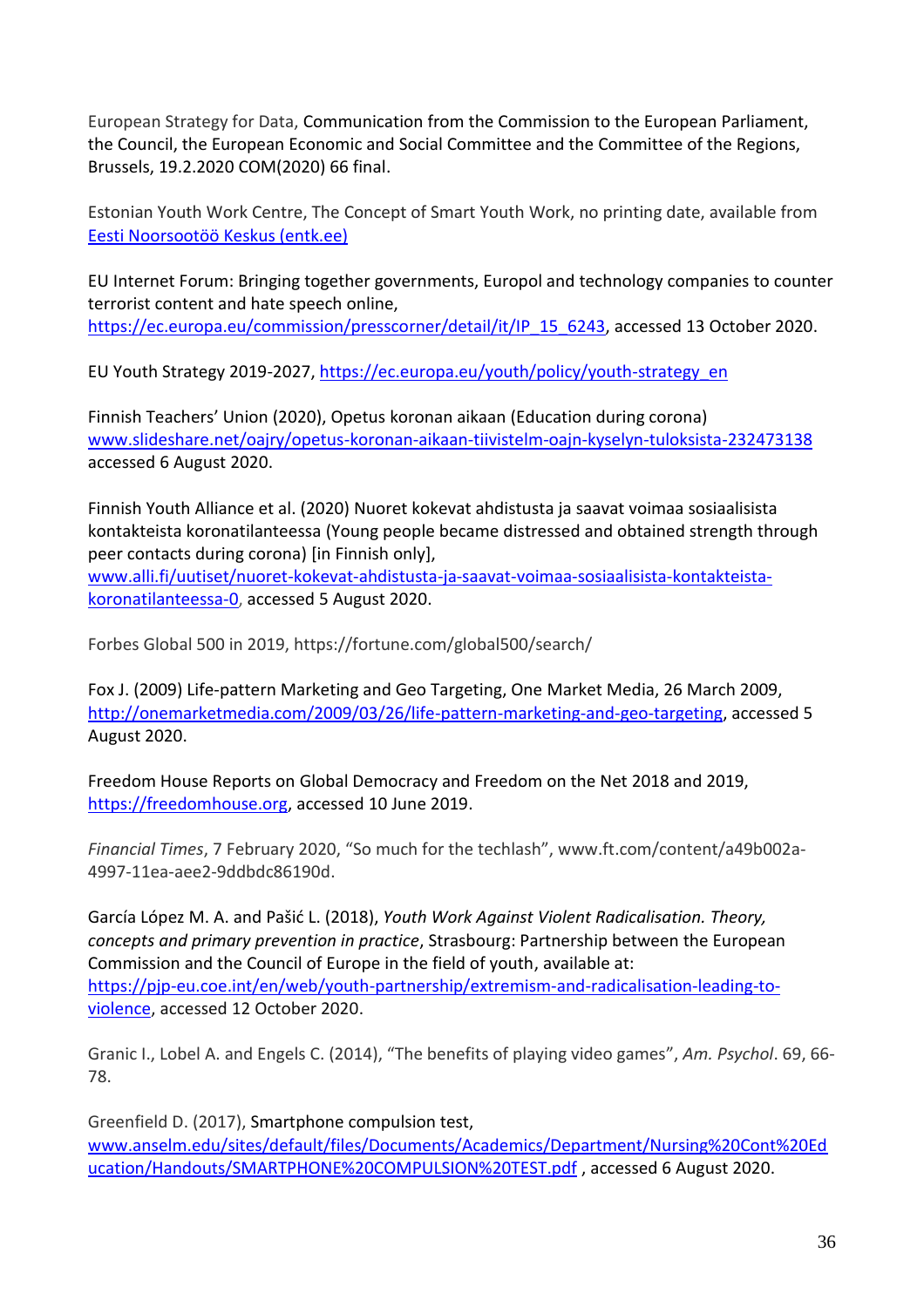European Strategy for Data, Communication from the Commission to the European Parliament, the Council, the European Economic and Social Committee and the Committee of the Regions, Brussels, 19.2.2020 COM(2020) 66 final.

Estonian Youth Work Centre, The Concept of Smart Youth Work, no printing date, available from [Eesti Noorsootöö Keskus (entk.ee)](entk.ee)

EU Internet Forum: Bringing together governments, Europol and technology companies to counter terrorist content and hate speech online, https://ec.europa.eu/commission/presscorner/detail/it/IP_15_6243, accessed 13 October 2020.

EU Youth Strategy 2019-2027, https://ec.europa.eu/youth/policy/youth-strategy_en

Finnish Teachers' Union (2020), Opetus koronan aikaan (Education during corona) www.slideshare.net/oajry/opetus-koronan-aikaan-tiivistelm-oajn-kyselyn-tuloksista-232473138 accessed 6 August 2020.

Finnish Youth Alliance et al. (2020) Nuoret kokevat ahdistusta ja saavat voimaa sosiaalisista kontakteista koronatilanteessa (Young people became distressed and obtained strength through peer contacts during corona) [in Finnish only], www.alli.fi/uutiset/nuoret-kokevat-ahdistusta-ja-saavat-voimaa-sosiaalisista-kontakteista-koronatilanteessa-0, accessed 5 August 2020.

Forbes Global 500 in 2019, https://fortune.com/global500/search/

Fox J. (2009) Life-pattern Marketing and Geo Targeting, One Market Media, 26 March 2009, http://onemarketmedia.com/2009/03/26/life-pattern-marketing-and-geo-targeting, accessed 5 August 2020.

Freedom House Reports on Global Democracy and Freedom on the Net 2018 and 2019, https://freedomhouse.org, accessed 10 June 2019.

*Financial Times*, 7 February 2020, "So much for the techlash", www.ft.com/content/a49b002a-4997-11ea-aee2-9ddbdc86190d.

García López M. A. and Pašić L. (2018), *Youth Work Against Violent Radicalisation. Theory, concepts and primary prevention in practice*, Strasbourg: Partnership between the European Commission and the Council of Europe in the field of youth, available at: https://pjp-eu.coe.int/en/web/youth-partnership/extremism-and-radicalisation-leading-to-violence, accessed 12 October 2020.

Granic I., Lobel A. and Engels C. (2014), "The benefits of playing video games", *Am. Psychol*. 69, 66-78.

Greenfield D. (2017), Smartphone compulsion test, www.anselm.edu/sites/default/files/Documents/Academics/Department/Nursing%20Cont%20Education/Handouts/SMARTPHONE%20COMPULSION%20TEST.pdf , accessed 6 August 2020.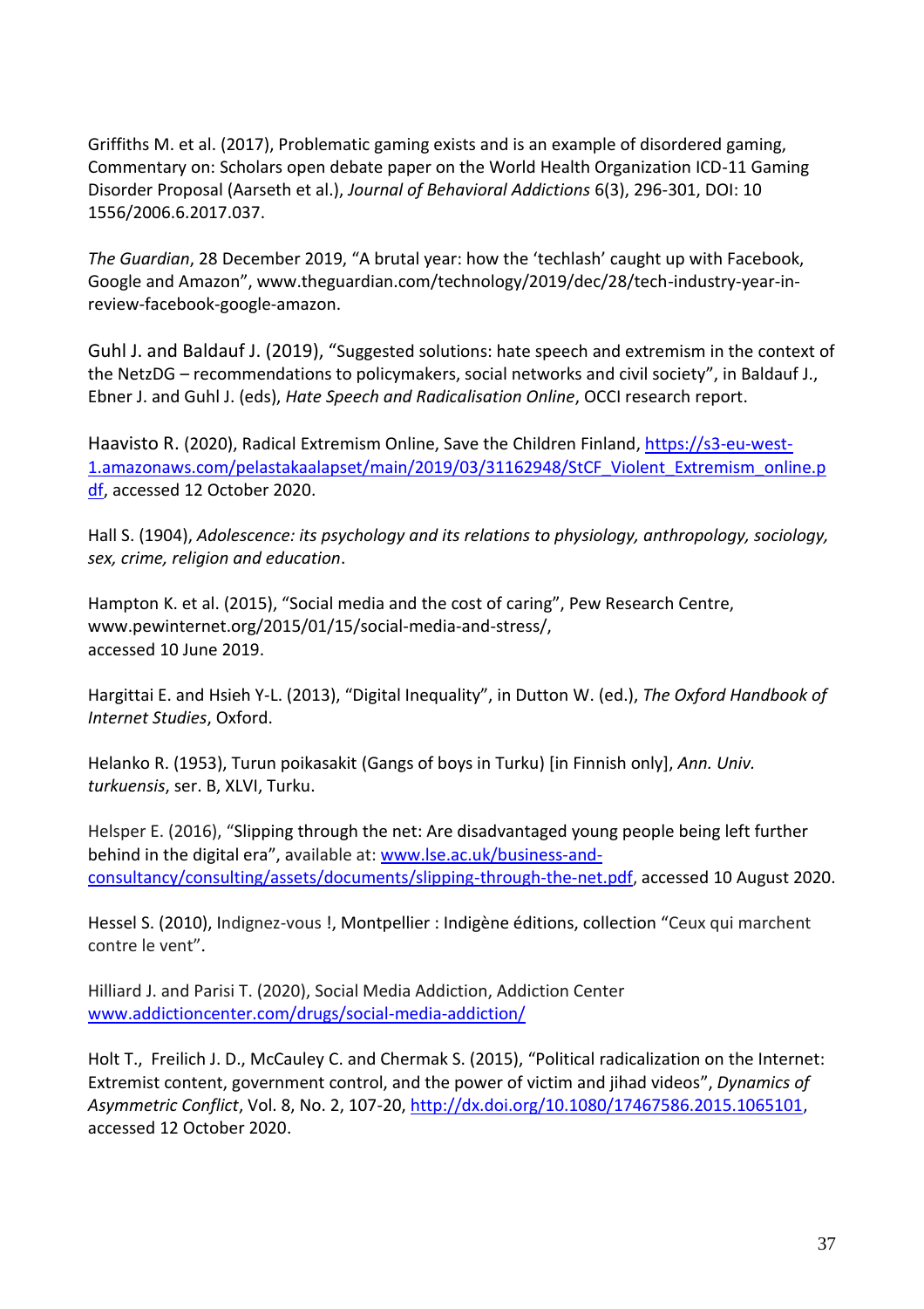Griffiths M. et al. (2017), Problematic gaming exists and is an example of disordered gaming, Commentary on: Scholars open debate paper on the World Health Organization ICD-11 Gaming Disorder Proposal (Aarseth et al.), *Journal of Behavioral Addictions* 6(3), 296-301, DOI: 10 1556/2006.6.2017.037.

*The Guardian*, 28 December 2019, "A brutal year: how the 'techlash' caught up with Facebook, Google and Amazon", www.theguardian.com/technology/2019/dec/28/tech-industry-year-in-review-facebook-google-amazon.

Guhl J. and Baldauf J. (2019), "Suggested solutions: hate speech and extremism in the context of the NetzDG – recommendations to policymakers, social networks and civil society", in Baldauf J., Ebner J. and Guhl J. (eds), *Hate Speech and Radicalisation Online*, OCCI research report.

Haavisto R. (2020), Radical Extremism Online, Save the Children Finland, https://s3-eu-west-1.amazonaws.com/pelastakaalapset/main/2019/03/31162948/StCF_Violent_Extremism_online.pdf, accessed 12 October 2020.

Hall S. (1904), *Adolescence: its psychology and its relations to physiology, anthropology, sociology, sex, crime, religion and education*.

Hampton K. et al. (2015), "Social media and the cost of caring", Pew Research Centre, www.pewinternet.org/2015/01/15/social-media-and-stress/, accessed 10 June 2019.

Hargittai E. and Hsieh Y-L. (2013), "Digital Inequality", in Dutton W. (ed.), *The Oxford Handbook of Internet Studies*, Oxford.

Helanko R. (1953), Turun poikasakit (Gangs of boys in Turku) [in Finnish only], *Ann. Univ. turkuensis*, ser. B, XLVI, Turku.

Helsper E. (2016), "Slipping through the net: Are disadvantaged young people being left further behind in the digital era", available at: www.lse.ac.uk/business-and-consultancy/consulting/assets/documents/slipping-through-the-net.pdf, accessed 10 August 2020.

Hessel S. (2010), Indignez-vous !, Montpellier : Indigène éditions, collection "Ceux qui marchent contre le vent".

Hilliard J. and Parisi T. (2020), Social Media Addiction, Addiction Center www.addictioncenter.com/drugs/social-media-addiction/

Holt T., Freilich J. D., McCauley C. and Chermak S. (2015), "Political radicalization on the Internet: Extremist content, government control, and the power of victim and jihad videos", *Dynamics of Asymmetric Conflict*, Vol. 8, No. 2, 107-20, http://dx.doi.org/10.1080/17467586.2015.1065101, accessed 12 October 2020.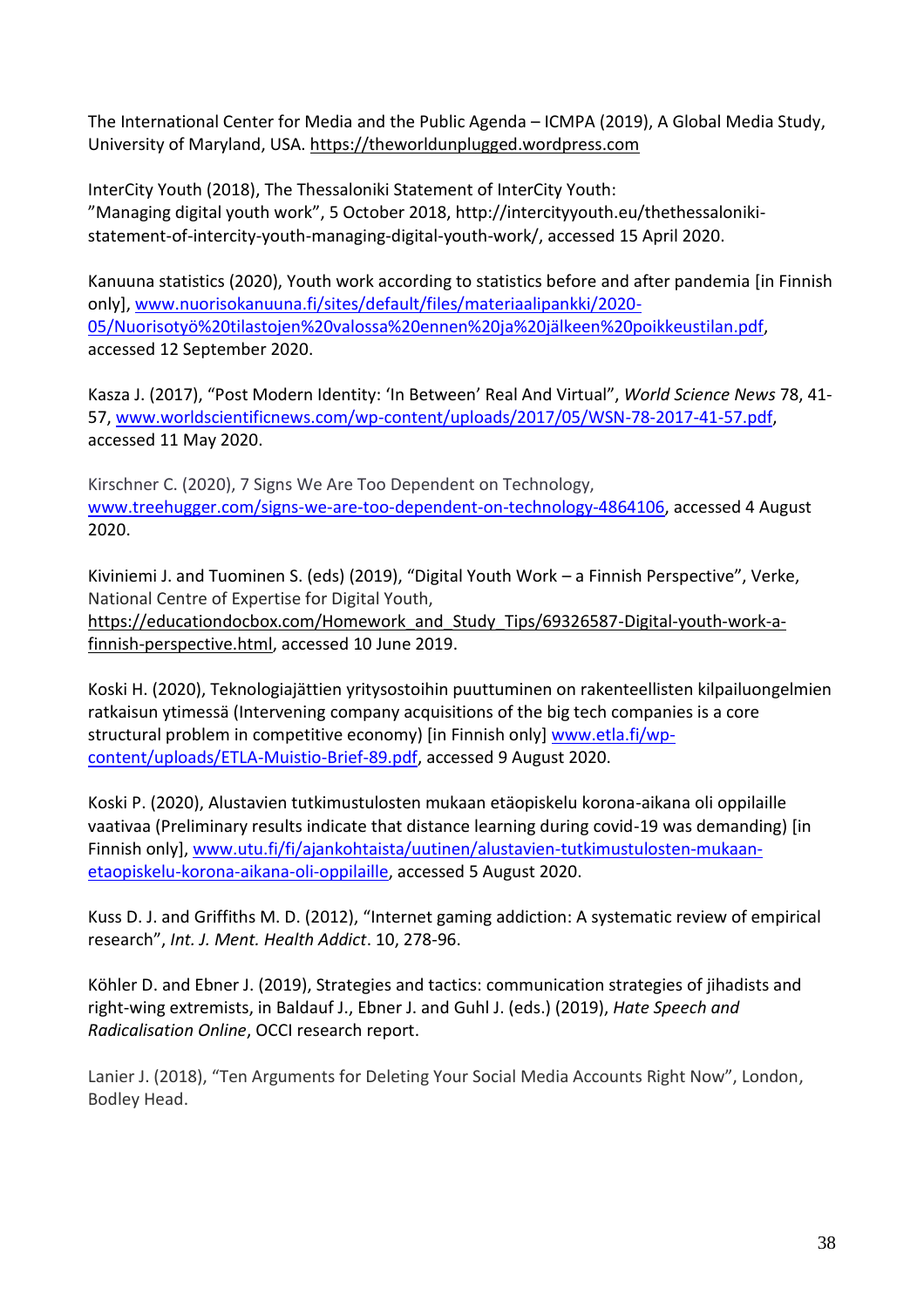The International Center for Media and the Public Agenda – ICMPA (2019), A Global Media Study, University of Maryland, USA. https://theworldunplugged.wordpress.com

InterCity Youth (2018), The Thessaloniki Statement of InterCity Youth: "Managing digital youth work", 5 October 2018, http://intercityyouth.eu/thethessaloniki-statement-of-intercity-youth-managing-digital-youth-work/, accessed 15 April 2020.

Kanuuna statistics (2020), Youth work according to statistics before and after pandemic [in Finnish only], www.nuorisokanuuna.fi/sites/default/files/materiaalipankki/2020-05/Nuorisotyö%20tilastojen%20valossa%20ennen%20ja%20jälkeen%20poikkeustilan.pdf, accessed 12 September 2020.

Kasza J. (2017), "Post Modern Identity: 'In Between' Real And Virtual", *World Science News* 78, 41-57, www.worldscientificnews.com/wp-content/uploads/2017/05/WSN-78-2017-41-57.pdf, accessed 11 May 2020.

Kirschner C. (2020), 7 Signs We Are Too Dependent on Technology, www.treehugger.com/signs-we-are-too-dependent-on-technology-4864106, accessed 4 August 2020.

Kiviniemi J. and Tuominen S. (eds) (2019), "Digital Youth Work – a Finnish Perspective", Verke, National Centre of Expertise for Digital Youth, https://educationdocbox.com/Homework_and_Study_Tips/69326587-Digital-youth-work-a-finnish-perspective.html, accessed 10 June 2019.

Koski H. (2020), Teknologiajättien yritysostoihin puuttuminen on rakenteellisten kilpailuongelmien ratkaisun ytimessä (Intervening company acquisitions of the big tech companies is a core structural problem in competitive economy) [in Finnish only] www.etla.fi/wp-content/uploads/ETLA-Muistio-Brief-89.pdf, accessed 9 August 2020.

Koski P. (2020), Alustavien tutkimustulosten mukaan etäopiskelu korona-aikana oli oppilaille vaativaa (Preliminary results indicate that distance learning during covid-19 was demanding) [in Finnish only], www.utu.fi/fi/ajankohtaista/uutinen/alustavien-tutkimustulosten-mukaan-etaopiskelu-korona-aikana-oli-oppilaille, accessed 5 August 2020.

Kuss D. J. and Griffiths M. D. (2012), "Internet gaming addiction: A systematic review of empirical research", *Int. J. Ment. Health Addict*. 10, 278-96.

Köhler D. and Ebner J. (2019), Strategies and tactics: communication strategies of jihadists and right-wing extremists, in Baldauf J., Ebner J. and Guhl J. (eds.) (2019), *Hate Speech and Radicalisation Online*, OCCI research report.

Lanier J. (2018), "Ten Arguments for Deleting Your Social Media Accounts Right Now", London, Bodley Head.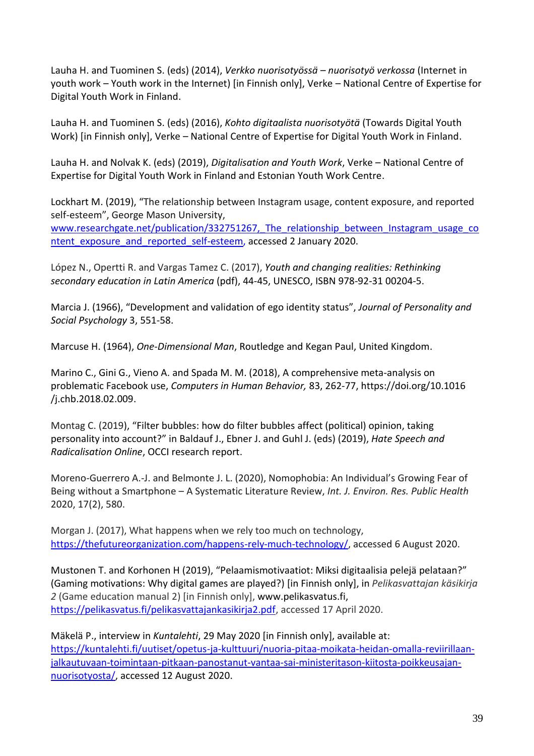Lauha H. and Tuominen S. (eds) (2014), *Verkko nuorisotyössä – nuorisotyö verkossa* (Internet in youth work – Youth work in the Internet) [in Finnish only], Verke – National Centre of Expertise for Digital Youth Work in Finland.

Lauha H. and Tuominen S. (eds) (2016), *Kohto digitaalista nuorisotyötä* (Towards Digital Youth Work) [in Finnish only], Verke – National Centre of Expertise for Digital Youth Work in Finland.

Lauha H. and Nolvak K. (eds) (2019), *Digitalisation and Youth Work*, Verke – National Centre of Expertise for Digital Youth Work in Finland and Estonian Youth Work Centre.

Lockhart M. (2019), "The relationship between Instagram usage, content exposure, and reported self-esteem", George Mason University, www.researchgate.net/publication/332751267_The_relationship_between_Instagram_usage_content_exposure_and_reported_self-esteem, accessed 2 January 2020.

López N., Opertti R. and Vargas Tamez C. (2017), *Youth and changing realities: Rethinking secondary education in Latin America* (pdf), 44-45, UNESCO, ISBN 978-92-31 00204-5.

Marcia J. (1966), "Development and validation of ego identity status", *Journal of Personality and Social Psychology* 3, 551-58.

Marcuse H. (1964), *One-Dimensional Man*, Routledge and Kegan Paul, United Kingdom.

Marino C., Gini G., Vieno A. and Spada M. M. (2018), A comprehensive meta-analysis on problematic Facebook use, *Computers in Human Behavior,* 83, 262-77, https://doi.org/10.1016/j.chb.2018.02.009.

Montag C. (2019), "Filter bubbles: how do filter bubbles affect (political) opinion, taking personality into account?" in Baldauf J., Ebner J. and Guhl J. (eds) (2019), *Hate Speech and Radicalisation Online*, OCCI research report.

Moreno-Guerrero A.-J. and Belmonte J. L. (2020), Nomophobia: An Individual's Growing Fear of Being without a Smartphone – A Systematic Literature Review, *Int. J. Environ. Res. Public Health* 2020, 17(2), 580.

Morgan J. (2017), What happens when we rely too much on technology, https://thefutureorganization.com/happens-rely-much-technology/, accessed 6 August 2020.

Mustonen T. and Korhonen H (2019), "Pelaamismotivaatiot: Miksi digitaalisia pelejä pelataan?" (Gaming motivations: Why digital games are played?) [in Finnish only], in *Pelikasvattajan käsikirja 2* (Game education manual 2) [in Finnish only], www.pelikasvatus.fi, https://pelikasvatus.fi/pelikasvattajankasikirja2.pdf, accessed 17 April 2020.

Mäkelä P., interview in *Kuntalehti*, 29 May 2020 [in Finnish only], available at: https://kuntalehti.fi/uutiset/opetus-ja-kulttuuri/nuoria-pitaa-moikata-heidan-omalla-reviirillaan-jalkautuvaan-toimintaan-pitkaan-panostanut-vantaa-sai-ministeritason-kiitosta-poikkeusajan-nuorisotyosta/, accessed 12 August 2020.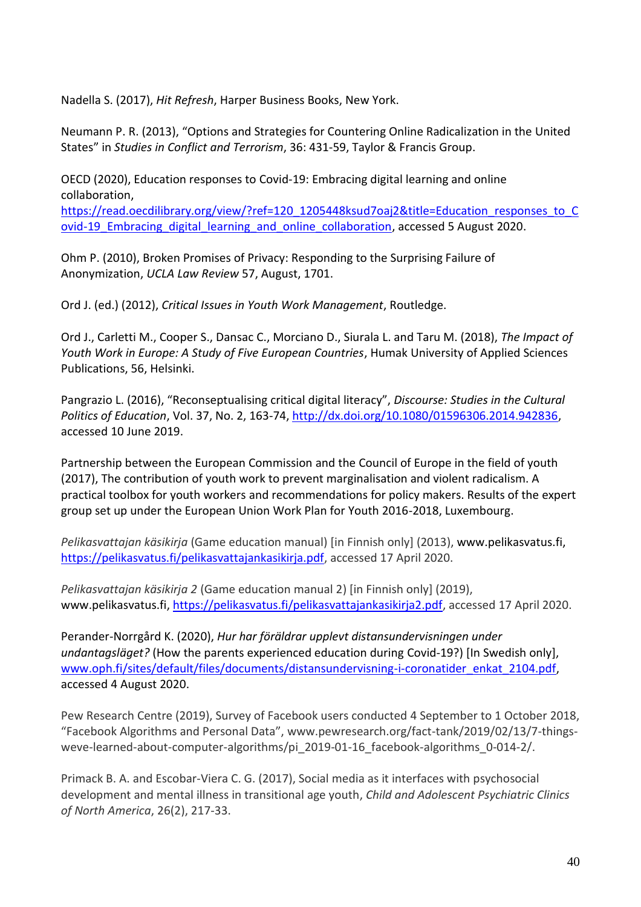Nadella S. (2017), *Hit Refresh*, Harper Business Books, New York.

Neumann P. R. (2013), "Options and Strategies for Countering Online Radicalization in the United States" in *Studies in Conflict and Terrorism*, 36: 431-59, Taylor & Francis Group.

OECD (2020), Education responses to Covid-19: Embracing digital learning and online collaboration, https://read.oecdilibrary.org/view/?ref=120_1205448ksud7oaj2&title=Education_responses_to_Covid-19_Embracing_digital_learning_and_online_collaboration, accessed 5 August 2020.

Ohm P. (2010), Broken Promises of Privacy: Responding to the Surprising Failure of Anonymization, *UCLA Law Review* 57, August, 1701.

Ord J. (ed.) (2012), *Critical Issues in Youth Work Management*, Routledge.

Ord J., Carletti M., Cooper S., Dansac C., Morciano D., Siurala L. and Taru M. (2018), *The Impact of Youth Work in Europe: A Study of Five European Countries*, Humak University of Applied Sciences Publications, 56, Helsinki.

Pangrazio L. (2016), "Reconseptualising critical digital literacy", *Discourse: Studies in the Cultural Politics of Education*, Vol. 37, No. 2, 163-74, http://dx.doi.org/10.1080/01596306.2014.942836, accessed 10 June 2019.

Partnership between the European Commission and the Council of Europe in the field of youth (2017), The contribution of youth work to prevent marginalisation and violent radicalism. A practical toolbox for youth workers and recommendations for policy makers. Results of the expert group set up under the European Union Work Plan for Youth 2016-2018, Luxembourg.

*Pelikasvattajan käsikirja* (Game education manual) [in Finnish only] (2013), www.pelikasvatus.fi, https://pelikasvatus.fi/pelikasvattajankasikirja.pdf, accessed 17 April 2020.

*Pelikasvattajan käsikirja 2* (Game education manual 2) [in Finnish only] (2019), www.pelikasvatus.fi, https://pelikasvatus.fi/pelikasvattajankasikirja2.pdf, accessed 17 April 2020.

Perander-Norrgård K. (2020), *Hur har föräldrar upplevt distansundervisningen under undantagsläget?* (How the parents experienced education during Covid-19?) [In Swedish only], www.oph.fi/sites/default/files/documents/distansundervisning-i-coronatider_enkat_2104.pdf, accessed 4 August 2020.

Pew Research Centre (2019), Survey of Facebook users conducted 4 September to 1 October 2018, "Facebook Algorithms and Personal Data", www.pewresearch.org/fact-tank/2019/02/13/7-things-weve-learned-about-computer-algorithms/pi_2019-01-16_facebook-algorithms_0-014-2/.

Primack B. A. and Escobar-Viera C. G. (2017), Social media as it interfaces with psychosocial development and mental illness in transitional age youth, *Child and Adolescent Psychiatric Clinics of North America*, 26(2), 217-33.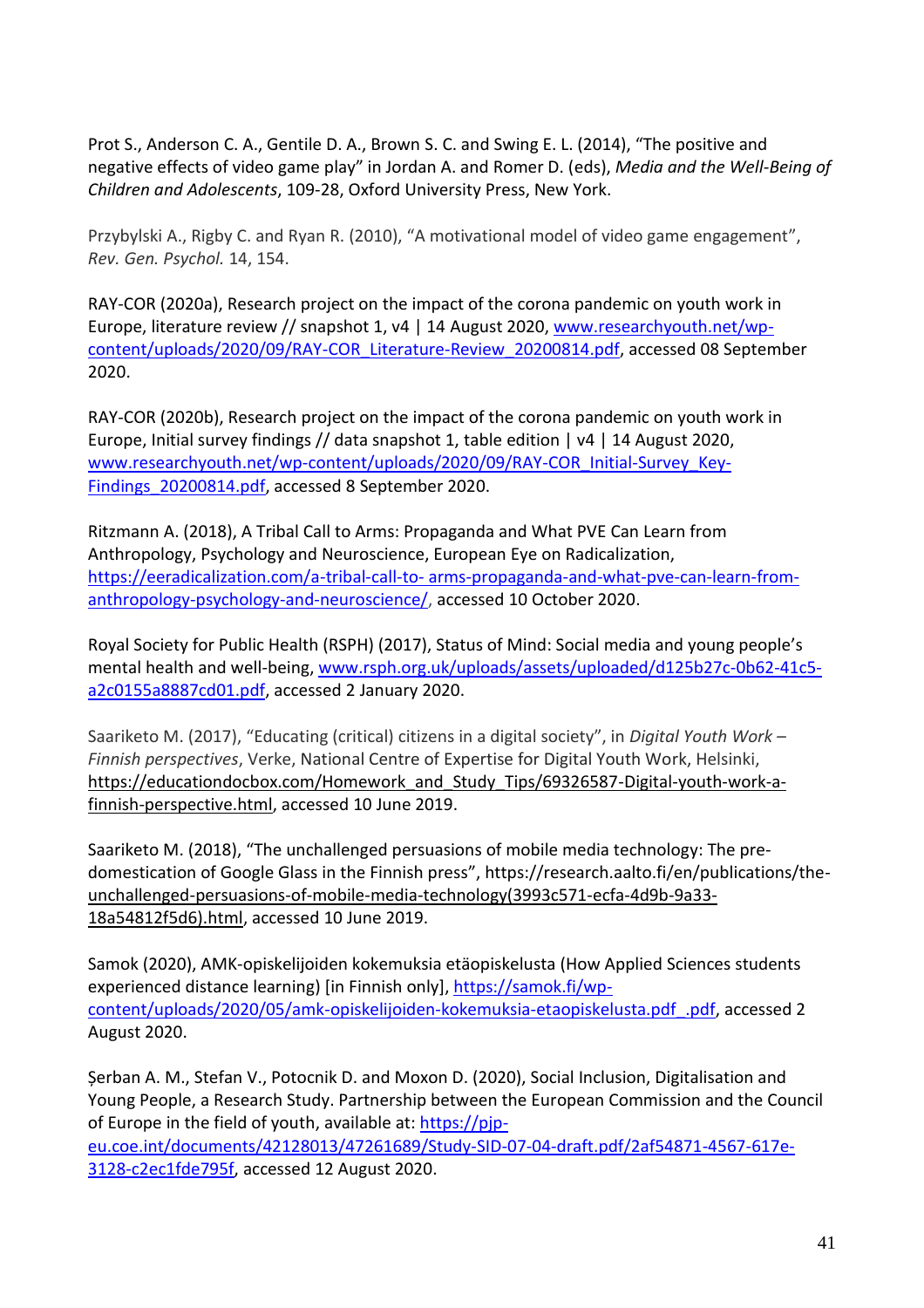Prot S., Anderson C. A., Gentile D. A., Brown S. C. and Swing E. L. (2014), "The positive and negative effects of video game play" in Jordan A. and Romer D. (eds), *Media and the Well-Being of Children and Adolescents*, 109-28, Oxford University Press, New York.

Przybylski A., Rigby C. and Ryan R. (2010), "A motivational model of video game engagement", *Rev. Gen. Psychol.* 14, 154.

RAY-COR (2020a), Research project on the impact of the corona pandemic on youth work in Europe, literature review // snapshot 1, v4 | 14 August 2020, www.researchyouth.net/wp-content/uploads/2020/09/RAY-COR_Literature-Review_20200814.pdf, accessed 08 September 2020.

RAY-COR (2020b), Research project on the impact of the corona pandemic on youth work in Europe, Initial survey findings // data snapshot 1, table edition | v4 | 14 August 2020, www.researchyouth.net/wp-content/uploads/2020/09/RAY-COR_Initial-Survey_Key-Findings_20200814.pdf, accessed 8 September 2020.

Ritzmann A. (2018), A Tribal Call to Arms: Propaganda and What PVE Can Learn from Anthropology, Psychology and Neuroscience, European Eye on Radicalization, https://eeradicalization.com/a-tribal-call-to- arms-propaganda-and-what-pve-can-learn-from-anthropology-psychology-and-neuroscience/, accessed 10 October 2020.

Royal Society for Public Health (RSPH) (2017), Status of Mind: Social media and young people's mental health and well-being, www.rsph.org.uk/uploads/assets/uploaded/d125b27c-0b62-41c5-a2c0155a8887cd01.pdf, accessed 2 January 2020.

Saariketo M. (2017), "Educating (critical) citizens in a digital society", in *Digital Youth Work – Finnish perspectives*, Verke, National Centre of Expertise for Digital Youth Work, Helsinki, https://educationdocbox.com/Homework_and_Study_Tips/69326587-Digital-youth-work-a-finnish-perspective.html, accessed 10 June 2019.

Saariketo M. (2018), "The unchallenged persuasions of mobile media technology: The pre-domestication of Google Glass in the Finnish press", https://research.aalto.fi/en/publications/the-unchallenged-persuasions-of-mobile-media-technology(3993c571-ecfa-4d9b-9a33-18a54812f5d6).html, accessed 10 June 2019.

Samok (2020), AMK-opiskelijoiden kokemuksia etäopiskelusta (How Applied Sciences students experienced distance learning) [in Finnish only], https://samok.fi/wp-content/uploads/2020/05/amk-opiskelijoiden-kokemuksia-etaopiskelusta.pdf_.pdf, accessed 2 August 2020.

Șerban A. M., Stefan V., Potocnik D. and Moxon D. (2020), Social Inclusion, Digitalisation and Young People, a Research Study. Partnership between the European Commission and the Council of Europe in the field of youth, available at: https://pjp-eu.coe.int/documents/42128013/47261689/Study-SID-07-04-draft.pdf/2af54871-4567-617e-3128-c2ec1fde795f, accessed 12 August 2020.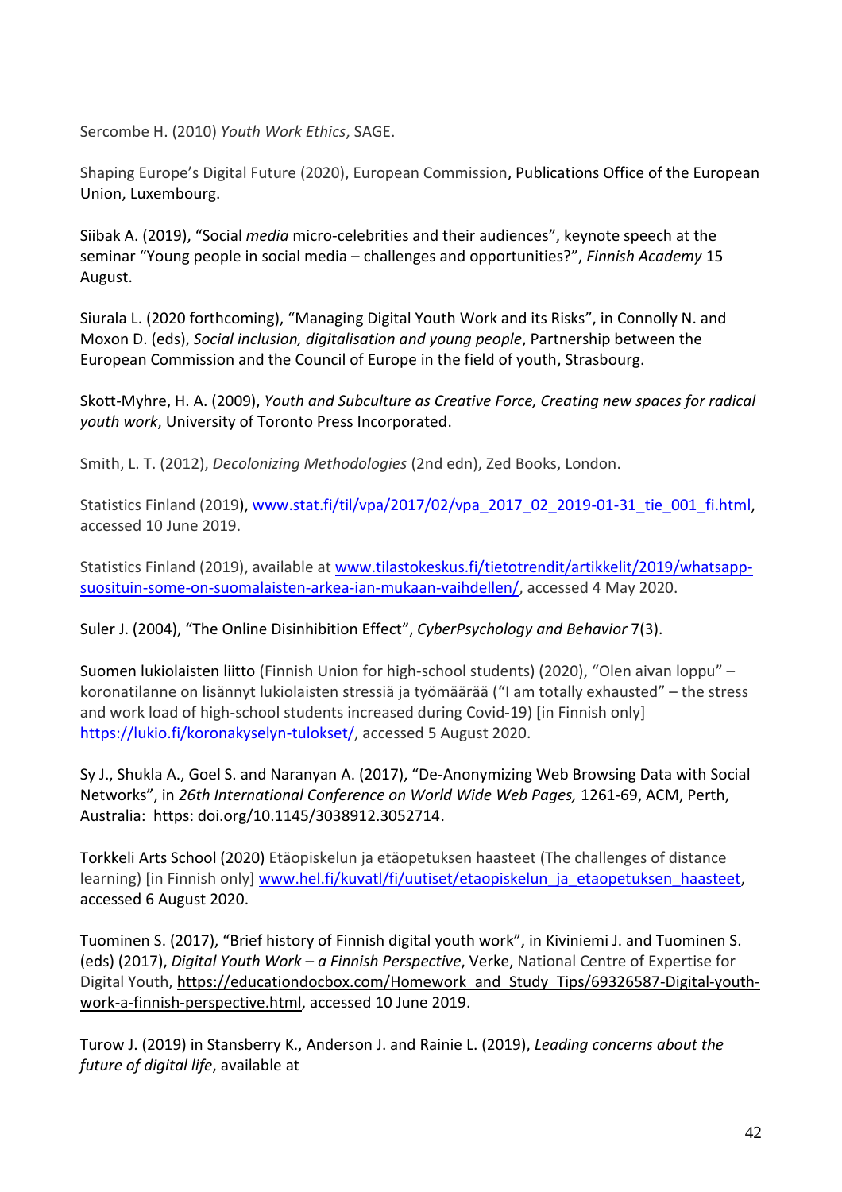Sercombe H. (2010) *Youth Work Ethics*, SAGE.

Shaping Europe's Digital Future (2020), European Commission, Publications Office of the European Union, Luxembourg.

Siibak A. (2019), "Social *media* micro-celebrities and their audiences", keynote speech at the seminar "Young people in social media – challenges and opportunities?", *Finnish Academy* 15 August.

Siurala L. (2020 forthcoming), "Managing Digital Youth Work and its Risks", in Connolly N. and Moxon D. (eds), *Social inclusion, digitalisation and young people*, Partnership between the European Commission and the Council of Europe in the field of youth, Strasbourg.

Skott-Myhre, H. A. (2009), *Youth and Subculture as Creative Force, Creating new spaces for radical youth work*, University of Toronto Press Incorporated.

Smith, L. T. (2012), *Decolonizing Methodologies* (2nd edn), Zed Books, London.

Statistics Finland (2019), [www.stat.fi/til/vpa/2017/02/vpa_2017_02_2019-01-31_tie_001_fi.html](www.stat.fi/til/vpa/2017/02/vpa_2017_02_2019-01-31_tie_001_fi.html), accessed 10 June 2019.

Statistics Finland (2019), available at [www.tilastokeskus.fi/tietotrendit/artikkelit/2019/whatsapp-suosituin-some-on-suomalaisten-arkea-ian-mukaan-vaihdellen/](www.tilastokeskus.fi/tietotrendit/artikkelit/2019/whatsapp-suosituin-some-on-suomalaisten-arkea-ian-mukaan-vaihdellen/), accessed 4 May 2020.

Suler J. (2004), "The Online Disinhibition Effect", *CyberPsychology and Behavior* 7(3).

Suomen lukiolaisten liitto (Finnish Union for high-school students) (2020), "Olen aivan loppu" – koronatilanne on lisännyt lukiolaisten stressiä ja työmäärää ("I am totally exhausted" – the stress and work load of high-school students increased during Covid-19) [in Finnish only] [https://lukio.fi/koronakyselyn-tulokset/](https://lukio.fi/koronakyselyn-tulokset/), accessed 5 August 2020.

Sy J., Shukla A., Goel S. and Naranyan A. (2017), "De-Anonymizing Web Browsing Data with Social Networks", in *26th International Conference on World Wide Web Pages,* 1261-69, ACM, Perth, Australia: https: doi.org/10.1145/3038912.3052714.

Torkkeli Arts School (2020) Etäopiskelun ja etäopetuksen haasteet (The challenges of distance learning) [in Finnish only] [www.hel.fi/kuvatl/fi/uutiset/etaopiskelun_ja_etaopetuksen_haasteet](www.hel.fi/kuvatl/fi/uutiset/etaopiskelun_ja_etaopetuksen_haasteet), accessed 6 August 2020.

Tuominen S. (2017), "Brief history of Finnish digital youth work", in Kiviniemi J. and Tuominen S. (eds) (2017), *Digital Youth Work – a Finnish Perspective*, Verke, National Centre of Expertise for Digital Youth, [https://educationdocbox.com/Homework_and_Study_Tips/69326587-Digital-youth-work-a-finnish-perspective.html](https://educationdocbox.com/Homework_and_Study_Tips/69326587-Digital-youth-work-a-finnish-perspective.html), accessed 10 June 2019.

Turow J. (2019) in Stansberry K., Anderson J. and Rainie L. (2019), *Leading concerns about the future of digital life*, available at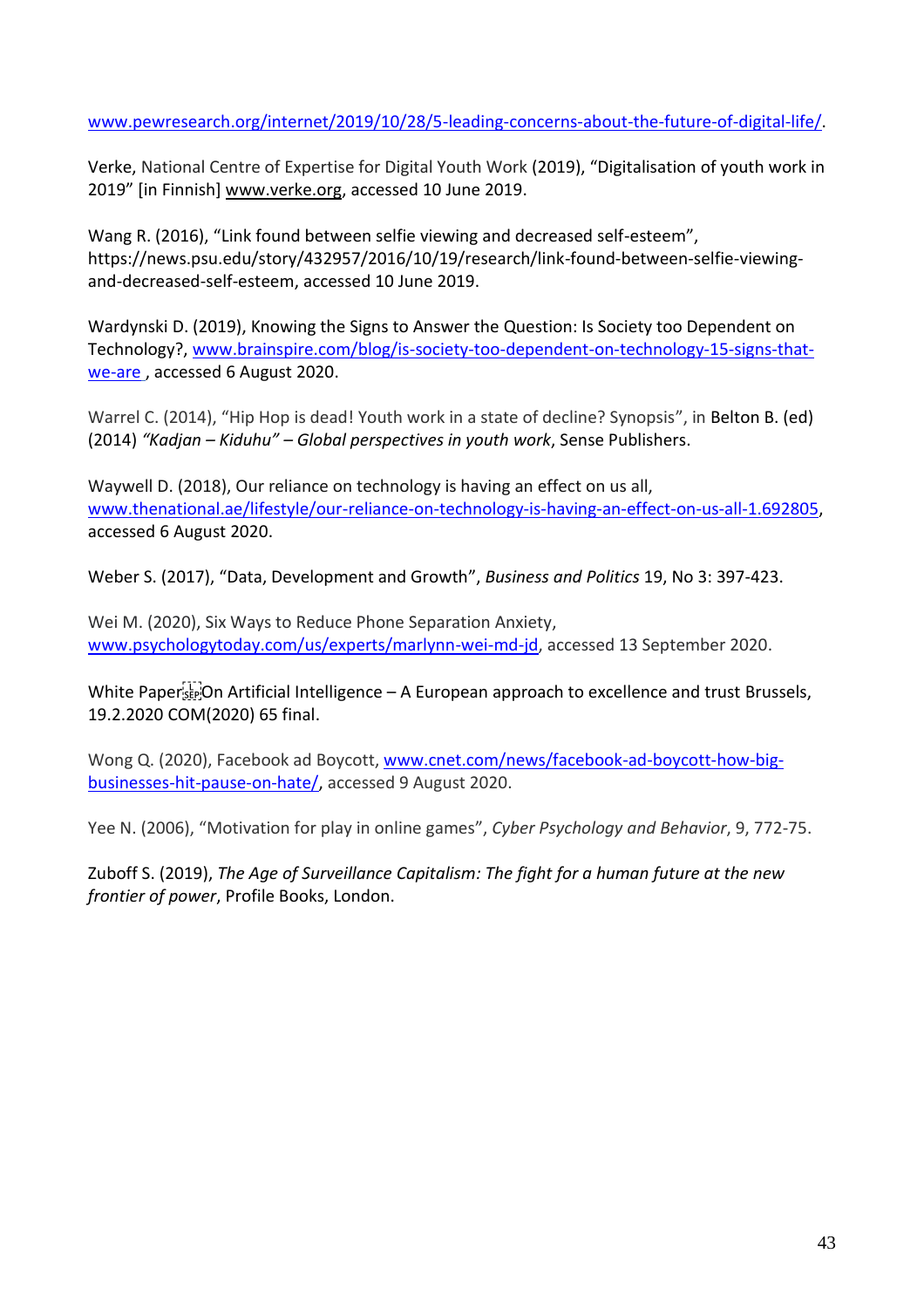www.pewresearch.org/internet/2019/10/28/5-leading-concerns-about-the-future-of-digital-life/.

Verke, National Centre of Expertise for Digital Youth Work (2019), "Digitalisation of youth work in 2019" [in Finnish] www.verke.org, accessed 10 June 2019.

Wang R. (2016), "Link found between selfie viewing and decreased self-esteem", https://news.psu.edu/story/432957/2016/10/19/research/link-found-between-selfie-viewing-and-decreased-self-esteem, accessed 10 June 2019.

Wardynski D. (2019), Knowing the Signs to Answer the Question: Is Society too Dependent on Technology?, www.brainspire.com/blog/is-society-too-dependent-on-technology-15-signs-that-we-are , accessed 6 August 2020.

Warrel C. (2014), "Hip Hop is dead! Youth work in a state of decline? Synopsis", in Belton B. (ed) (2014) *"Kadjan – Kiduhu" – Global perspectives in youth work*, Sense Publishers.

Waywell D. (2018), Our reliance on technology is having an effect on us all, www.thenational.ae/lifestyle/our-reliance-on-technology-is-having-an-effect-on-us-all-1.692805, accessed 6 August 2020.

Weber S. (2017), "Data, Development and Growth", *Business and Politics* 19, No 3: 397-423.

Wei M. (2020), Six Ways to Reduce Phone Separation Anxiety, www.psychologytoday.com/us/experts/marlynn-wei-md-jd, accessed 13 September 2020.

White Paper On Artificial Intelligence – A European approach to excellence and trust Brussels, 19.2.2020 COM(2020) 65 final.

Wong Q. (2020), Facebook ad Boycott, www.cnet.com/news/facebook-ad-boycott-how-big-businesses-hit-pause-on-hate/, accessed 9 August 2020.

Yee N. (2006), "Motivation for play in online games", *Cyber Psychology and Behavior*, 9, 772-75.

Zuboff S. (2019), *The Age of Surveillance Capitalism: The fight for a human future at the new frontier of power*, Profile Books, London.